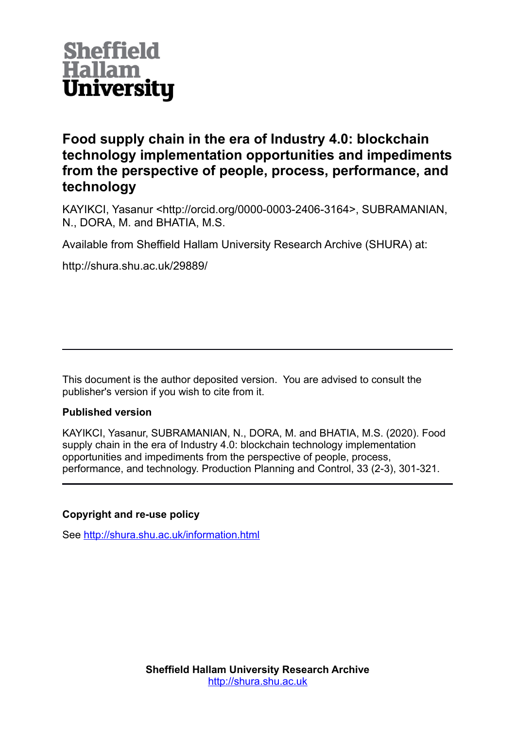Sheffield Hallam University

# Food supply chain in the era of Industry 4.0: blockchain technology implementation opportunities and impediments from the perspective of people, process, performance, and technology

KAYIKCI, Yasanur <http://orcid.org/0000-0003-2406-3164>, SUBRAMANIAN, N., DORA, M. and BHATIA, M.S.

Available from Sheffield Hallam University Research Archive (SHURA) at:

http://shura.shu.ac.uk/29889/

---

This document is the author deposited version. You are advised to consult the publisher's version if you wish to cite from it.

**Published version**

KAYIKCI, Yasanur, SUBRAMANIAN, N., DORA, M. and BHATIA, M.S. (2020). Food supply chain in the era of Industry 4.0: blockchain technology implementation opportunities and impediments from the perspective of people, process, performance, and technology. Production Planning and Control, 33 (2-3), 301-321.

---

**Copyright and re-use policy**

See http://shura.shu.ac.uk/information.html

**Sheffield Hallam University Research Archive**
http://shura.shu.ac.uk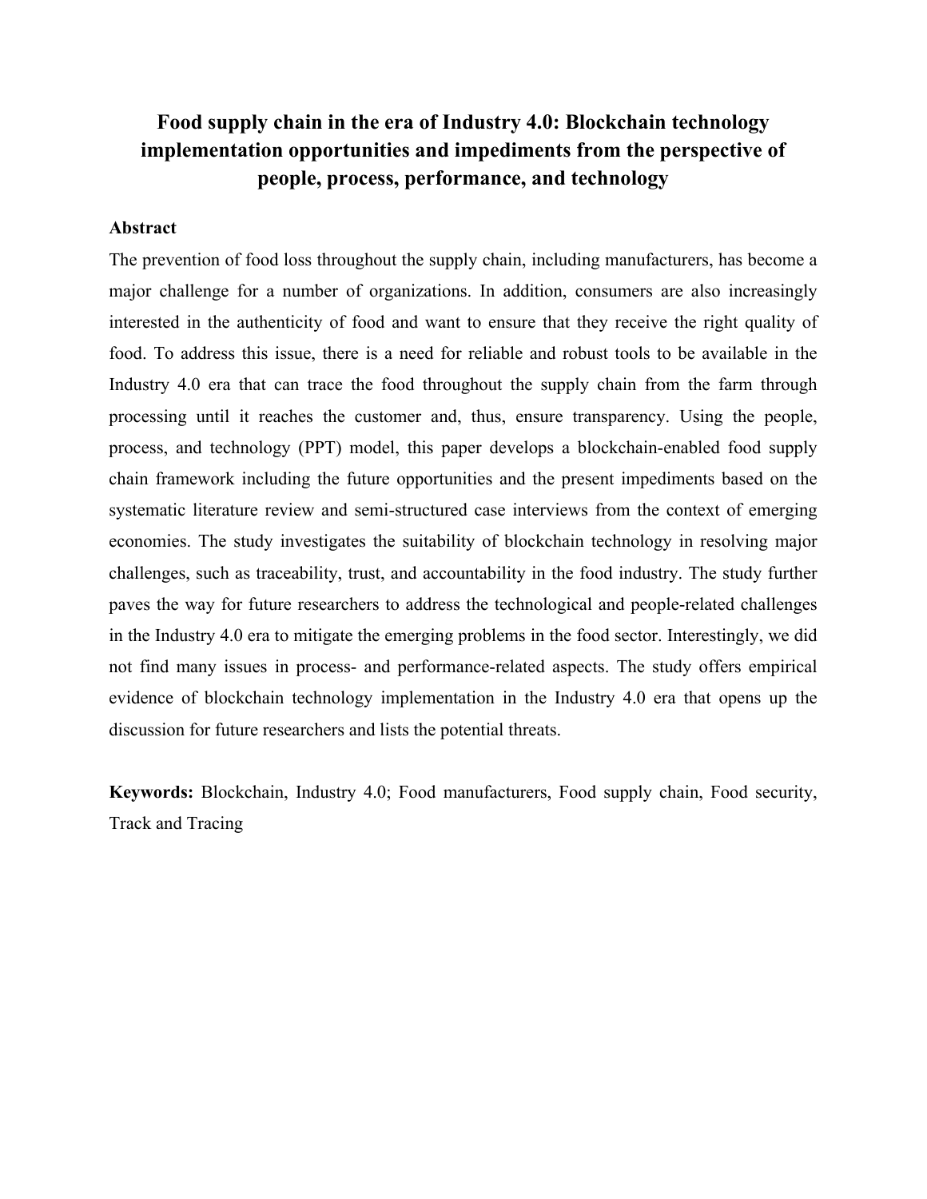# Food supply chain in the era of Industry 4.0: Blockchain technology implementation opportunities and impediments from the perspective of people, process, performance, and technology

## Abstract

The prevention of food loss throughout the supply chain, including manufacturers, has become a major challenge for a number of organizations. In addition, consumers are also increasingly interested in the authenticity of food and want to ensure that they receive the right quality of food. To address this issue, there is a need for reliable and robust tools to be available in the Industry 4.0 era that can trace the food throughout the supply chain from the farm through processing until it reaches the customer and, thus, ensure transparency. Using the people, process, and technology (PPT) model, this paper develops a blockchain-enabled food supply chain framework including the future opportunities and the present impediments based on the systematic literature review and semi-structured case interviews from the context of emerging economies. The study investigates the suitability of blockchain technology in resolving major challenges, such as traceability, trust, and accountability in the food industry. The study further paves the way for future researchers to address the technological and people-related challenges in the Industry 4.0 era to mitigate the emerging problems in the food sector. Interestingly, we did not find many issues in process- and performance-related aspects. The study offers empirical evidence of blockchain technology implementation in the Industry 4.0 era that opens up the discussion for future researchers and lists the potential threats.

**Keywords:** Blockchain, Industry 4.0; Food manufacturers, Food supply chain, Food security, Track and Tracing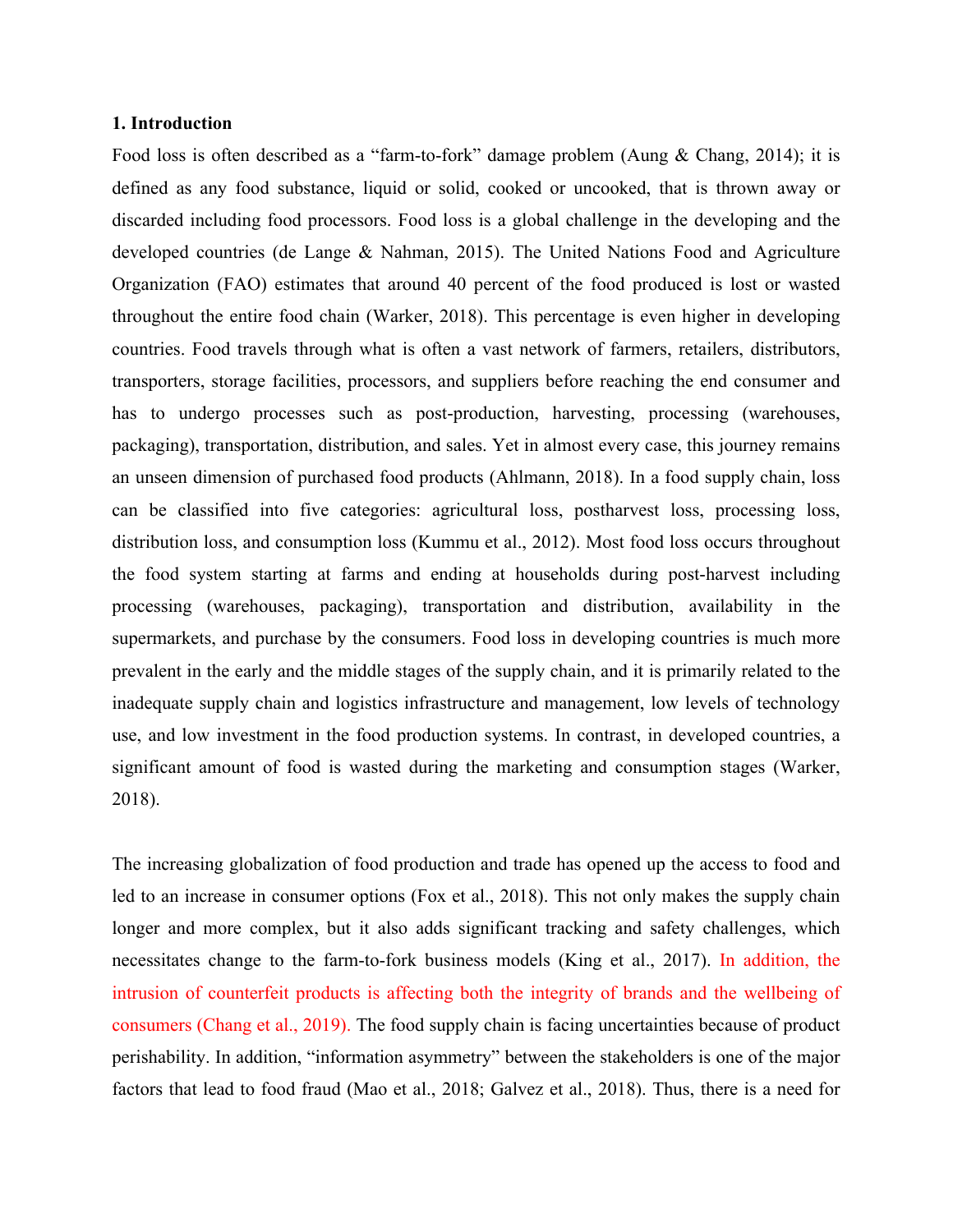## 1. Introduction

Food loss is often described as a "farm-to-fork" damage problem (Aung & Chang, 2014); it is defined as any food substance, liquid or solid, cooked or uncooked, that is thrown away or discarded including food processors. Food loss is a global challenge in the developing and the developed countries (de Lange & Nahman, 2015). The United Nations Food and Agriculture Organization (FAO) estimates that around 40 percent of the food produced is lost or wasted throughout the entire food chain (Warker, 2018). This percentage is even higher in developing countries. Food travels through what is often a vast network of farmers, retailers, distributors, transporters, storage facilities, processors, and suppliers before reaching the end consumer and has to undergo processes such as post-production, harvesting, processing (warehouses, packaging), transportation, distribution, and sales. Yet in almost every case, this journey remains an unseen dimension of purchased food products (Ahlmann, 2018). In a food supply chain, loss can be classified into five categories: agricultural loss, postharvest loss, processing loss, distribution loss, and consumption loss (Kummu et al., 2012). Most food loss occurs throughout the food system starting at farms and ending at households during post-harvest including processing (warehouses, packaging), transportation and distribution, availability in the supermarkets, and purchase by the consumers. Food loss in developing countries is much more prevalent in the early and the middle stages of the supply chain, and it is primarily related to the inadequate supply chain and logistics infrastructure and management, low levels of technology use, and low investment in the food production systems. In contrast, in developed countries, a significant amount of food is wasted during the marketing and consumption stages (Warker, 2018).

The increasing globalization of food production and trade has opened up the access to food and led to an increase in consumer options (Fox et al., 2018). This not only makes the supply chain longer and more complex, but it also adds significant tracking and safety challenges, which necessitates change to the farm-to-fork business models (King et al., 2017). In addition, the intrusion of counterfeit products is affecting both the integrity of brands and the wellbeing of consumers (Chang et al., 2019). The food supply chain is facing uncertainties because of product perishability. In addition, "information asymmetry" between the stakeholders is one of the major factors that lead to food fraud (Mao et al., 2018; Galvez et al., 2018). Thus, there is a need for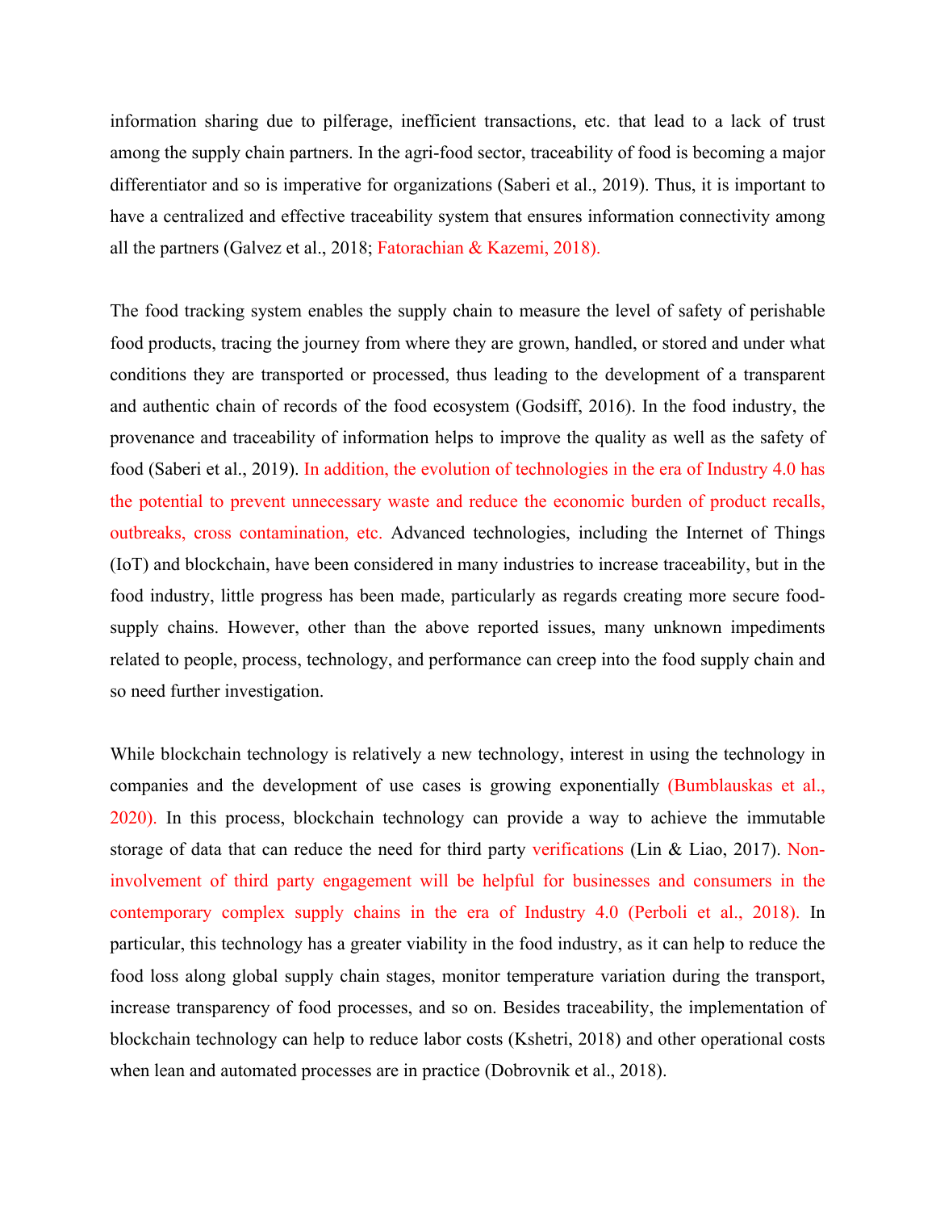information sharing due to pilferage, inefficient transactions, etc. that lead to a lack of trust among the supply chain partners. In the agri-food sector, traceability of food is becoming a major differentiator and so is imperative for organizations (Saberi et al., 2019). Thus, it is important to have a centralized and effective traceability system that ensures information connectivity among all the partners (Galvez et al., 2018; Fatorachian & Kazemi, 2018).

The food tracking system enables the supply chain to measure the level of safety of perishable food products, tracing the journey from where they are grown, handled, or stored and under what conditions they are transported or processed, thus leading to the development of a transparent and authentic chain of records of the food ecosystem (Godsiff, 2016). In the food industry, the provenance and traceability of information helps to improve the quality as well as the safety of food (Saberi et al., 2019). In addition, the evolution of technologies in the era of Industry 4.0 has the potential to prevent unnecessary waste and reduce the economic burden of product recalls, outbreaks, cross contamination, etc. Advanced technologies, including the Internet of Things (IoT) and blockchain, have been considered in many industries to increase traceability, but in the food industry, little progress has been made, particularly as regards creating more secure food-supply chains. However, other than the above reported issues, many unknown impediments related to people, process, technology, and performance can creep into the food supply chain and so need further investigation.

While blockchain technology is relatively a new technology, interest in using the technology in companies and the development of use cases is growing exponentially (Bumblauskas et al., 2020). In this process, blockchain technology can provide a way to achieve the immutable storage of data that can reduce the need for third party verifications (Lin & Liao, 2017). Non-involvement of third party engagement will be helpful for businesses and consumers in the contemporary complex supply chains in the era of Industry 4.0 (Perboli et al., 2018). In particular, this technology has a greater viability in the food industry, as it can help to reduce the food loss along global supply chain stages, monitor temperature variation during the transport, increase transparency of food processes, and so on. Besides traceability, the implementation of blockchain technology can help to reduce labor costs (Kshetri, 2018) and other operational costs when lean and automated processes are in practice (Dobrovnik et al., 2018).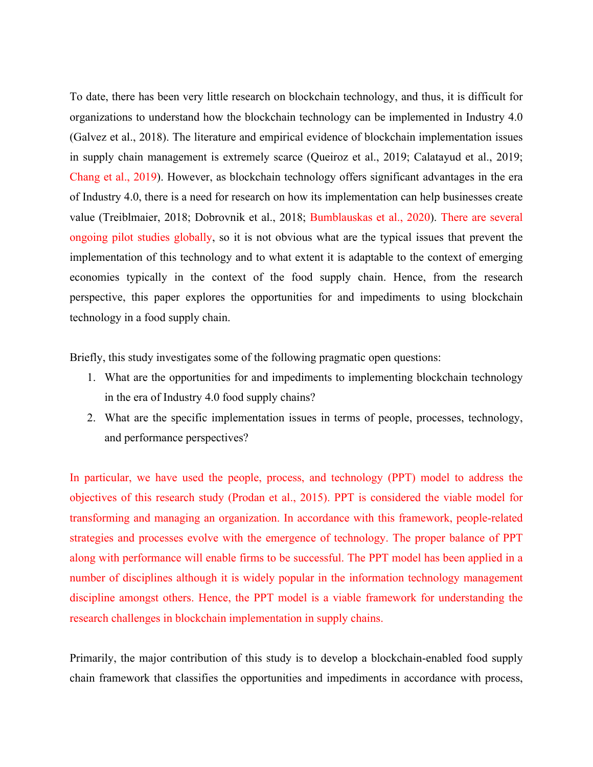To date, there has been very little research on blockchain technology, and thus, it is difficult for organizations to understand how the blockchain technology can be implemented in Industry 4.0 (Galvez et al., 2018). The literature and empirical evidence of blockchain implementation issues in supply chain management is extremely scarce (Queiroz et al., 2019; Calatayud et al., 2019; Chang et al., 2019). However, as blockchain technology offers significant advantages in the era of Industry 4.0, there is a need for research on how its implementation can help businesses create value (Treiblmaier, 2018; Dobrovnik et al., 2018; Bumblauskas et al., 2020). There are several ongoing pilot studies globally, so it is not obvious what are the typical issues that prevent the implementation of this technology and to what extent it is adaptable to the context of emerging economies typically in the context of the food supply chain. Hence, from the research perspective, this paper explores the opportunities for and impediments to using blockchain technology in a food supply chain.

Briefly, this study investigates some of the following pragmatic open questions:

1. What are the opportunities for and impediments to implementing blockchain technology in the era of Industry 4.0 food supply chains?
2. What are the specific implementation issues in terms of people, processes, technology, and performance perspectives?

In particular, we have used the people, process, and technology (PPT) model to address the objectives of this research study (Prodan et al., 2015). PPT is considered the viable model for transforming and managing an organization. In accordance with this framework, people-related strategies and processes evolve with the emergence of technology. The proper balance of PPT along with performance will enable firms to be successful. The PPT model has been applied in a number of disciplines although it is widely popular in the information technology management discipline amongst others. Hence, the PPT model is a viable framework for understanding the research challenges in blockchain implementation in supply chains.

Primarily, the major contribution of this study is to develop a blockchain-enabled food supply chain framework that classifies the opportunities and impediments in accordance with process,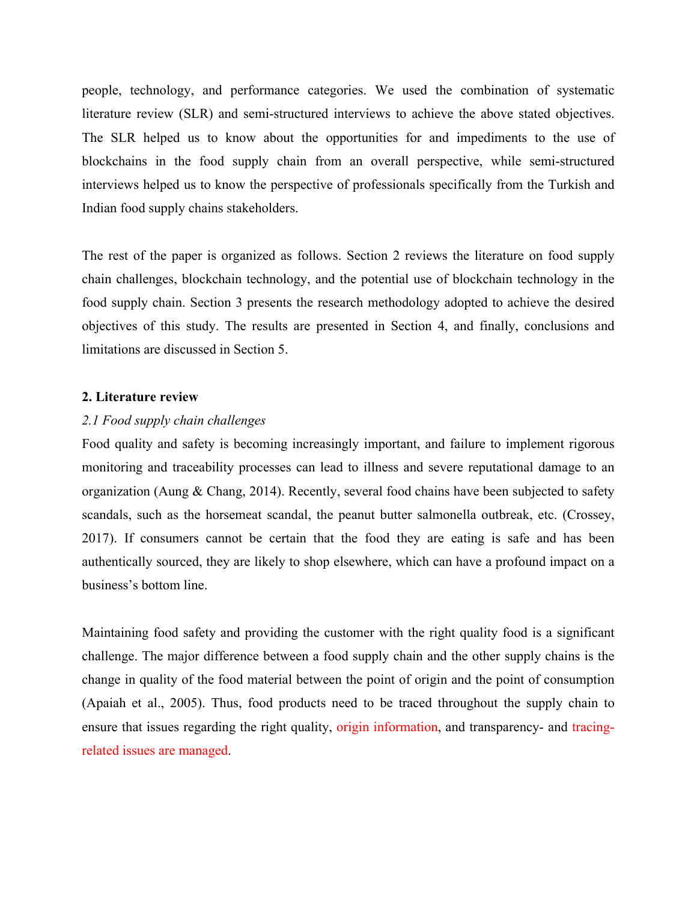people, technology, and performance categories. We used the combination of systematic literature review (SLR) and semi-structured interviews to achieve the above stated objectives. The SLR helped us to know about the opportunities for and impediments to the use of blockchains in the food supply chain from an overall perspective, while semi-structured interviews helped us to know the perspective of professionals specifically from the Turkish and Indian food supply chains stakeholders.

The rest of the paper is organized as follows. Section 2 reviews the literature on food supply chain challenges, blockchain technology, and the potential use of blockchain technology in the food supply chain. Section 3 presents the research methodology adopted to achieve the desired objectives of this study. The results are presented in Section 4, and finally, conclusions and limitations are discussed in Section 5.

## 2. Literature review

### *2.1 Food supply chain challenges*

Food quality and safety is becoming increasingly important, and failure to implement rigorous monitoring and traceability processes can lead to illness and severe reputational damage to an organization (Aung & Chang, 2014). Recently, several food chains have been subjected to safety scandals, such as the horsemeat scandal, the peanut butter salmonella outbreak, etc. (Crossey, 2017). If consumers cannot be certain that the food they are eating is safe and has been authentically sourced, they are likely to shop elsewhere, which can have a profound impact on a business's bottom line.

Maintaining food safety and providing the customer with the right quality food is a significant challenge. The major difference between a food supply chain and the other supply chains is the change in quality of the food material between the point of origin and the point of consumption (Apaiah et al., 2005). Thus, food products need to be traced throughout the supply chain to ensure that issues regarding the right quality, origin information, and transparency- and tracing-related issues are managed.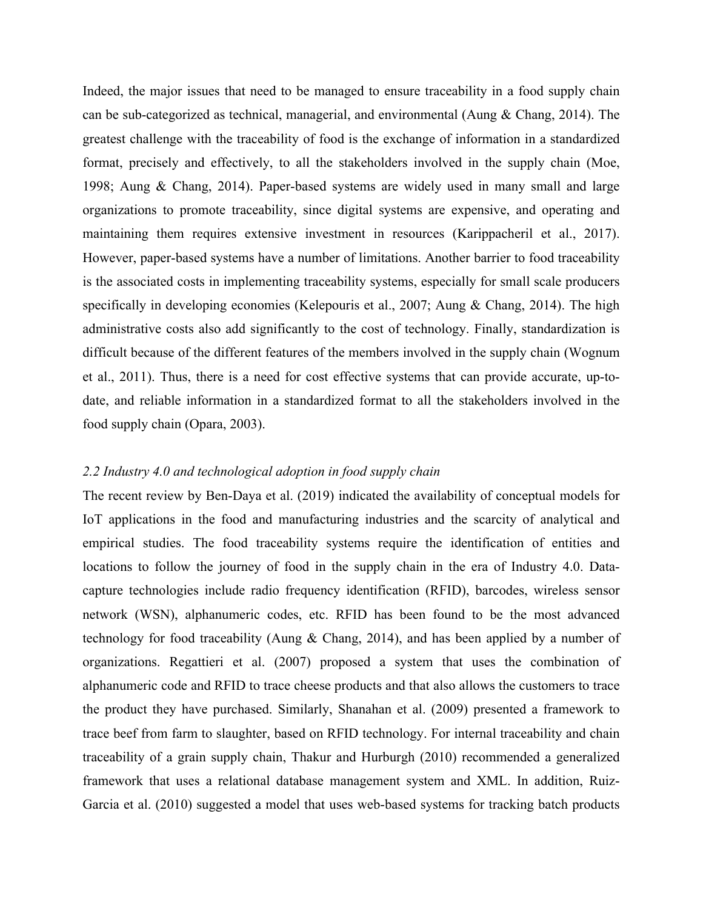Indeed, the major issues that need to be managed to ensure traceability in a food supply chain can be sub-categorized as technical, managerial, and environmental (Aung & Chang, 2014). The greatest challenge with the traceability of food is the exchange of information in a standardized format, precisely and effectively, to all the stakeholders involved in the supply chain (Moe, 1998; Aung & Chang, 2014). Paper-based systems are widely used in many small and large organizations to promote traceability, since digital systems are expensive, and operating and maintaining them requires extensive investment in resources (Karippacheril et al., 2017). However, paper-based systems have a number of limitations. Another barrier to food traceability is the associated costs in implementing traceability systems, especially for small scale producers specifically in developing economies (Kelepouris et al., 2007; Aung & Chang, 2014). The high administrative costs also add significantly to the cost of technology. Finally, standardization is difficult because of the different features of the members involved in the supply chain (Wognum et al., 2011). Thus, there is a need for cost effective systems that can provide accurate, up-to-date, and reliable information in a standardized format to all the stakeholders involved in the food supply chain (Opara, 2003).

### *2.2 Industry 4.0 and technological adoption in food supply chain*

The recent review by Ben-Daya et al. (2019) indicated the availability of conceptual models for IoT applications in the food and manufacturing industries and the scarcity of analytical and empirical studies. The food traceability systems require the identification of entities and locations to follow the journey of food in the supply chain in the era of Industry 4.0. Data-capture technologies include radio frequency identification (RFID), barcodes, wireless sensor network (WSN), alphanumeric codes, etc. RFID has been found to be the most advanced technology for food traceability (Aung & Chang, 2014), and has been applied by a number of organizations. Regattieri et al. (2007) proposed a system that uses the combination of alphanumeric code and RFID to trace cheese products and that also allows the customers to trace the product they have purchased. Similarly, Shanahan et al. (2009) presented a framework to trace beef from farm to slaughter, based on RFID technology. For internal traceability and chain traceability of a grain supply chain, Thakur and Hurburgh (2010) recommended a generalized framework that uses a relational database management system and XML. In addition, Ruiz-Garcia et al. (2010) suggested a model that uses web-based systems for tracking batch products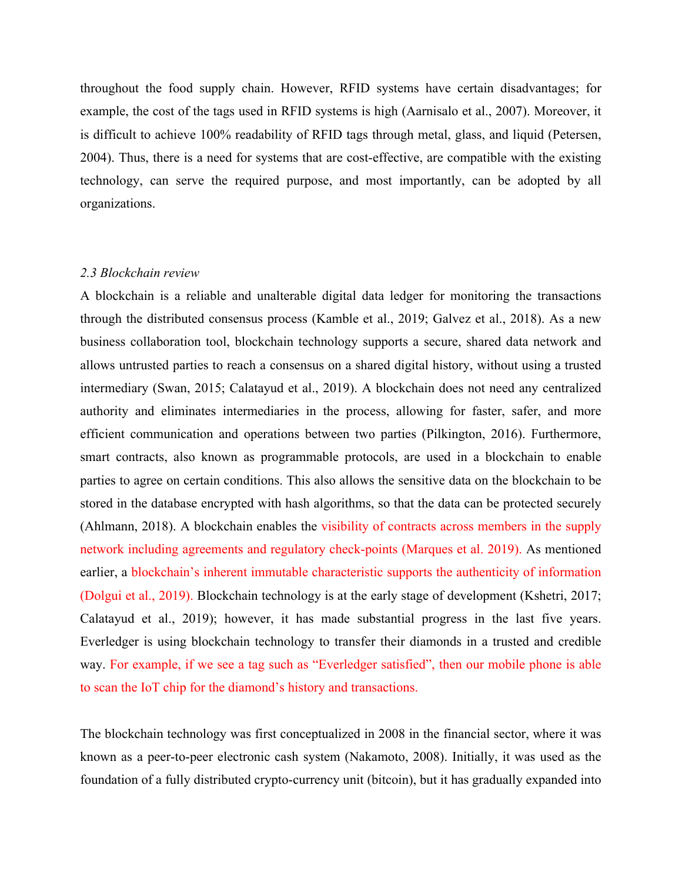throughout the food supply chain. However, RFID systems have certain disadvantages; for example, the cost of the tags used in RFID systems is high (Aarnisalo et al., 2007). Moreover, it is difficult to achieve 100% readability of RFID tags through metal, glass, and liquid (Petersen, 2004). Thus, there is a need for systems that are cost-effective, are compatible with the existing technology, can serve the required purpose, and most importantly, can be adopted by all organizations.

### *2.3 Blockchain review*

A blockchain is a reliable and unalterable digital data ledger for monitoring the transactions through the distributed consensus process (Kamble et al., 2019; Galvez et al., 2018). As a new business collaboration tool, blockchain technology supports a secure, shared data network and allows untrusted parties to reach a consensus on a shared digital history, without using a trusted intermediary (Swan, 2015; Calatayud et al., 2019). A blockchain does not need any centralized authority and eliminates intermediaries in the process, allowing for faster, safer, and more efficient communication and operations between two parties (Pilkington, 2016). Furthermore, smart contracts, also known as programmable protocols, are used in a blockchain to enable parties to agree on certain conditions. This also allows the sensitive data on the blockchain to be stored in the database encrypted with hash algorithms, so that the data can be protected securely (Ahlmann, 2018). A blockchain enables the visibility of contracts across members in the supply network including agreements and regulatory check-points (Marques et al. 2019). As mentioned earlier, a blockchain's inherent immutable characteristic supports the authenticity of information (Dolgui et al., 2019). Blockchain technology is at the early stage of development (Kshetri, 2017; Calatayud et al., 2019); however, it has made substantial progress in the last five years. Everledger is using blockchain technology to transfer their diamonds in a trusted and credible way. For example, if we see a tag such as "Everledger satisfied", then our mobile phone is able to scan the IoT chip for the diamond's history and transactions.

The blockchain technology was first conceptualized in 2008 in the financial sector, where it was known as a peer-to-peer electronic cash system (Nakamoto, 2008). Initially, it was used as the foundation of a fully distributed crypto-currency unit (bitcoin), but it has gradually expanded into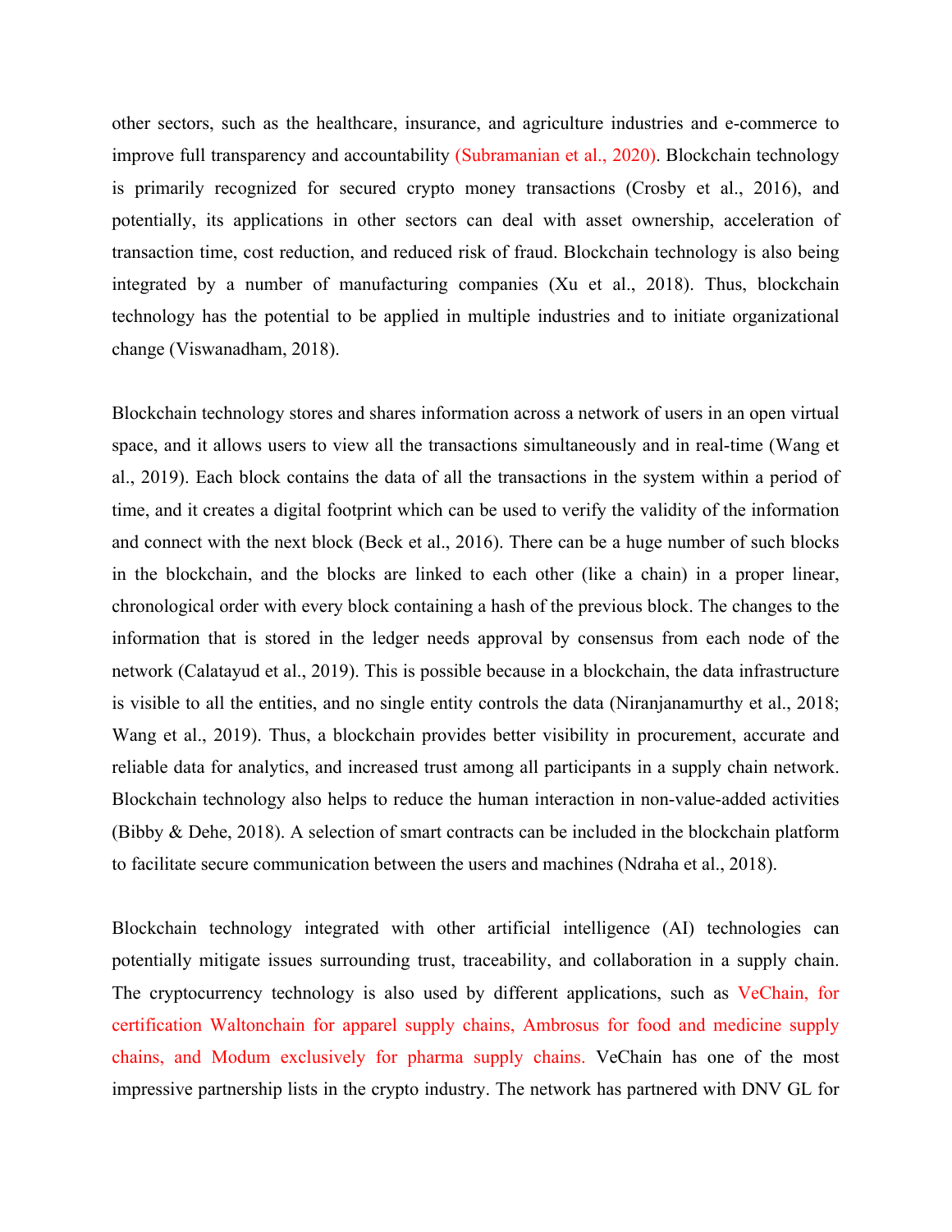other sectors, such as the healthcare, insurance, and agriculture industries and e-commerce to improve full transparency and accountability (Subramanian et al., 2020). Blockchain technology is primarily recognized for secured crypto money transactions (Crosby et al., 2016), and potentially, its applications in other sectors can deal with asset ownership, acceleration of transaction time, cost reduction, and reduced risk of fraud. Blockchain technology is also being integrated by a number of manufacturing companies (Xu et al., 2018). Thus, blockchain technology has the potential to be applied in multiple industries and to initiate organizational change (Viswanadham, 2018).

Blockchain technology stores and shares information across a network of users in an open virtual space, and it allows users to view all the transactions simultaneously and in real-time (Wang et al., 2019). Each block contains the data of all the transactions in the system within a period of time, and it creates a digital footprint which can be used to verify the validity of the information and connect with the next block (Beck et al., 2016). There can be a huge number of such blocks in the blockchain, and the blocks are linked to each other (like a chain) in a proper linear, chronological order with every block containing a hash of the previous block. The changes to the information that is stored in the ledger needs approval by consensus from each node of the network (Calatayud et al., 2019). This is possible because in a blockchain, the data infrastructure is visible to all the entities, and no single entity controls the data (Niranjanamurthy et al., 2018; Wang et al., 2019). Thus, a blockchain provides better visibility in procurement, accurate and reliable data for analytics, and increased trust among all participants in a supply chain network. Blockchain technology also helps to reduce the human interaction in non-value-added activities (Bibby & Dehe, 2018). A selection of smart contracts can be included in the blockchain platform to facilitate secure communication between the users and machines (Ndraha et al., 2018).

Blockchain technology integrated with other artificial intelligence (AI) technologies can potentially mitigate issues surrounding trust, traceability, and collaboration in a supply chain. The cryptocurrency technology is also used by different applications, such as VeChain, for certification Waltonchain for apparel supply chains, Ambrosus for food and medicine supply chains, and Modum exclusively for pharma supply chains. VeChain has one of the most impressive partnership lists in the crypto industry. The network has partnered with DNV GL for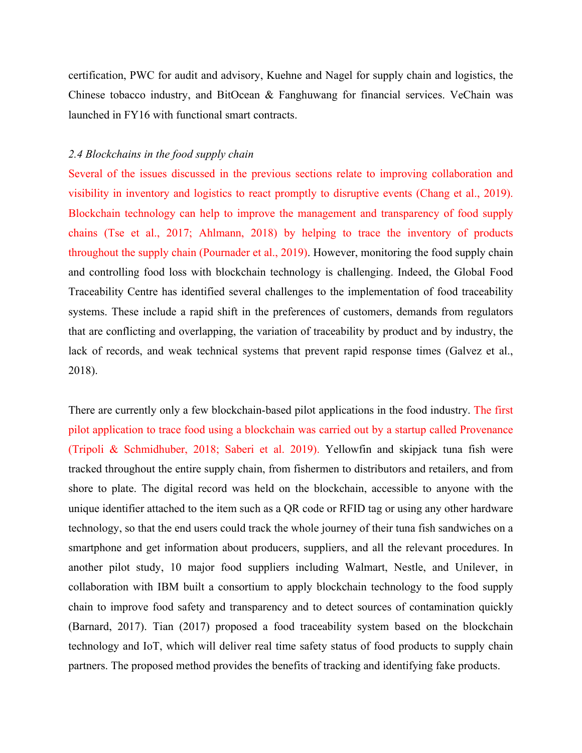certification, PWC for audit and advisory, Kuehne and Nagel for supply chain and logistics, the Chinese tobacco industry, and BitOcean & Fanghuwang for financial services. VeChain was launched in FY16 with functional smart contracts.

### *2.4 Blockchains in the food supply chain*

Several of the issues discussed in the previous sections relate to improving collaboration and visibility in inventory and logistics to react promptly to disruptive events (Chang et al., 2019). Blockchain technology can help to improve the management and transparency of food supply chains (Tse et al., 2017; Ahlmann, 2018) by helping to trace the inventory of products throughout the supply chain (Pournader et al., 2019). However, monitoring the food supply chain and controlling food loss with blockchain technology is challenging. Indeed, the Global Food Traceability Centre has identified several challenges to the implementation of food traceability systems. These include a rapid shift in the preferences of customers, demands from regulators that are conflicting and overlapping, the variation of traceability by product and by industry, the lack of records, and weak technical systems that prevent rapid response times (Galvez et al., 2018).

There are currently only a few blockchain-based pilot applications in the food industry. The first pilot application to trace food using a blockchain was carried out by a startup called Provenance (Tripoli & Schmidhuber, 2018; Saberi et al. 2019). Yellowfin and skipjack tuna fish were tracked throughout the entire supply chain, from fishermen to distributors and retailers, and from shore to plate. The digital record was held on the blockchain, accessible to anyone with the unique identifier attached to the item such as a QR code or RFID tag or using any other hardware technology, so that the end users could track the whole journey of their tuna fish sandwiches on a smartphone and get information about producers, suppliers, and all the relevant procedures. In another pilot study, 10 major food suppliers including Walmart, Nestle, and Unilever, in collaboration with IBM built a consortium to apply blockchain technology to the food supply chain to improve food safety and transparency and to detect sources of contamination quickly (Barnard, 2017). Tian (2017) proposed a food traceability system based on the blockchain technology and IoT, which will deliver real time safety status of food products to supply chain partners. The proposed method provides the benefits of tracking and identifying fake products.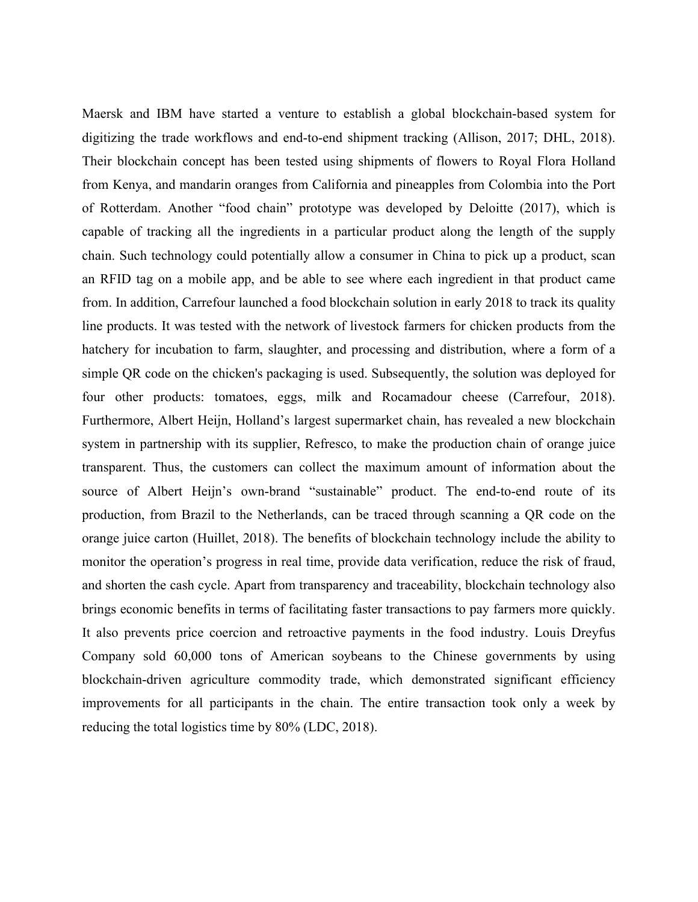Maersk and IBM have started a venture to establish a global blockchain-based system for digitizing the trade workflows and end-to-end shipment tracking (Allison, 2017; DHL, 2018). Their blockchain concept has been tested using shipments of flowers to Royal Flora Holland from Kenya, and mandarin oranges from California and pineapples from Colombia into the Port of Rotterdam. Another "food chain" prototype was developed by Deloitte (2017), which is capable of tracking all the ingredients in a particular product along the length of the supply chain. Such technology could potentially allow a consumer in China to pick up a product, scan an RFID tag on a mobile app, and be able to see where each ingredient in that product came from. In addition, Carrefour launched a food blockchain solution in early 2018 to track its quality line products. It was tested with the network of livestock farmers for chicken products from the hatchery for incubation to farm, slaughter, and processing and distribution, where a form of a simple QR code on the chicken's packaging is used. Subsequently, the solution was deployed for four other products: tomatoes, eggs, milk and Rocamadour cheese (Carrefour, 2018). Furthermore, Albert Heijn, Holland's largest supermarket chain, has revealed a new blockchain system in partnership with its supplier, Refresco, to make the production chain of orange juice transparent. Thus, the customers can collect the maximum amount of information about the source of Albert Heijn's own-brand "sustainable" product. The end-to-end route of its production, from Brazil to the Netherlands, can be traced through scanning a QR code on the orange juice carton (Huillet, 2018). The benefits of blockchain technology include the ability to monitor the operation's progress in real time, provide data verification, reduce the risk of fraud, and shorten the cash cycle. Apart from transparency and traceability, blockchain technology also brings economic benefits in terms of facilitating faster transactions to pay farmers more quickly. It also prevents price coercion and retroactive payments in the food industry. Louis Dreyfus Company sold 60,000 tons of American soybeans to the Chinese governments by using blockchain-driven agriculture commodity trade, which demonstrated significant efficiency improvements for all participants in the chain. The entire transaction took only a week by reducing the total logistics time by 80% (LDC, 2018).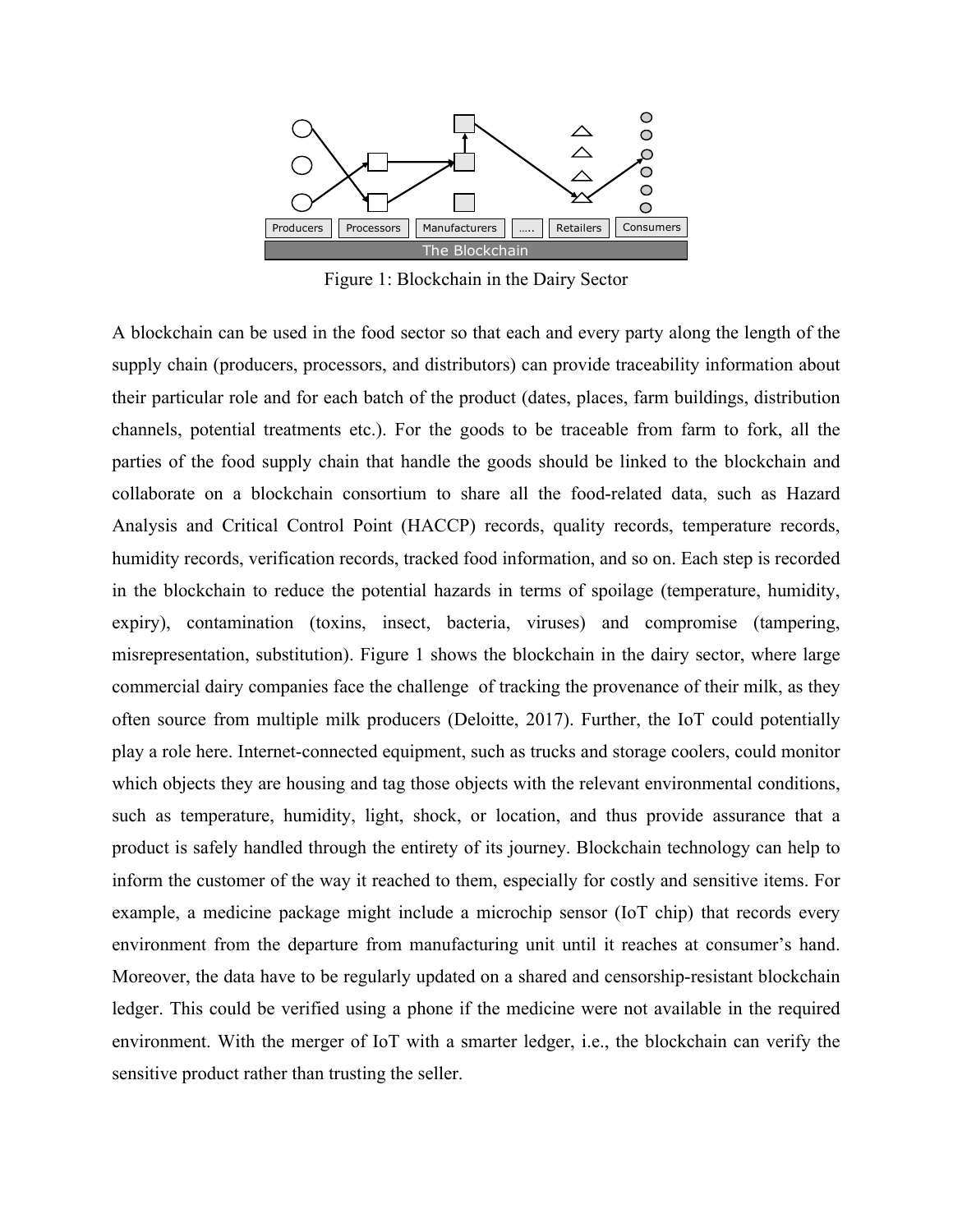Producers

Processors

Manufacturers

.....

Retailers

Consumers

The Blockchain

Figure 1: Blockchain in the Dairy Sector

A blockchain can be used in the food sector so that each and every party along the length of the supply chain (producers, processors, and distributors) can provide traceability information about their particular role and for each batch of the product (dates, places, farm buildings, distribution channels, potential treatments etc.). For the goods to be traceable from farm to fork, all the parties of the food supply chain that handle the goods should be linked to the blockchain and collaborate on a blockchain consortium to share all the food-related data, such as Hazard Analysis and Critical Control Point (HACCP) records, quality records, temperature records, humidity records, verification records, tracked food information, and so on. Each step is recorded in the blockchain to reduce the potential hazards in terms of spoilage (temperature, humidity, expiry), contamination (toxins, insect, bacteria, viruses) and compromise (tampering, misrepresentation, substitution). Figure 1 shows the blockchain in the dairy sector, where large commercial dairy companies face the challenge of tracking the provenance of their milk, as they often source from multiple milk producers (Deloitte, 2017). Further, the IoT could potentially play a role here. Internet-connected equipment, such as trucks and storage coolers, could monitor which objects they are housing and tag those objects with the relevant environmental conditions, such as temperature, humidity, light, shock, or location, and thus provide assurance that a product is safely handled through the entirety of its journey. Blockchain technology can help to inform the customer of the way it reached to them, especially for costly and sensitive items. For example, a medicine package might include a microchip sensor (IoT chip) that records every environment from the departure from manufacturing unit until it reaches at consumer's hand. Moreover, the data have to be regularly updated on a shared and censorship-resistant blockchain ledger. This could be verified using a phone if the medicine were not available in the required environment. With the merger of IoT with a smarter ledger, i.e., the blockchain can verify the sensitive product rather than trusting the seller.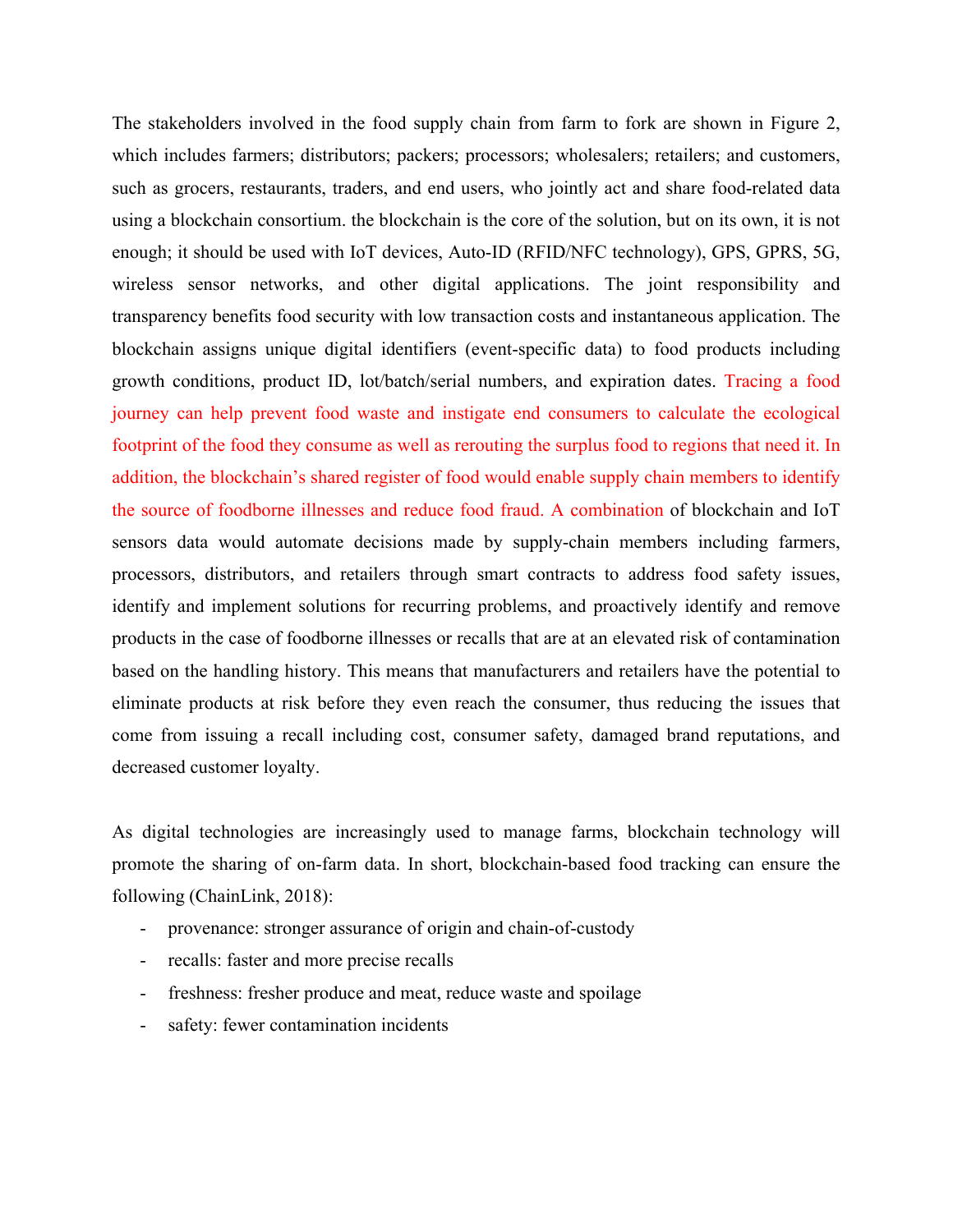The stakeholders involved in the food supply chain from farm to fork are shown in Figure 2, which includes farmers; distributors; packers; processors; wholesalers; retailers; and customers, such as grocers, restaurants, traders, and end users, who jointly act and share food-related data using a blockchain consortium. the blockchain is the core of the solution, but on its own, it is not enough; it should be used with IoT devices, Auto-ID (RFID/NFC technology), GPS, GPRS, 5G, wireless sensor networks, and other digital applications. The joint responsibility and transparency benefits food security with low transaction costs and instantaneous application. The blockchain assigns unique digital identifiers (event-specific data) to food products including growth conditions, product ID, lot/batch/serial numbers, and expiration dates. Tracing a food journey can help prevent food waste and instigate end consumers to calculate the ecological footprint of the food they consume as well as rerouting the surplus food to regions that need it. In addition, the blockchain's shared register of food would enable supply chain members to identify the source of foodborne illnesses and reduce food fraud. A combination of blockchain and IoT sensors data would automate decisions made by supply-chain members including farmers, processors, distributors, and retailers through smart contracts to address food safety issues, identify and implement solutions for recurring problems, and proactively identify and remove products in the case of foodborne illnesses or recalls that are at an elevated risk of contamination based on the handling history. This means that manufacturers and retailers have the potential to eliminate products at risk before they even reach the consumer, thus reducing the issues that come from issuing a recall including cost, consumer safety, damaged brand reputations, and decreased customer loyalty.

As digital technologies are increasingly used to manage farms, blockchain technology will promote the sharing of on-farm data. In short, blockchain-based food tracking can ensure the following (ChainLink, 2018):

- provenance: stronger assurance of origin and chain-of-custody
- recalls: faster and more precise recalls
- freshness: fresher produce and meat, reduce waste and spoilage
- safety: fewer contamination incidents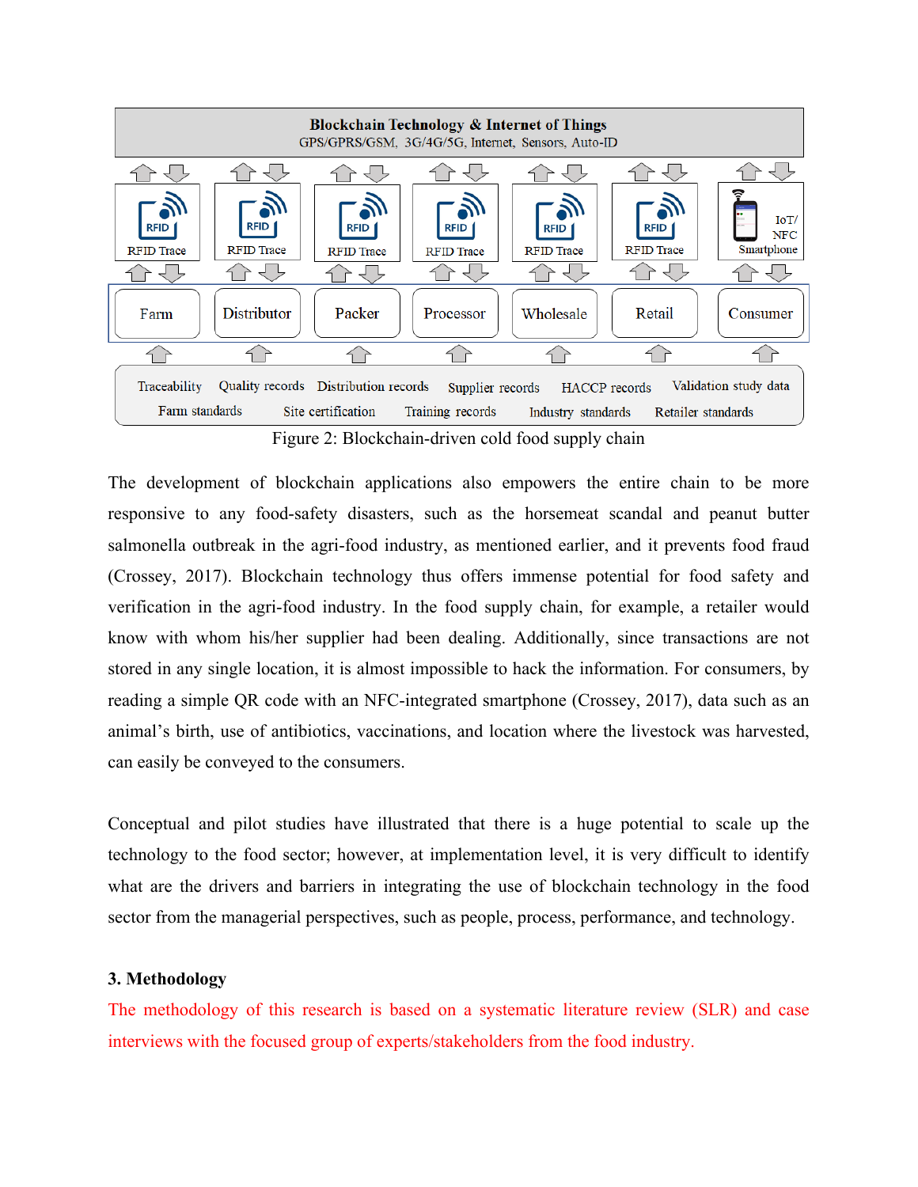Blockchain Technology & Internet of Things
GPS/GPRS/GSM, 3G/4G/5G, Internet, Sensors, Auto-ID

RFID Trace | RFID Trace | RFID Trace | RFID Trace | RFID Trace | RFID Trace | IoT/NFC Smartphone

Farm | Distributor | Packer | Processor | Wholesale | Retail | Consumer

Traceability, Quality records, Distribution records, Supplier records, HACCP records, Validation study data, Farm standards, Site certification, Training records, Industry standards, Retailer standards

Figure 2: Blockchain-driven cold food supply chain

The development of blockchain applications also empowers the entire chain to be more responsive to any food-safety disasters, such as the horsemeat scandal and peanut butter salmonella outbreak in the agri-food industry, as mentioned earlier, and it prevents food fraud (Crossey, 2017). Blockchain technology thus offers immense potential for food safety and verification in the agri-food industry. In the food supply chain, for example, a retailer would know with whom his/her supplier had been dealing. Additionally, since transactions are not stored in any single location, it is almost impossible to hack the information. For consumers, by reading a simple QR code with an NFC-integrated smartphone (Crossey, 2017), data such as an animal's birth, use of antibiotics, vaccinations, and location where the livestock was harvested, can easily be conveyed to the consumers.

Conceptual and pilot studies have illustrated that there is a huge potential to scale up the technology to the food sector; however, at implementation level, it is very difficult to identify what are the drivers and barriers in integrating the use of blockchain technology in the food sector from the managerial perspectives, such as people, process, performance, and technology.

## 3. Methodology

The methodology of this research is based on a systematic literature review (SLR) and case interviews with the focused group of experts/stakeholders from the food industry.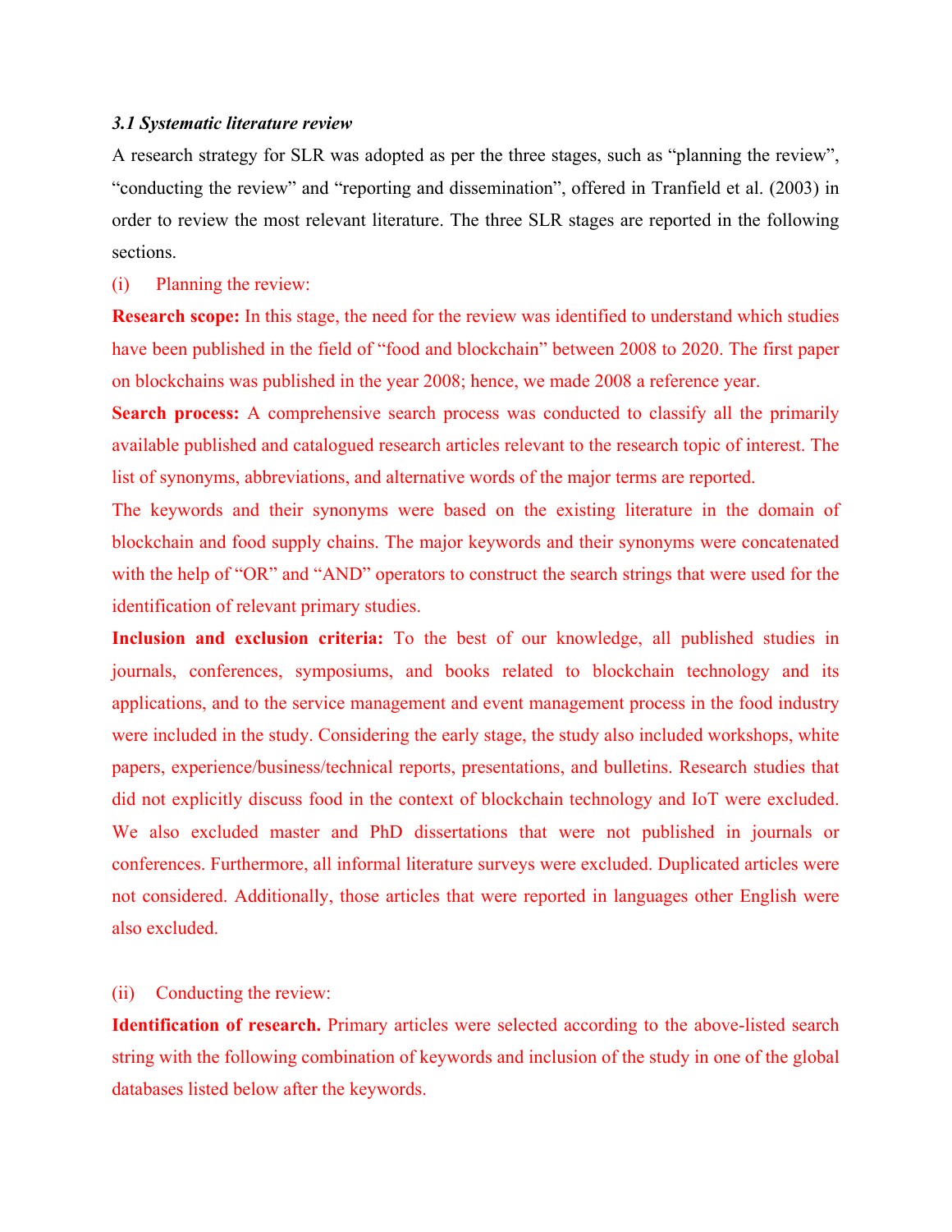### *3.1 Systematic literature review*

A research strategy for SLR was adopted as per the three stages, such as "planning the review", "conducting the review" and "reporting and dissemination", offered in Tranfield et al. (2003) in order to review the most relevant literature. The three SLR stages are reported in the following sections.

(i) Planning the review:

**Research scope:** In this stage, the need for the review was identified to understand which studies have been published in the field of "food and blockchain" between 2008 to 2020. The first paper on blockchains was published in the year 2008; hence, we made 2008 a reference year.

**Search process:** A comprehensive search process was conducted to classify all the primarily available published and catalogued research articles relevant to the research topic of interest. The list of synonyms, abbreviations, and alternative words of the major terms are reported.

The keywords and their synonyms were based on the existing literature in the domain of blockchain and food supply chains. The major keywords and their synonyms were concatenated with the help of "OR" and "AND" operators to construct the search strings that were used for the identification of relevant primary studies.

**Inclusion and exclusion criteria:** To the best of our knowledge, all published studies in journals, conferences, symposiums, and books related to blockchain technology and its applications, and to the service management and event management process in the food industry were included in the study. Considering the early stage, the study also included workshops, white papers, experience/business/technical reports, presentations, and bulletins. Research studies that did not explicitly discuss food in the context of blockchain technology and IoT were excluded. We also excluded master and PhD dissertations that were not published in journals or conferences. Furthermore, all informal literature surveys were excluded. Duplicated articles were not considered. Additionally, those articles that were reported in languages other English were also excluded.

(ii) Conducting the review:

**Identification of research.** Primary articles were selected according to the above-listed search string with the following combination of keywords and inclusion of the study in one of the global databases listed below after the keywords.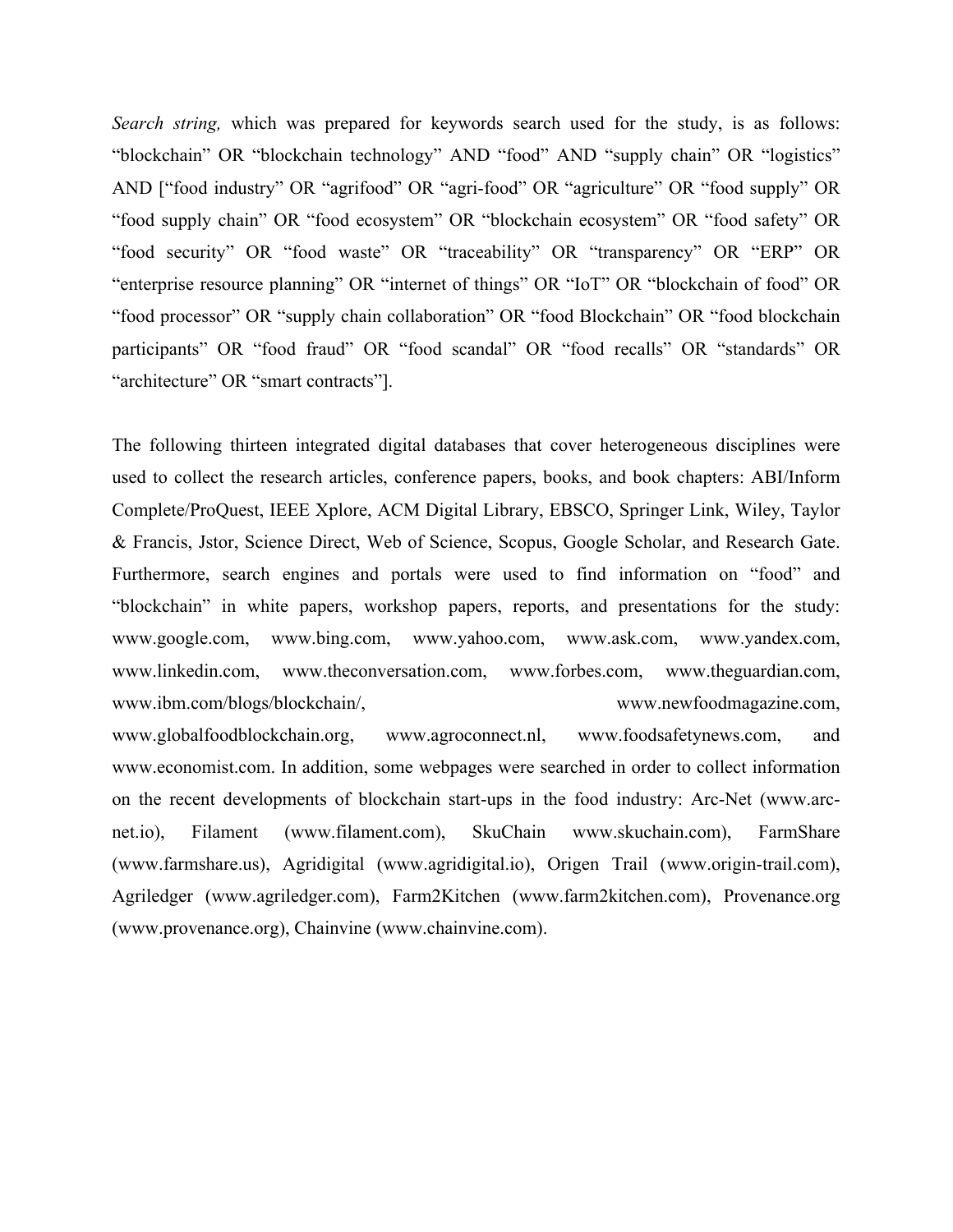*Search string,* which was prepared for keywords search used for the study, is as follows: “blockchain” OR “blockchain technology” AND “food” AND “supply chain” OR “logistics” AND [“food industry” OR “agrifood” OR “agri-food” OR “agriculture” OR “food supply” OR “food supply chain” OR “food ecosystem” OR “blockchain ecosystem” OR “food safety” OR “food security” OR “food waste” OR “traceability” OR “transparency” OR “ERP” OR “enterprise resource planning” OR “internet of things” OR “IoT” OR “blockchain of food” OR “food processor” OR “supply chain collaboration” OR “food Blockchain” OR “food blockchain participants” OR “food fraud” OR “food scandal” OR “food recalls” OR “standards” OR “architecture” OR “smart contracts”].

The following thirteen integrated digital databases that cover heterogeneous disciplines were used to collect the research articles, conference papers, books, and book chapters: ABI/Inform Complete/ProQuest, IEEE Xplore, ACM Digital Library, EBSCO, Springer Link, Wiley, Taylor & Francis, Jstor, Science Direct, Web of Science, Scopus, Google Scholar, and Research Gate. Furthermore, search engines and portals were used to find information on “food” and “blockchain” in white papers, workshop papers, reports, and presentations for the study: www.google.com, www.bing.com, www.yahoo.com, www.ask.com, www.yandex.com, www.linkedin.com, www.theconversation.com, www.forbes.com, www.theguardian.com, www.ibm.com/blogs/blockchain/, www.newfoodmagazine.com, www.globalfoodblockchain.org, www.agroconnect.nl, www.foodsafetynews.com, and www.economist.com. In addition, some webpages were searched in order to collect information on the recent developments of blockchain start-ups in the food industry: Arc-Net (www.arc-net.io), Filament (www.filament.com), SkuChain www.skuchain.com), FarmShare (www.farmshare.us), Agridigital (www.agridigital.io), Origen Trail (www.origin-trail.com), Agriledger (www.agriledger.com), Farm2Kitchen (www.farm2kitchen.com), Provenance.org (www.provenance.org), Chainvine (www.chainvine.com).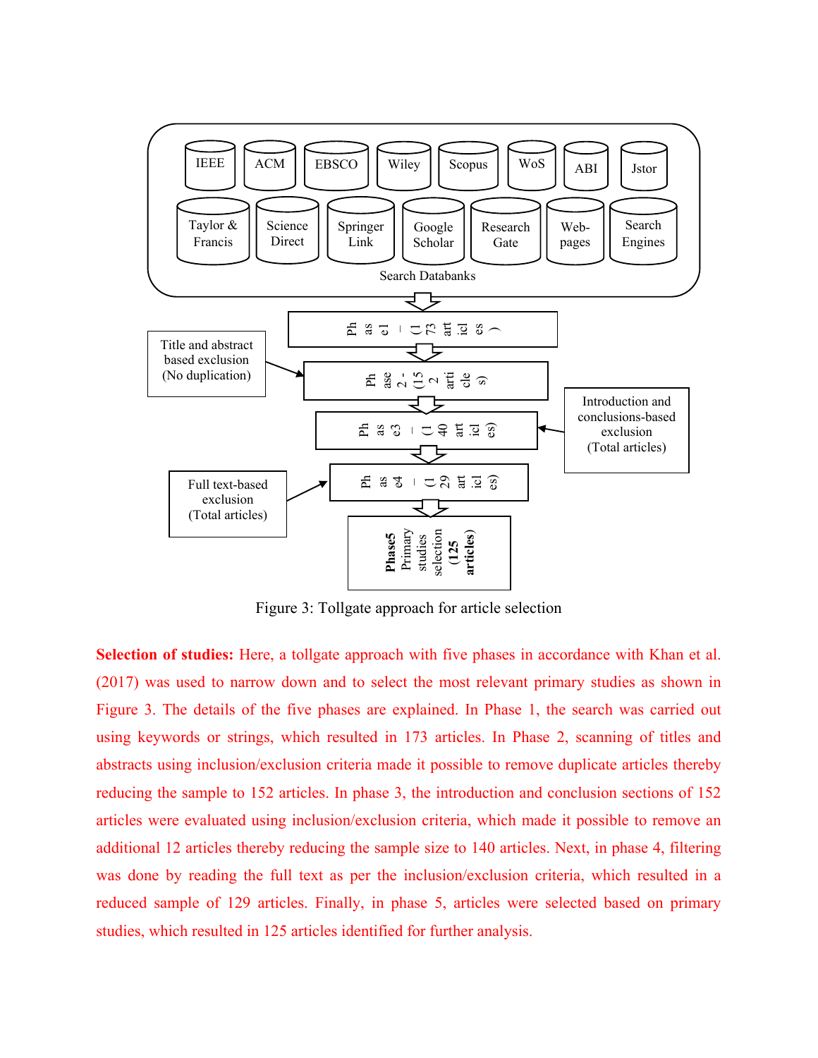| IEEE | ACM | EBSCO | Wiley | Scopus | WoS | ABI | Jstor |
|---|---|---|---|---|---|---|---|
| Taylor & Francis | Science Direct | Springer Link | Google Scholar | Research Gate | Web-pages | Search Engines | |

Search Databanks

Phase1 – (173 articles)

Title and abstract based exclusion (No duplication) → Phase 2 - (152 articles)

Introduction and conclusions-based exclusion (Total articles) → Phase3 – (140 articles)

Full text-based exclusion (Total articles) → Phase4 – (129 articles)

**Phase5** Primary studies selection **(125 articles)**

Figure 3: Tollgate approach for article selection

**Selection of studies:** Here, a tollgate approach with five phases in accordance with Khan et al. (2017) was used to narrow down and to select the most relevant primary studies as shown in Figure 3. The details of the five phases are explained. In Phase 1, the search was carried out using keywords or strings, which resulted in 173 articles. In Phase 2, scanning of titles and abstracts using inclusion/exclusion criteria made it possible to remove duplicate articles thereby reducing the sample to 152 articles. In phase 3, the introduction and conclusion sections of 152 articles were evaluated using inclusion/exclusion criteria, which made it possible to remove an additional 12 articles thereby reducing the sample size to 140 articles. Next, in phase 4, filtering was done by reading the full text as per the inclusion/exclusion criteria, which resulted in a reduced sample of 129 articles. Finally, in phase 5, articles were selected based on primary studies, which resulted in 125 articles identified for further analysis.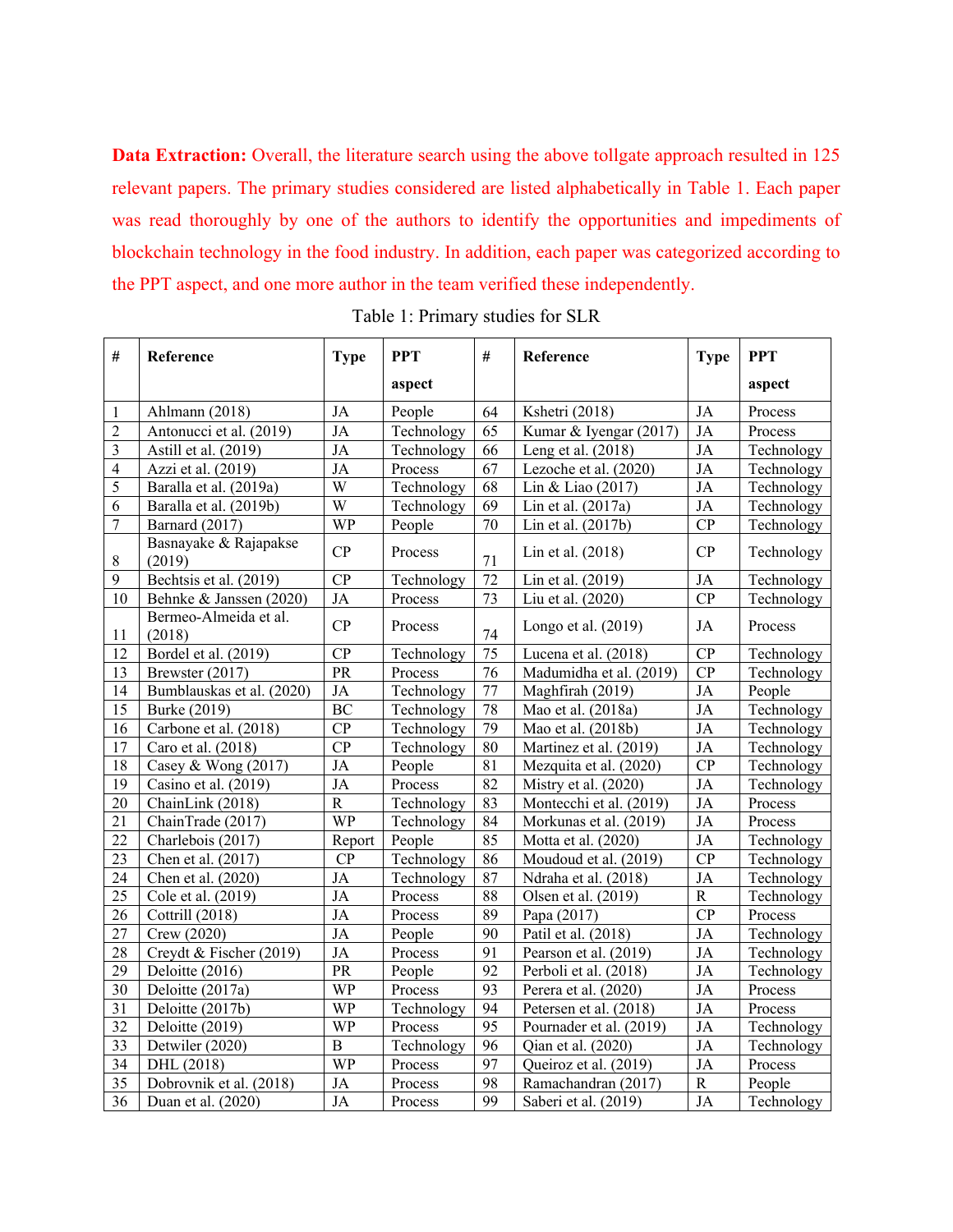**Data Extraction:** Overall, the literature search using the above tollgate approach resulted in 125 relevant papers. The primary studies considered are listed alphabetically in Table 1. Each paper was read thoroughly by one of the authors to identify the opportunities and impediments of blockchain technology in the food industry. In addition, each paper was categorized according to the PPT aspect, and one more author in the team verified these independently.

Table 1: Primary studies for SLR

| # | Reference | Type | PPT aspect | # | Reference | Type | PPT aspect |
|---|---|---|---|---|---|---|---|
| 1 | Ahlmann (2018) | JA | People | 64 | Kshetri (2018) | JA | Process |
| 2 | Antonucci et al. (2019) | JA | Technology | 65 | Kumar & Iyengar (2017) | JA | Process |
| 3 | Astill et al. (2019) | JA | Technology | 66 | Leng et al. (2018) | JA | Technology |
| 4 | Azzi et al. (2019) | JA | Process | 67 | Lezoche et al. (2020) | JA | Technology |
| 5 | Baralla et al. (2019a) | W | Technology | 68 | Lin & Liao (2017) | JA | Technology |
| 6 | Baralla et al. (2019b) | W | Technology | 69 | Lin et al. (2017a) | JA | Technology |
| 7 | Barnard (2017) | WP | People | 70 | Lin et al. (2017b) | CP | Technology |
| 8 | Basnayake & Rajapakse (2019) | CP | Process | 71 | Lin et al. (2018) | CP | Technology |
| 9 | Bechtsis et al. (2019) | CP | Technology | 72 | Lin et al. (2019) | JA | Technology |
| 10 | Behnke & Janssen (2020) | JA | Process | 73 | Liu et al. (2020) | CP | Technology |
| 11 | Bermeo-Almeida et al. (2018) | CP | Process | 74 | Longo et al. (2019) | JA | Process |
| 12 | Bordel et al. (2019) | CP | Technology | 75 | Lucena et al. (2018) | CP | Technology |
| 13 | Brewster (2017) | PR | Process | 76 | Madumidha et al. (2019) | CP | Technology |
| 14 | Bumblauskas et al. (2020) | JA | Technology | 77 | Maghfirah (2019) | JA | People |
| 15 | Burke (2019) | BC | Technology | 78 | Mao et al. (2018a) | JA | Technology |
| 16 | Carbone et al. (2018) | CP | Technology | 79 | Mao et al. (2018b) | JA | Technology |
| 17 | Caro et al. (2018) | CP | Technology | 80 | Martinez et al. (2019) | JA | Technology |
| 18 | Casey & Wong (2017) | JA | People | 81 | Mezquita et al. (2020) | CP | Technology |
| 19 | Casino et al. (2019) | JA | Process | 82 | Mistry et al. (2020) | JA | Technology |
| 20 | ChainLink (2018) | R | Technology | 83 | Montecchi et al. (2019) | JA | Process |
| 21 | ChainTrade (2017) | WP | Technology | 84 | Morkunas et al. (2019) | JA | Process |
| 22 | Charlebois (2017) | Report | People | 85 | Motta et al. (2020) | JA | Technology |
| 23 | Chen et al. (2017) | CP | Technology | 86 | Moudoud et al. (2019) | CP | Technology |
| 24 | Chen et al. (2020) | JA | Technology | 87 | Ndraha et al. (2018) | JA | Technology |
| 25 | Cole et al. (2019) | JA | Process | 88 | Olsen et al. (2019) | R | Technology |
| 26 | Cottrill (2018) | JA | Process | 89 | Papa (2017) | CP | Process |
| 27 | Crew (2020) | JA | People | 90 | Patil et al. (2018) | JA | Technology |
| 28 | Creydt & Fischer (2019) | JA | Process | 91 | Pearson et al. (2019) | JA | Technology |
| 29 | Deloitte (2016) | PR | People | 92 | Perboli et al. (2018) | JA | Technology |
| 30 | Deloitte (2017a) | WP | Process | 93 | Perera et al. (2020) | JA | Process |
| 31 | Deloitte (2017b) | WP | Technology | 94 | Petersen et al. (2018) | JA | Process |
| 32 | Deloitte (2019) | WP | Process | 95 | Pournader et al. (2019) | JA | Technology |
| 33 | Detwiler (2020) | B | Technology | 96 | Qian et al. (2020) | JA | Technology |
| 34 | DHL (2018) | WP | Process | 97 | Queiroz et al. (2019) | JA | Process |
| 35 | Dobrovnik et al. (2018) | JA | Process | 98 | Ramachandran (2017) | R | People |
| 36 | Duan et al. (2020) | JA | Process | 99 | Saberi et al. (2019) | JA | Technology |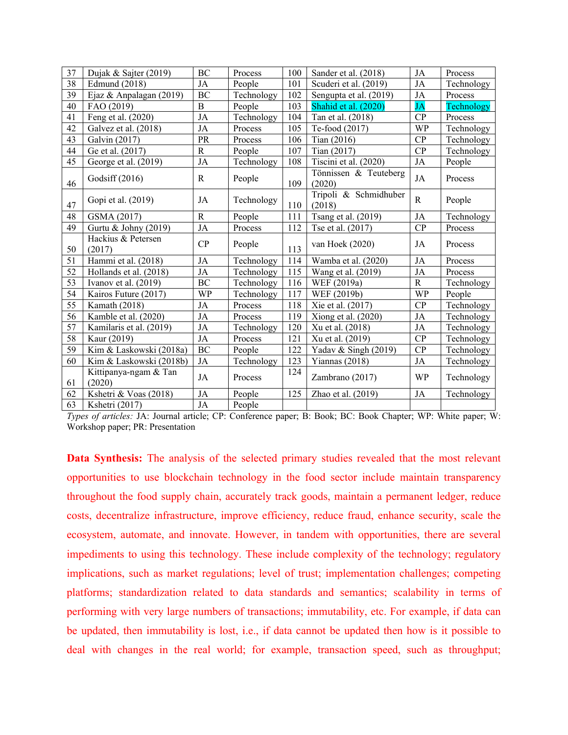| 37 | Dujak & Sajter (2019) | BC | Process | 100 | Sander et al. (2018) | JA | Process |
|---|---|---|---|---|---|---|---|
| 38 | Edmund (2018) | JA | People | 101 | Scuderi et al. (2019) | JA | Technology |
| 39 | Ejaz & Anpalagan (2019) | BC | Technology | 102 | Sengupta et al. (2019) | JA | Process |
| 40 | FAO (2019) | B | People | 103 | Shahid et al. (2020) | JA | Technology |
| 41 | Feng et al. (2020) | JA | Technology | 104 | Tan et al. (2018) | CP | Process |
| 42 | Galvez et al. (2018) | JA | Process | 105 | Te-food (2017) | WP | Technology |
| 43 | Galvin (2017) | PR | Process | 106 | Tian (2016) | CP | Technology |
| 44 | Ge et al. (2017) | R | People | 107 | Tian (2017) | CP | Technology |
| 45 | George et al. (2019) | JA | Technology | 108 | Tiscini et al. (2020) | JA | People |
| 46 | Godsiff (2016) | R | People | 109 | Tönnissen & Teuteberg (2020) | JA | Process |
| 47 | Gopi et al. (2019) | JA | Technology | 110 | Tripoli & Schmidhuber (2018) | R | People |
| 48 | GSMA (2017) | R | People | 111 | Tsang et al. (2019) | JA | Technology |
| 49 | Gurtu & Johny (2019) | JA | Process | 112 | Tse et al. (2017) | CP | Process |
| 50 | Hackius & Petersen (2017) | CP | People | 113 | van Hoek (2020) | JA | Process |
| 51 | Hammi et al. (2018) | JA | Technology | 114 | Wamba et al. (2020) | JA | Process |
| 52 | Hollands et al. (2018) | JA | Technology | 115 | Wang et al. (2019) | JA | Process |
| 53 | Ivanov et al. (2019) | BC | Technology | 116 | WEF (2019a) | R | Technology |
| 54 | Kairos Future (2017) | WP | Technology | 117 | WEF (2019b) | WP | People |
| 55 | Kamath (2018) | JA | Process | 118 | Xie et al. (2017) | CP | Technology |
| 56 | Kamble et al. (2020) | JA | Process | 119 | Xiong et al. (2020) | JA | Technology |
| 57 | Kamilaris et al. (2019) | JA | Technology | 120 | Xu et al. (2018) | JA | Technology |
| 58 | Kaur (2019) | JA | Process | 121 | Xu et al. (2019) | CP | Technology |
| 59 | Kim & Laskowski (2018a) | BC | People | 122 | Yadav & Singh (2019) | CP | Technology |
| 60 | Kim & Laskowski (2018b) | JA | Technology | 123 | Yiannas (2018) | JA | Technology |
| 61 | Kittipanya-ngam & Tan (2020) | JA | Process | 124 | Zambrano (2017) | WP | Technology |
| 62 | Kshetri & Voas (2018) | JA | People | 125 | Zhao et al. (2019) | JA | Technology |
| 63 | Kshetri (2017) | JA | People | | | | |

*Types of articles:* JA: Journal article; CP: Conference paper; B: Book; BC: Book Chapter; WP: White paper; W: Workshop paper; PR: Presentation

**Data Synthesis:** The analysis of the selected primary studies revealed that the most relevant opportunities to use blockchain technology in the food sector include maintain transparency throughout the food supply chain, accurately track goods, maintain a permanent ledger, reduce costs, decentralize infrastructure, improve efficiency, reduce fraud, enhance security, scale the ecosystem, automate, and innovate. However, in tandem with opportunities, there are several impediments to using this technology. These include complexity of the technology; regulatory implications, such as market regulations; level of trust; implementation challenges; competing platforms; standardization related to data standards and semantics; scalability in terms of performing with very large numbers of transactions; immutability, etc. For example, if data can be updated, then immutability is lost, i.e., if data cannot be updated then how is it possible to deal with changes in the real world; for example, transaction speed, such as throughput;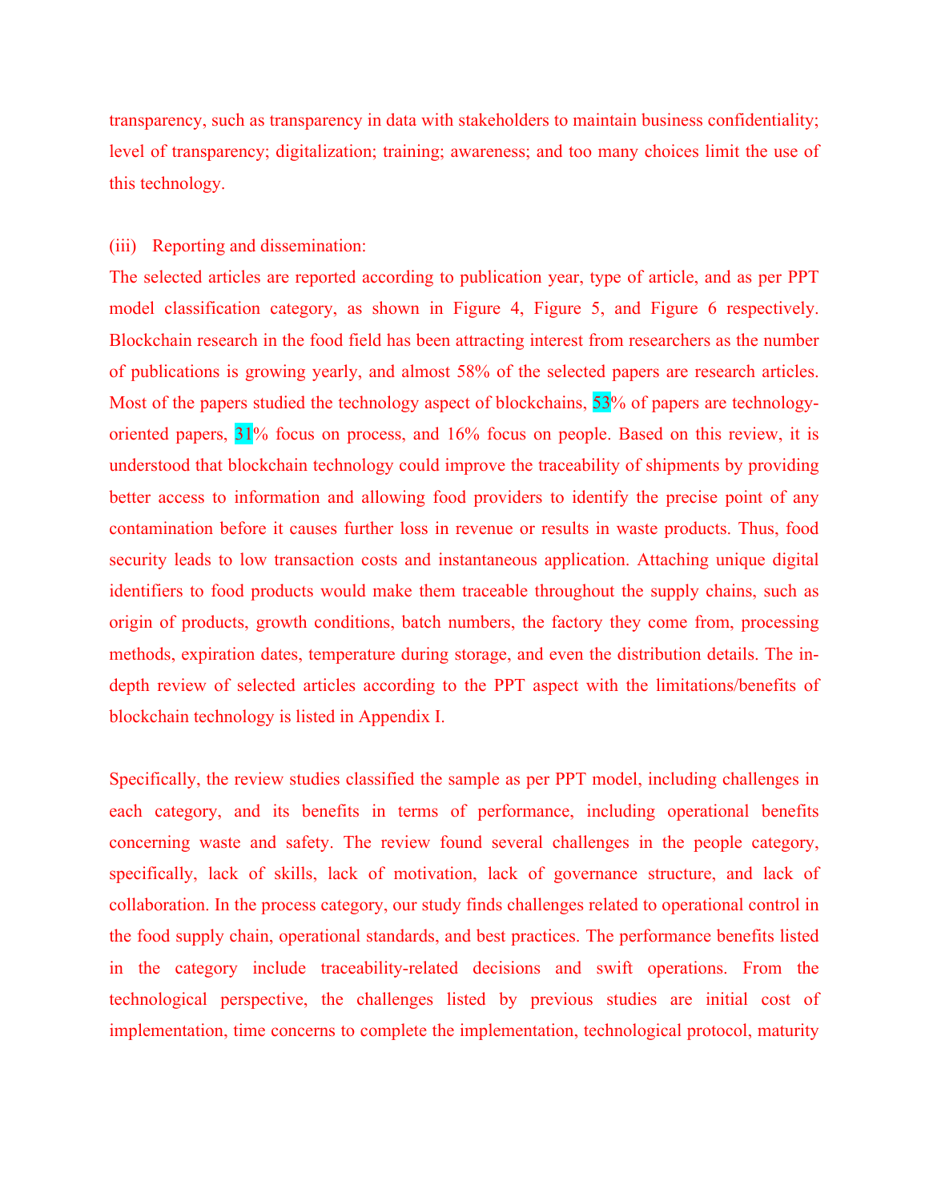transparency, such as transparency in data with stakeholders to maintain business confidentiality; level of transparency; digitalization; training; awareness; and too many choices limit the use of this technology.

(iii) Reporting and dissemination:

The selected articles are reported according to publication year, type of article, and as per PPT model classification category, as shown in Figure 4, Figure 5, and Figure 6 respectively. Blockchain research in the food field has been attracting interest from researchers as the number of publications is growing yearly, and almost 58% of the selected papers are research articles. Most of the papers studied the technology aspect of blockchains, 53% of papers are technology-oriented papers, 31% focus on process, and 16% focus on people. Based on this review, it is understood that blockchain technology could improve the traceability of shipments by providing better access to information and allowing food providers to identify the precise point of any contamination before it causes further loss in revenue or results in waste products. Thus, food security leads to low transaction costs and instantaneous application. Attaching unique digital identifiers to food products would make them traceable throughout the supply chains, such as origin of products, growth conditions, batch numbers, the factory they come from, processing methods, expiration dates, temperature during storage, and even the distribution details. The in-depth review of selected articles according to the PPT aspect with the limitations/benefits of blockchain technology is listed in Appendix I.

Specifically, the review studies classified the sample as per PPT model, including challenges in each category, and its benefits in terms of performance, including operational benefits concerning waste and safety. The review found several challenges in the people category, specifically, lack of skills, lack of motivation, lack of governance structure, and lack of collaboration. In the process category, our study finds challenges related to operational control in the food supply chain, operational standards, and best practices. The performance benefits listed in the category include traceability-related decisions and swift operations. From the technological perspective, the challenges listed by previous studies are initial cost of implementation, time concerns to complete the implementation, technological protocol, maturity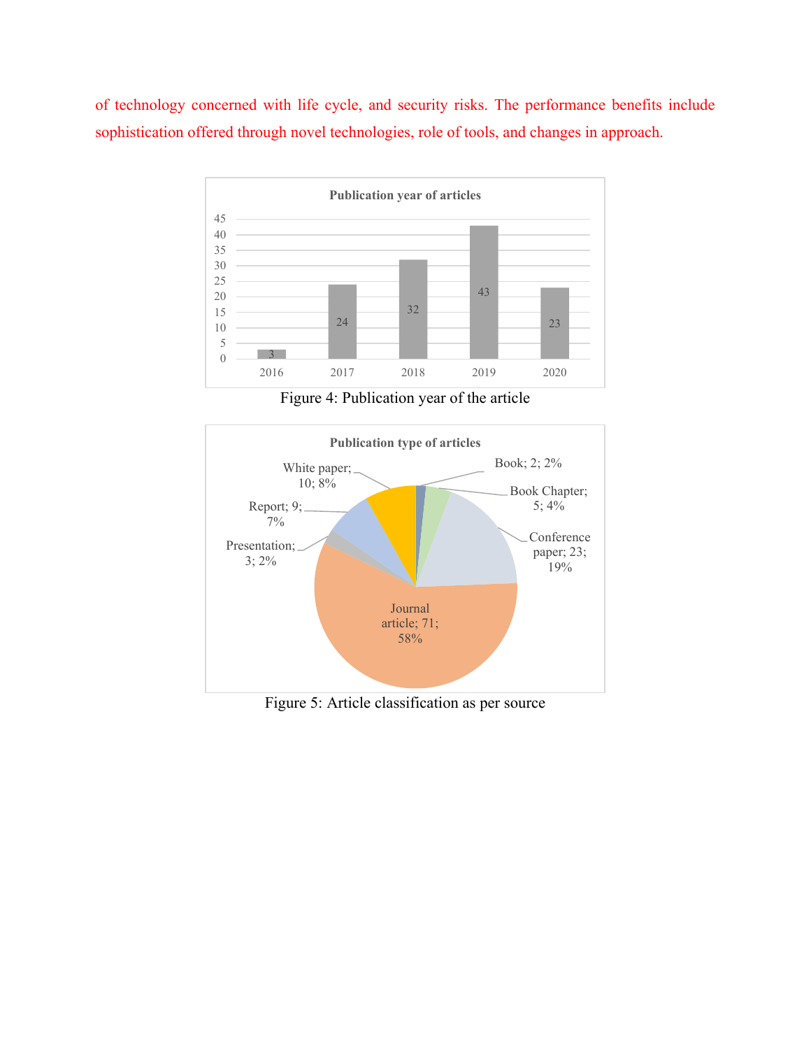of technology concerned with life cycle, and security risks. The performance benefits include sophistication offered through novel technologies, role of tools, and changes in approach.

**Publication year of articles**

| Year | Number of articles |
|---|---|
| 2016 | 3 |
| 2017 | 24 |
| 2018 | 32 |
| 2019 | 43 |
| 2020 | 23 |

Figure 4: Publication year of the article

**Publication type of articles**

| Publication type | Count | Percentage |
|---|---|---|
| Book | 2 | 2% |
| Book Chapter | 5 | 4% |
| Conference paper | 23 | 19% |
| Journal article | 71 | 58% |
| Presentation | 3 | 2% |
| Report | 9 | 7% |
| White paper | 10 | 8% |

Figure 5: Article classification as per source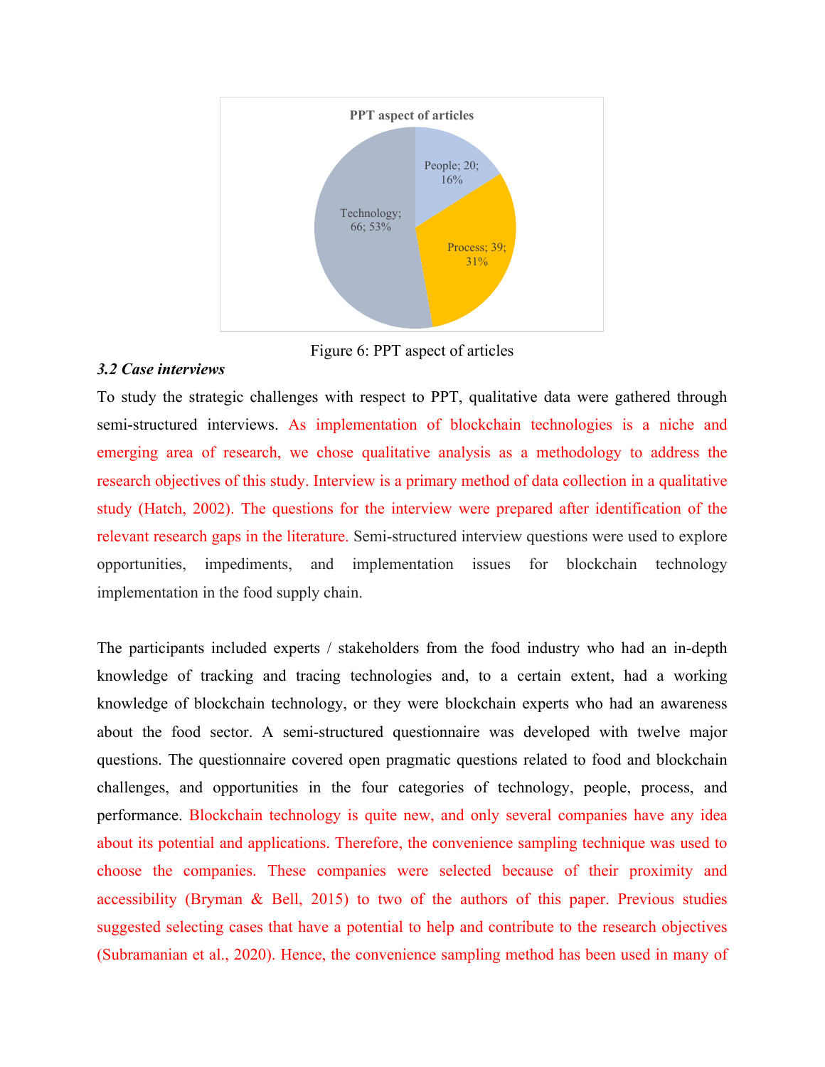PPT aspect of articles

People; 20; 16%

Process; 39; 31%

Technology; 66; 53%

Figure 6: PPT aspect of articles

### *3.2 Case interviews*

To study the strategic challenges with respect to PPT, qualitative data were gathered through semi-structured interviews. As implementation of blockchain technologies is a niche and emerging area of research, we chose qualitative analysis as a methodology to address the research objectives of this study. Interview is a primary method of data collection in a qualitative study (Hatch, 2002). The questions for the interview were prepared after identification of the relevant research gaps in the literature. Semi-structured interview questions were used to explore opportunities, impediments, and implementation issues for blockchain technology implementation in the food supply chain.

The participants included experts / stakeholders from the food industry who had an in-depth knowledge of tracking and tracing technologies and, to a certain extent, had a working knowledge of blockchain technology, or they were blockchain experts who had an awareness about the food sector. A semi-structured questionnaire was developed with twelve major questions. The questionnaire covered open pragmatic questions related to food and blockchain challenges, and opportunities in the four categories of technology, people, process, and performance. Blockchain technology is quite new, and only several companies have any idea about its potential and applications. Therefore, the convenience sampling technique was used to choose the companies. These companies were selected because of their proximity and accessibility (Bryman & Bell, 2015) to two of the authors of this paper. Previous studies suggested selecting cases that have a potential to help and contribute to the research objectives (Subramanian et al., 2020). Hence, the convenience sampling method has been used in many of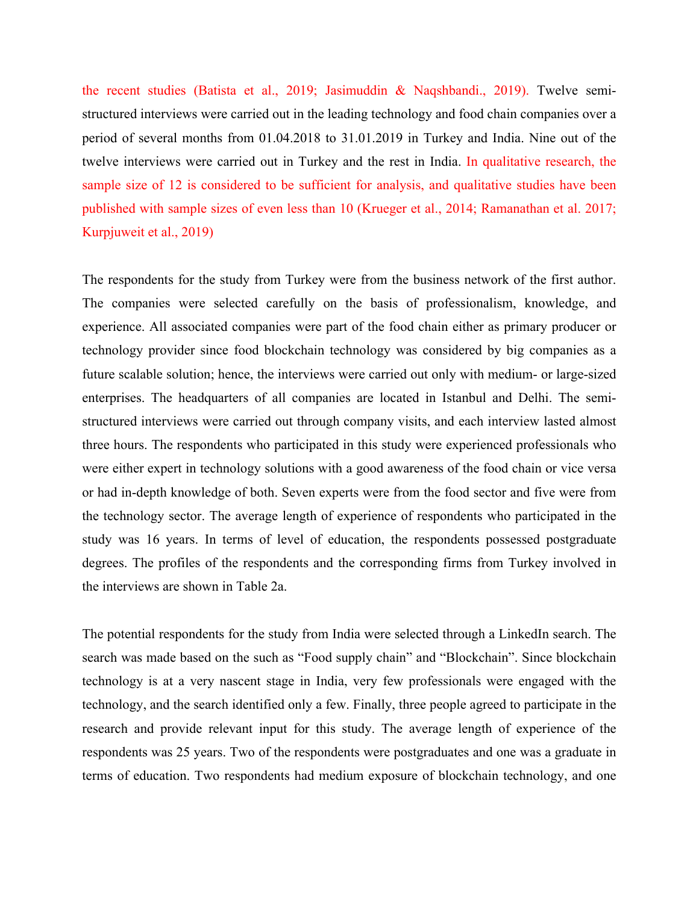the recent studies (Batista et al., 2019; Jasimuddin & Naqshbandi., 2019). Twelve semi-structured interviews were carried out in the leading technology and food chain companies over a period of several months from 01.04.2018 to 31.01.2019 in Turkey and India. Nine out of the twelve interviews were carried out in Turkey and the rest in India. In qualitative research, the sample size of 12 is considered to be sufficient for analysis, and qualitative studies have been published with sample sizes of even less than 10 (Krueger et al., 2014; Ramanathan et al. 2017; Kurpjuweit et al., 2019)

The respondents for the study from Turkey were from the business network of the first author. The companies were selected carefully on the basis of professionalism, knowledge, and experience. All associated companies were part of the food chain either as primary producer or technology provider since food blockchain technology was considered by big companies as a future scalable solution; hence, the interviews were carried out only with medium- or large-sized enterprises. The headquarters of all companies are located in Istanbul and Delhi. The semi-structured interviews were carried out through company visits, and each interview lasted almost three hours. The respondents who participated in this study were experienced professionals who were either expert in technology solutions with a good awareness of the food chain or vice versa or had in-depth knowledge of both. Seven experts were from the food sector and five were from the technology sector. The average length of experience of respondents who participated in the study was 16 years. In terms of level of education, the respondents possessed postgraduate degrees. The profiles of the respondents and the corresponding firms from Turkey involved in the interviews are shown in Table 2a.

The potential respondents for the study from India were selected through a LinkedIn search. The search was made based on the such as "Food supply chain" and "Blockchain". Since blockchain technology is at a very nascent stage in India, very few professionals were engaged with the technology, and the search identified only a few. Finally, three people agreed to participate in the research and provide relevant input for this study. The average length of experience of the respondents was 25 years. Two of the respondents were postgraduates and one was a graduate in terms of education. Two respondents had medium exposure of blockchain technology, and one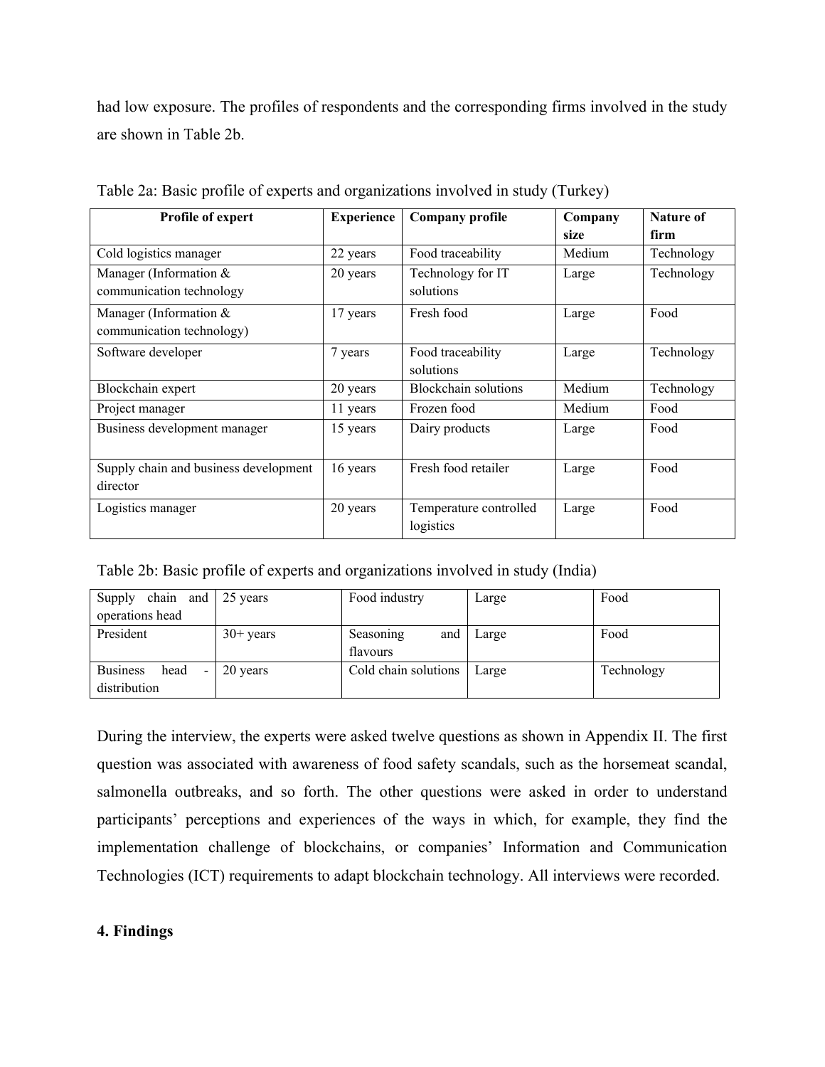had low exposure. The profiles of respondents and the corresponding firms involved in the study are shown in Table 2b.

Table 2a: Basic profile of experts and organizations involved in study (Turkey)

| Profile of expert | Experience | Company profile | Company size | Nature of firm |
|---|---|---|---|---|
| Cold logistics manager | 22 years | Food traceability | Medium | Technology |
| Manager (Information & communication technology | 20 years | Technology for IT solutions | Large | Technology |
| Manager (Information & communication technology) | 17 years | Fresh food | Large | Food |
| Software developer | 7 years | Food traceability solutions | Large | Technology |
| Blockchain expert | 20 years | Blockchain solutions | Medium | Technology |
| Project manager | 11 years | Frozen food | Medium | Food |
| Business development manager | 15 years | Dairy products | Large | Food |
| Supply chain and business development director | 16 years | Fresh food retailer | Large | Food |
| Logistics manager | 20 years | Temperature controlled logistics | Large | Food |

Table 2b: Basic profile of experts and organizations involved in study (India)

| | | | | |
|---|---|---|---|---|
| Supply chain and operations head | 25 years | Food industry | Large | Food |
| President | 30+ years | Seasoning and flavours | Large | Food |
| Business head - distribution | 20 years | Cold chain solutions | Large | Technology |

During the interview, the experts were asked twelve questions as shown in Appendix II. The first question was associated with awareness of food safety scandals, such as the horsemeat scandal, salmonella outbreaks, and so forth. The other questions were asked in order to understand participants' perceptions and experiences of the ways in which, for example, they find the implementation challenge of blockchains, or companies' Information and Communication Technologies (ICT) requirements to adapt blockchain technology. All interviews were recorded.

## 4. Findings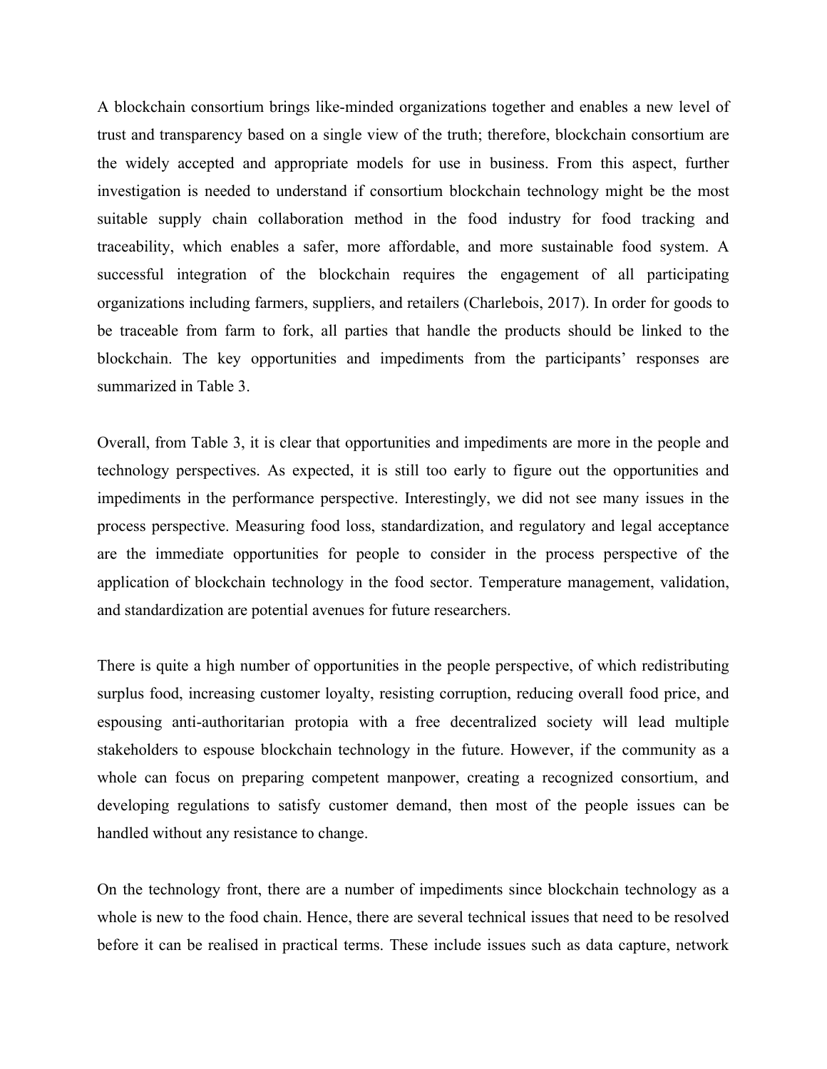A blockchain consortium brings like-minded organizations together and enables a new level of trust and transparency based on a single view of the truth; therefore, blockchain consortium are the widely accepted and appropriate models for use in business. From this aspect, further investigation is needed to understand if consortium blockchain technology might be the most suitable supply chain collaboration method in the food industry for food tracking and traceability, which enables a safer, more affordable, and more sustainable food system. A successful integration of the blockchain requires the engagement of all participating organizations including farmers, suppliers, and retailers (Charlebois, 2017). In order for goods to be traceable from farm to fork, all parties that handle the products should be linked to the blockchain. The key opportunities and impediments from the participants' responses are summarized in Table 3.

Overall, from Table 3, it is clear that opportunities and impediments are more in the people and technology perspectives. As expected, it is still too early to figure out the opportunities and impediments in the performance perspective. Interestingly, we did not see many issues in the process perspective. Measuring food loss, standardization, and regulatory and legal acceptance are the immediate opportunities for people to consider in the process perspective of the application of blockchain technology in the food sector. Temperature management, validation, and standardization are potential avenues for future researchers.

There is quite a high number of opportunities in the people perspective, of which redistributing surplus food, increasing customer loyalty, resisting corruption, reducing overall food price, and espousing anti-authoritarian protopia with a free decentralized society will lead multiple stakeholders to espouse blockchain technology in the future. However, if the community as a whole can focus on preparing competent manpower, creating a recognized consortium, and developing regulations to satisfy customer demand, then most of the people issues can be handled without any resistance to change.

On the technology front, there are a number of impediments since blockchain technology as a whole is new to the food chain. Hence, there are several technical issues that need to be resolved before it can be realised in practical terms. These include issues such as data capture, network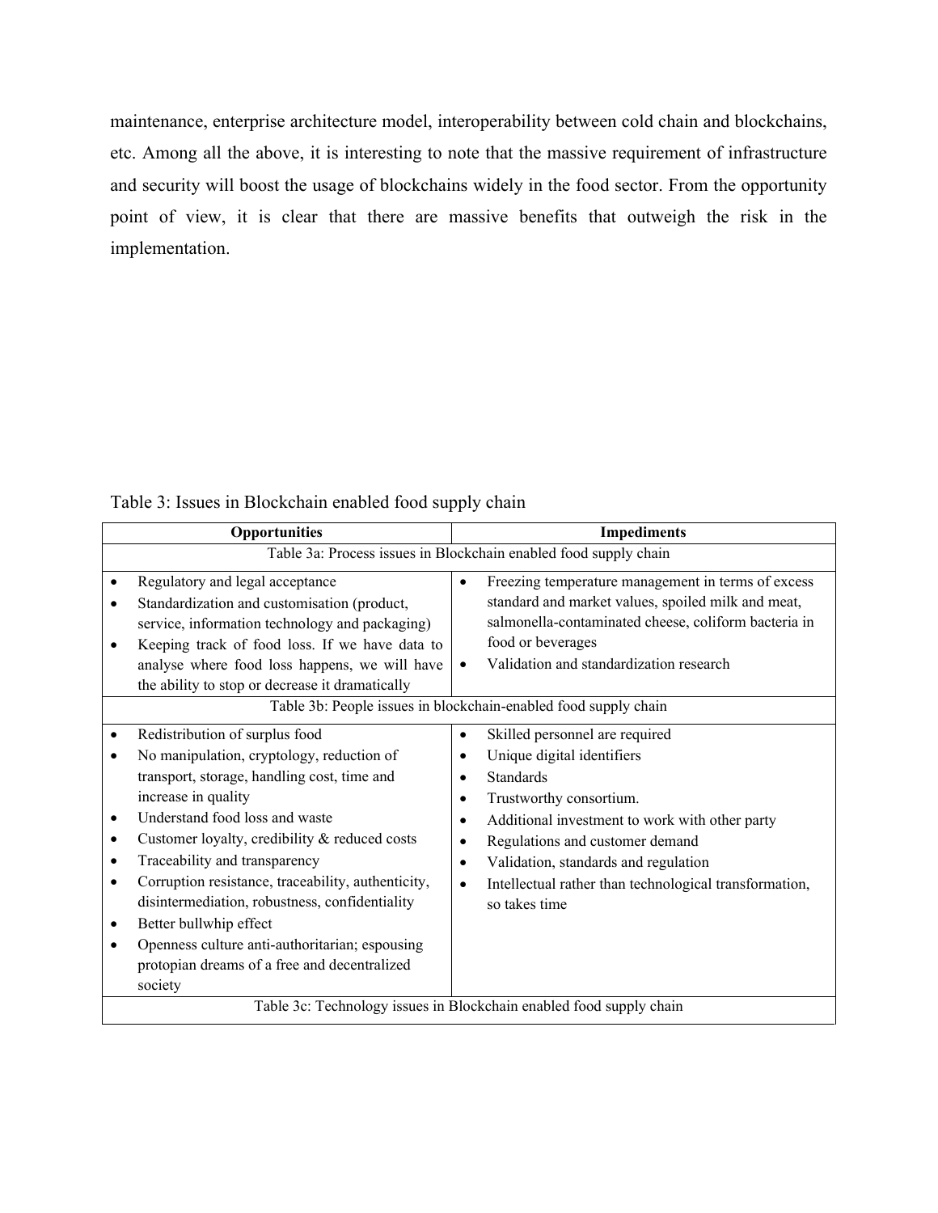maintenance, enterprise architecture model, interoperability between cold chain and blockchains, etc. Among all the above, it is interesting to note that the massive requirement of infrastructure and security will boost the usage of blockchains widely in the food sector. From the opportunity point of view, it is clear that there are massive benefits that outweigh the risk in the implementation.

Table 3: Issues in Blockchain enabled food supply chain

| **Opportunities** | **Impediments** |
|---|---|
| Table 3a: Process issues in Blockchain enabled food supply chain | |
| • Regulatory and legal acceptance<br>• Standardization and customisation (product, service, information technology and packaging)<br>• Keeping track of food loss. If we have data to analyse where food loss happens, we will have the ability to stop or decrease it dramatically | • Freezing temperature management in terms of excess standard and market values, spoiled milk and meat, salmonella-contaminated cheese, coliform bacteria in food or beverages<br>• Validation and standardization research |
| Table 3b: People issues in blockchain-enabled food supply chain | |
| • Redistribution of surplus food<br>• No manipulation, cryptology, reduction of transport, storage, handling cost, time and increase in quality<br>• Understand food loss and waste<br>• Customer loyalty, credibility & reduced costs<br>• Traceability and transparency<br>• Corruption resistance, traceability, authenticity, disintermediation, robustness, confidentiality<br>• Better bullwhip effect<br>• Openness culture anti-authoritarian; espousing protopian dreams of a free and decentralized society | • Skilled personnel are required<br>• Unique digital identifiers<br>• Standards<br>• Trustworthy consortium.<br>• Additional investment to work with other party<br>• Regulations and customer demand<br>• Validation, standards and regulation<br>• Intellectual rather than technological transformation, so takes time |
| Table 3c: Technology issues in Blockchain enabled food supply chain | |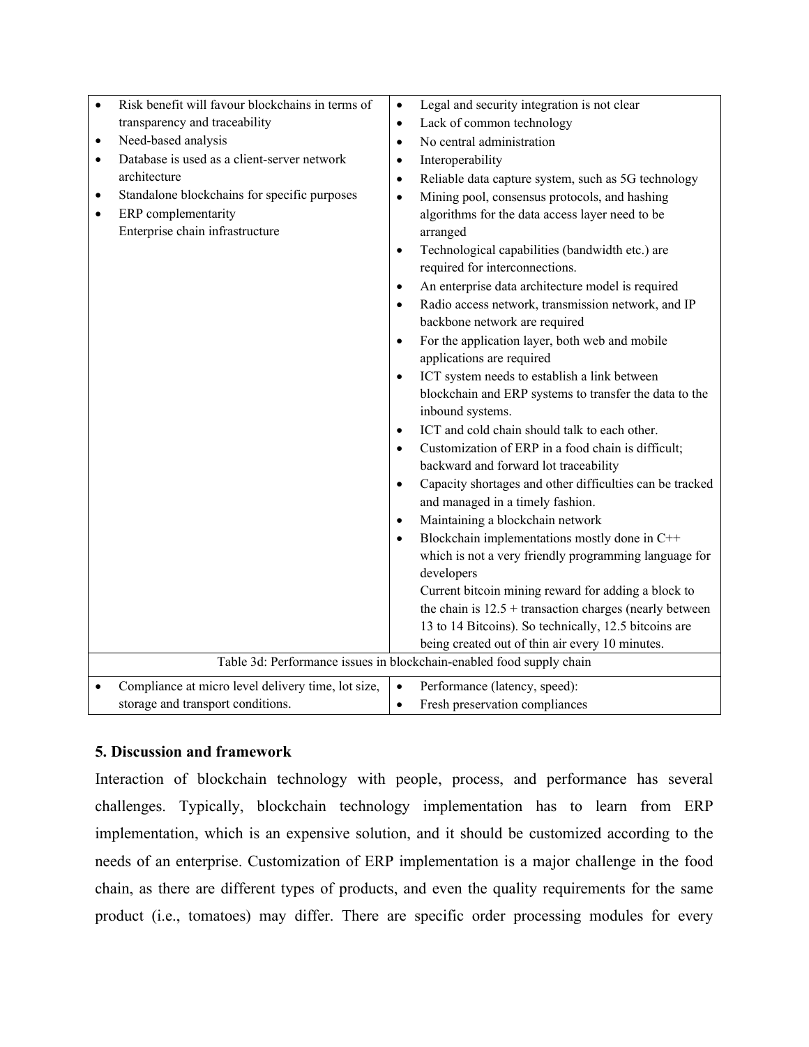| | |
|---|---|
| • Risk benefit will favour blockchains in terms of transparency and traceability<br>• Need-based analysis<br>• Database is used as a client-server network architecture<br>• Standalone blockchains for specific purposes<br>• ERP complementarity<br>Enterprise chain infrastructure | • Legal and security integration is not clear<br>• Lack of common technology<br>• No central administration<br>• Interoperability<br>• Reliable data capture system, such as 5G technology<br>• Mining pool, consensus protocols, and hashing algorithms for the data access layer need to be arranged<br>• Technological capabilities (bandwidth etc.) are required for interconnections.<br>• An enterprise data architecture model is required<br>• Radio access network, transmission network, and IP backbone network are required<br>• For the application layer, both web and mobile applications are required<br>• ICT system needs to establish a link between blockchain and ERP systems to transfer the data to the inbound systems.<br>• ICT and cold chain should talk to each other.<br>• Customization of ERP in a food chain is difficult; backward and forward lot traceability<br>• Capacity shortages and other difficulties can be tracked and managed in a timely fashion.<br>• Maintaining a blockchain network<br>• Blockchain implementations mostly done in C++ which is not a very friendly programming language for developers<br>Current bitcoin mining reward for adding a block to the chain is 12.5 + transaction charges (nearly between 13 to 14 Bitcoins). So technically, 12.5 bitcoins are being created out of thin air every 10 minutes. |
| Table 3d: Performance issues in blockchain-enabled food supply chain | |
| • Compliance at micro level delivery time, lot size, storage and transport conditions. | • Performance (latency, speed):<br>• Fresh preservation compliances |

## 5. Discussion and framework

Interaction of blockchain technology with people, process, and performance has several challenges. Typically, blockchain technology implementation has to learn from ERP implementation, which is an expensive solution, and it should be customized according to the needs of an enterprise. Customization of ERP implementation is a major challenge in the food chain, as there are different types of products, and even the quality requirements for the same product (i.e., tomatoes) may differ. There are specific order processing modules for every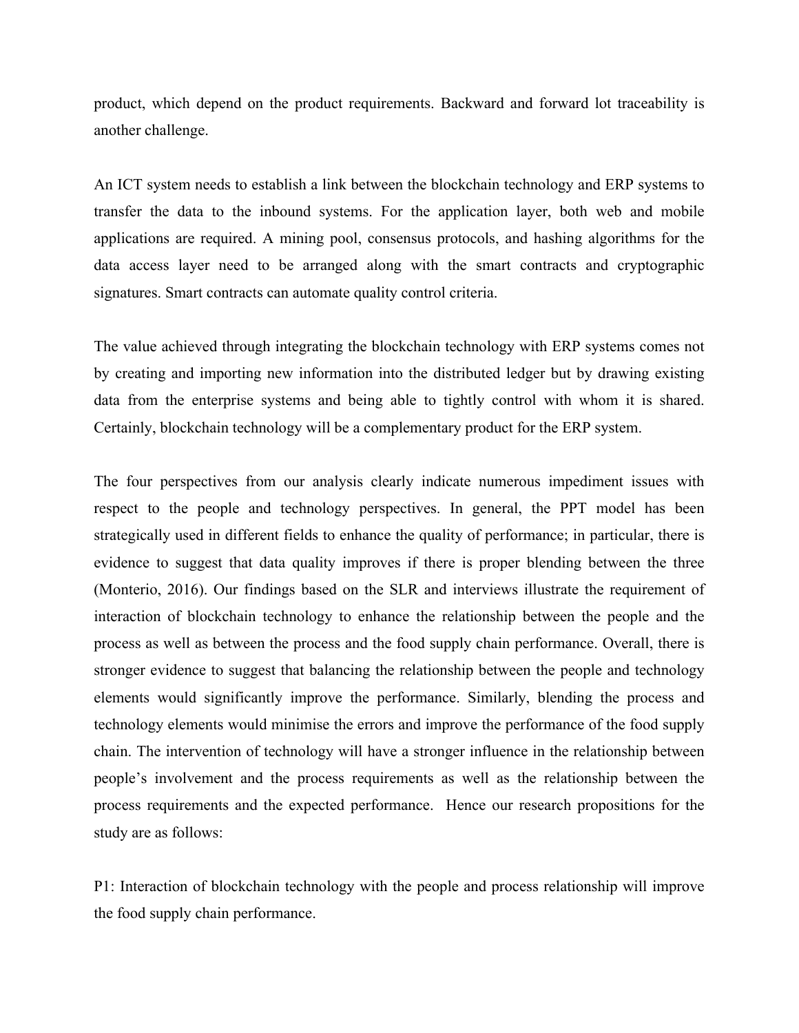product, which depend on the product requirements. Backward and forward lot traceability is another challenge.

An ICT system needs to establish a link between the blockchain technology and ERP systems to transfer the data to the inbound systems. For the application layer, both web and mobile applications are required. A mining pool, consensus protocols, and hashing algorithms for the data access layer need to be arranged along with the smart contracts and cryptographic signatures. Smart contracts can automate quality control criteria.

The value achieved through integrating the blockchain technology with ERP systems comes not by creating and importing new information into the distributed ledger but by drawing existing data from the enterprise systems and being able to tightly control with whom it is shared. Certainly, blockchain technology will be a complementary product for the ERP system.

The four perspectives from our analysis clearly indicate numerous impediment issues with respect to the people and technology perspectives. In general, the PPT model has been strategically used in different fields to enhance the quality of performance; in particular, there is evidence to suggest that data quality improves if there is proper blending between the three (Monterio, 2016). Our findings based on the SLR and interviews illustrate the requirement of interaction of blockchain technology to enhance the relationship between the people and the process as well as between the process and the food supply chain performance. Overall, there is stronger evidence to suggest that balancing the relationship between the people and technology elements would significantly improve the performance. Similarly, blending the process and technology elements would minimise the errors and improve the performance of the food supply chain. The intervention of technology will have a stronger influence in the relationship between people's involvement and the process requirements as well as the relationship between the process requirements and the expected performance. Hence our research propositions for the study are as follows:

P1: Interaction of blockchain technology with the people and process relationship will improve the food supply chain performance.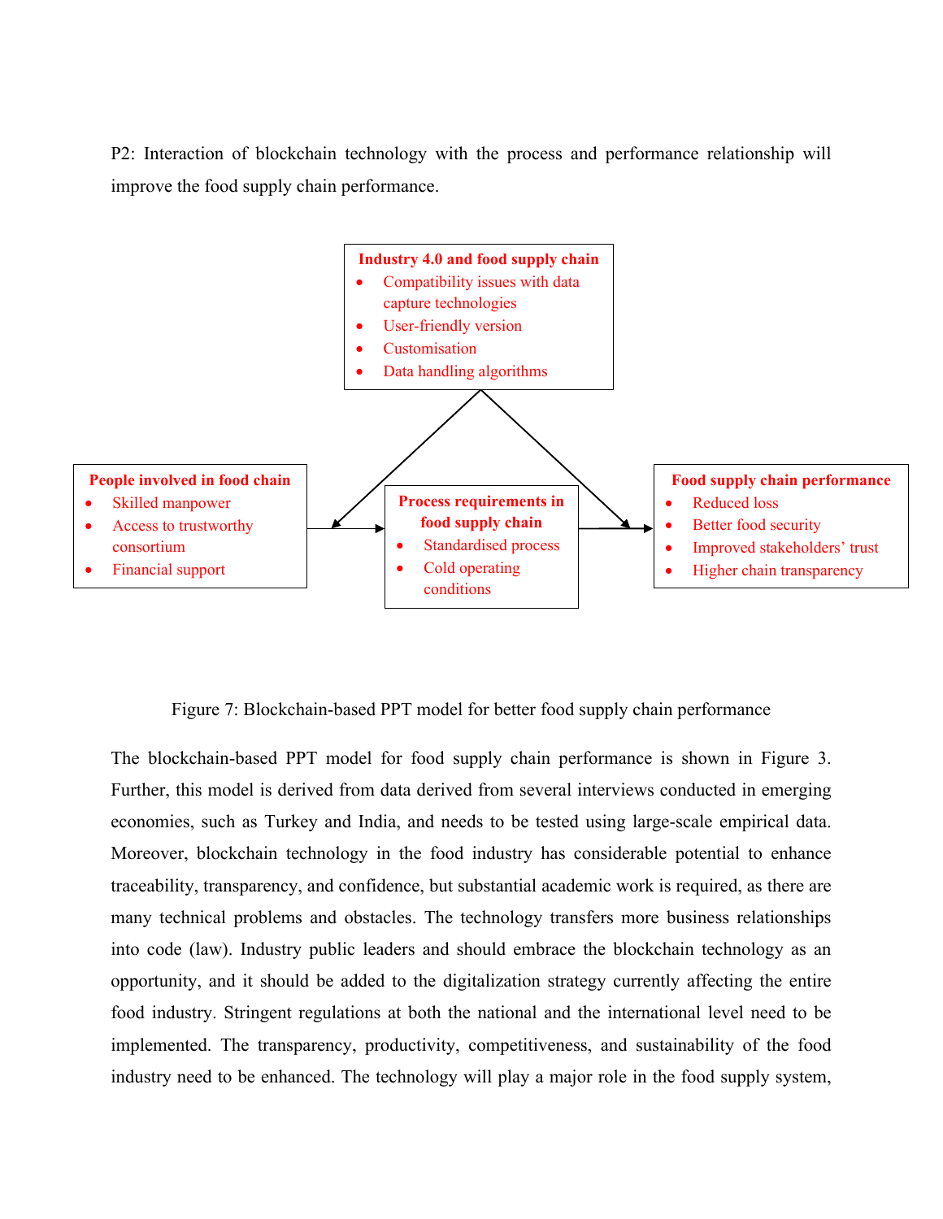P2: Interaction of blockchain technology with the process and performance relationship will improve the food supply chain performance.

**Industry 4.0 and food supply chain**

- Compatibility issues with data capture technologies
- User-friendly version
- Customisation
- Data handling algorithms

**People involved in food chain**

- Skilled manpower
- Access to trustworthy consortium
- Financial support

**Process requirements in food supply chain**

- Standardised process
- Cold operating conditions

**Food supply chain performance**

- Reduced loss
- Better food security
- Improved stakeholders' trust
- Higher chain transparency

Figure 7: Blockchain-based PPT model for better food supply chain performance

The blockchain-based PPT model for food supply chain performance is shown in Figure 3. Further, this model is derived from data derived from several interviews conducted in emerging economies, such as Turkey and India, and needs to be tested using large-scale empirical data. Moreover, blockchain technology in the food industry has considerable potential to enhance traceability, transparency, and confidence, but substantial academic work is required, as there are many technical problems and obstacles. The technology transfers more business relationships into code (law). Industry public leaders and should embrace the blockchain technology as an opportunity, and it should be added to the digitalization strategy currently affecting the entire food industry. Stringent regulations at both the national and the international level need to be implemented. The transparency, productivity, competitiveness, and sustainability of the food industry need to be enhanced. The technology will play a major role in the food supply system,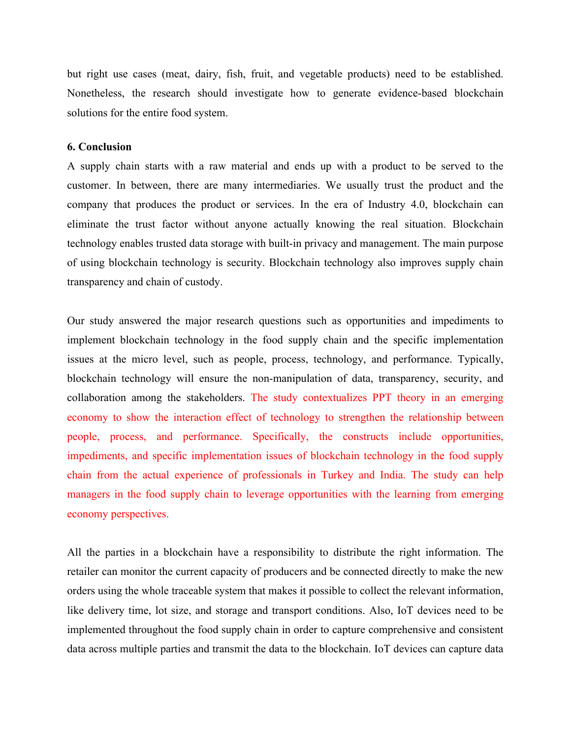but right use cases (meat, dairy, fish, fruit, and vegetable products) need to be established. Nonetheless, the research should investigate how to generate evidence-based blockchain solutions for the entire food system.

## 6. Conclusion

A supply chain starts with a raw material and ends up with a product to be served to the customer. In between, there are many intermediaries. We usually trust the product and the company that produces the product or services. In the era of Industry 4.0, blockchain can eliminate the trust factor without anyone actually knowing the real situation. Blockchain technology enables trusted data storage with built-in privacy and management. The main purpose of using blockchain technology is security. Blockchain technology also improves supply chain transparency and chain of custody.

Our study answered the major research questions such as opportunities and impediments to implement blockchain technology in the food supply chain and the specific implementation issues at the micro level, such as people, process, technology, and performance. Typically, blockchain technology will ensure the non-manipulation of data, transparency, security, and collaboration among the stakeholders. The study contextualizes PPT theory in an emerging economy to show the interaction effect of technology to strengthen the relationship between people, process, and performance. Specifically, the constructs include opportunities, impediments, and specific implementation issues of blockchain technology in the food supply chain from the actual experience of professionals in Turkey and India. The study can help managers in the food supply chain to leverage opportunities with the learning from emerging economy perspectives.

All the parties in a blockchain have a responsibility to distribute the right information. The retailer can monitor the current capacity of producers and be connected directly to make the new orders using the whole traceable system that makes it possible to collect the relevant information, like delivery time, lot size, and storage and transport conditions. Also, IoT devices need to be implemented throughout the food supply chain in order to capture comprehensive and consistent data across multiple parties and transmit the data to the blockchain. IoT devices can capture data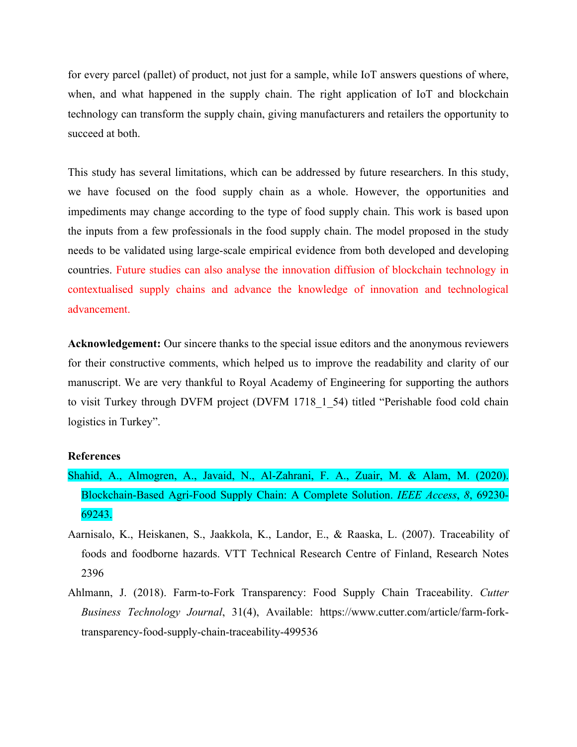for every parcel (pallet) of product, not just for a sample, while IoT answers questions of where, when, and what happened in the supply chain. The right application of IoT and blockchain technology can transform the supply chain, giving manufacturers and retailers the opportunity to succeed at both.

This study has several limitations, which can be addressed by future researchers. In this study, we have focused on the food supply chain as a whole. However, the opportunities and impediments may change according to the type of food supply chain. This work is based upon the inputs from a few professionals in the food supply chain. The model proposed in the study needs to be validated using large-scale empirical evidence from both developed and developing countries. Future studies can also analyse the innovation diffusion of blockchain technology in contextualised supply chains and advance the knowledge of innovation and technological advancement.

**Acknowledgement:** Our sincere thanks to the special issue editors and the anonymous reviewers for their constructive comments, which helped us to improve the readability and clarity of our manuscript. We are very thankful to Royal Academy of Engineering for supporting the authors to visit Turkey through DVFM project (DVFM 1718_1_54) titled "Perishable food cold chain logistics in Turkey".

**References**

Shahid, A., Almogren, A., Javaid, N., Al-Zahrani, F. A., Zuair, M. & Alam, M. (2020). Blockchain-Based Agri-Food Supply Chain: A Complete Solution. *IEEE Access*, *8*, 69230-69243.

Aarnisalo, K., Heiskanen, S., Jaakkola, K., Landor, E., & Raaska, L. (2007). Traceability of foods and foodborne hazards. VTT Technical Research Centre of Finland, Research Notes 2396

Ahlmann, J. (2018). Farm-to-Fork Transparency: Food Supply Chain Traceability. *Cutter Business Technology Journal*, 31(4), Available: https://www.cutter.com/article/farm-fork-transparency-food-supply-chain-traceability-499536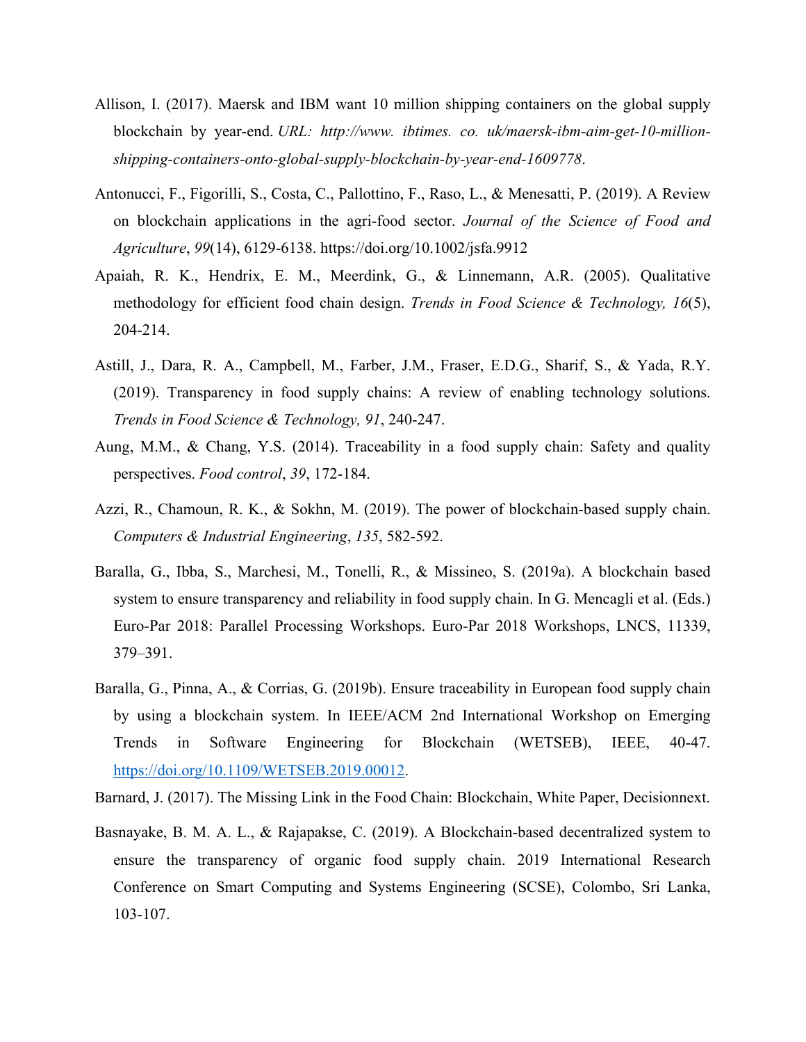Allison, I. (2017). Maersk and IBM want 10 million shipping containers on the global supply blockchain by year-end. *URL: http://www. ibtimes. co. uk/maersk-ibm-aim-get-10-million-shipping-containers-onto-global-supply-blockchain-by-year-end-1609778*.

Antonucci, F., Figorilli, S., Costa, C., Pallottino, F., Raso, L., & Menesatti, P. (2019). A Review on blockchain applications in the agri-food sector. *Journal of the Science of Food and Agriculture*, *99*(14), 6129-6138. https://doi.org/10.1002/jsfa.9912

Apaiah, R. K., Hendrix, E. M., Meerdink, G., & Linnemann, A.R. (2005). Qualitative methodology for efficient food chain design. *Trends in Food Science & Technology, 16*(5), 204-214.

Astill, J., Dara, R. A., Campbell, M., Farber, J.M., Fraser, E.D.G., Sharif, S., & Yada, R.Y. (2019). Transparency in food supply chains: A review of enabling technology solutions. *Trends in Food Science & Technology, 91*, 240-247.

Aung, M.M., & Chang, Y.S. (2014). Traceability in a food supply chain: Safety and quality perspectives. *Food control*, *39*, 172-184.

Azzi, R., Chamoun, R. K., & Sokhn, M. (2019). The power of blockchain-based supply chain. *Computers & Industrial Engineering*, *135*, 582-592.

Baralla, G., Ibba, S., Marchesi, M., Tonelli, R., & Missineo, S. (2019a). A blockchain based system to ensure transparency and reliability in food supply chain. In G. Mencagli et al. (Eds.) Euro-Par 2018: Parallel Processing Workshops. Euro-Par 2018 Workshops, LNCS, 11339, 379–391.

Baralla, G., Pinna, A., & Corrias, G. (2019b). Ensure traceability in European food supply chain by using a blockchain system. In IEEE/ACM 2nd International Workshop on Emerging Trends in Software Engineering for Blockchain (WETSEB), IEEE, 40-47. https://doi.org/10.1109/WETSEB.2019.00012.

Barnard, J. (2017). The Missing Link in the Food Chain: Blockchain, White Paper, Decisionnext.

Basnayake, B. M. A. L., & Rajapakse, C. (2019). A Blockchain-based decentralized system to ensure the transparency of organic food supply chain. 2019 International Research Conference on Smart Computing and Systems Engineering (SCSE), Colombo, Sri Lanka, 103-107.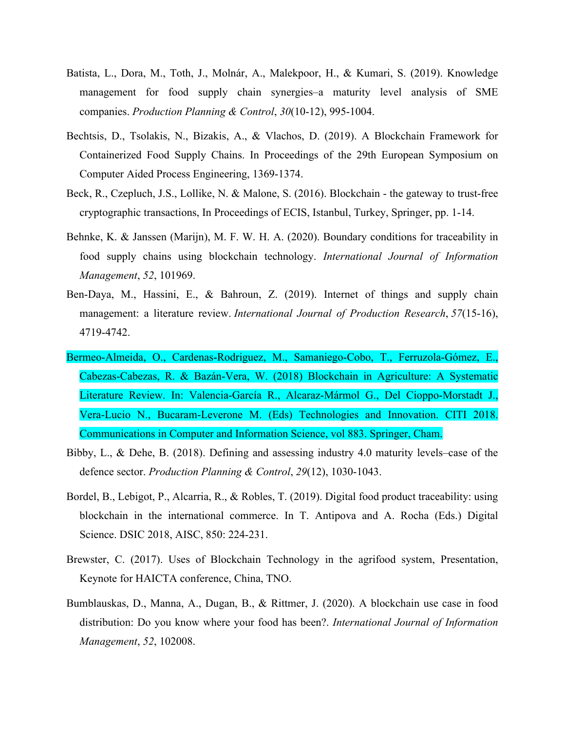Batista, L., Dora, M., Toth, J., Molnár, A., Malekpoor, H., & Kumari, S. (2019). Knowledge management for food supply chain synergies–a maturity level analysis of SME companies. *Production Planning & Control*, *30*(10-12), 995-1004.

Bechtsis, D., Tsolakis, N., Bizakis, A., & Vlachos, D. (2019). A Blockchain Framework for Containerized Food Supply Chains. In Proceedings of the 29th European Symposium on Computer Aided Process Engineering, 1369-1374.

Beck, R., Czepluch, J.S., Lollike, N. & Malone, S. (2016). Blockchain - the gateway to trust-free cryptographic transactions, In Proceedings of ECIS, Istanbul, Turkey, Springer, pp. 1-14.

Behnke, K. & Janssen (Marijn), M. F. W. H. A. (2020). Boundary conditions for traceability in food supply chains using blockchain technology. *International Journal of Information Management*, *52*, 101969.

Ben-Daya, M., Hassini, E., & Bahroun, Z. (2019). Internet of things and supply chain management: a literature review. *International Journal of Production Research*, *57*(15-16), 4719-4742.

Bermeo-Almeida, O., Cardenas-Rodriguez, M., Samaniego-Cobo, T., Ferruzola-Gómez, E., Cabezas-Cabezas, R. & Bazán-Vera, W. (2018) Blockchain in Agriculture: A Systematic Literature Review. In: Valencia-García R., Alcaraz-Mármol G., Del Cioppo-Morstadt J., Vera-Lucio N., Bucaram-Leverone M. (Eds) Technologies and Innovation. CITI 2018. Communications in Computer and Information Science, vol 883. Springer, Cham.

Bibby, L., & Dehe, B. (2018). Defining and assessing industry 4.0 maturity levels–case of the defence sector. *Production Planning & Control*, *29*(12), 1030-1043.

Bordel, B., Lebigot, P., Alcarria, R., & Robles, T. (2019). Digital food product traceability: using blockchain in the international commerce. In T. Antipova and A. Rocha (Eds.) Digital Science. DSIC 2018, AISC, 850: 224-231.

Brewster, C. (2017). Uses of Blockchain Technology in the agrifood system, Presentation, Keynote for HAICTA conference, China, TNO.

Bumblauskas, D., Manna, A., Dugan, B., & Rittmer, J. (2020). A blockchain use case in food distribution: Do you know where your food has been?. *International Journal of Information Management*, *52*, 102008.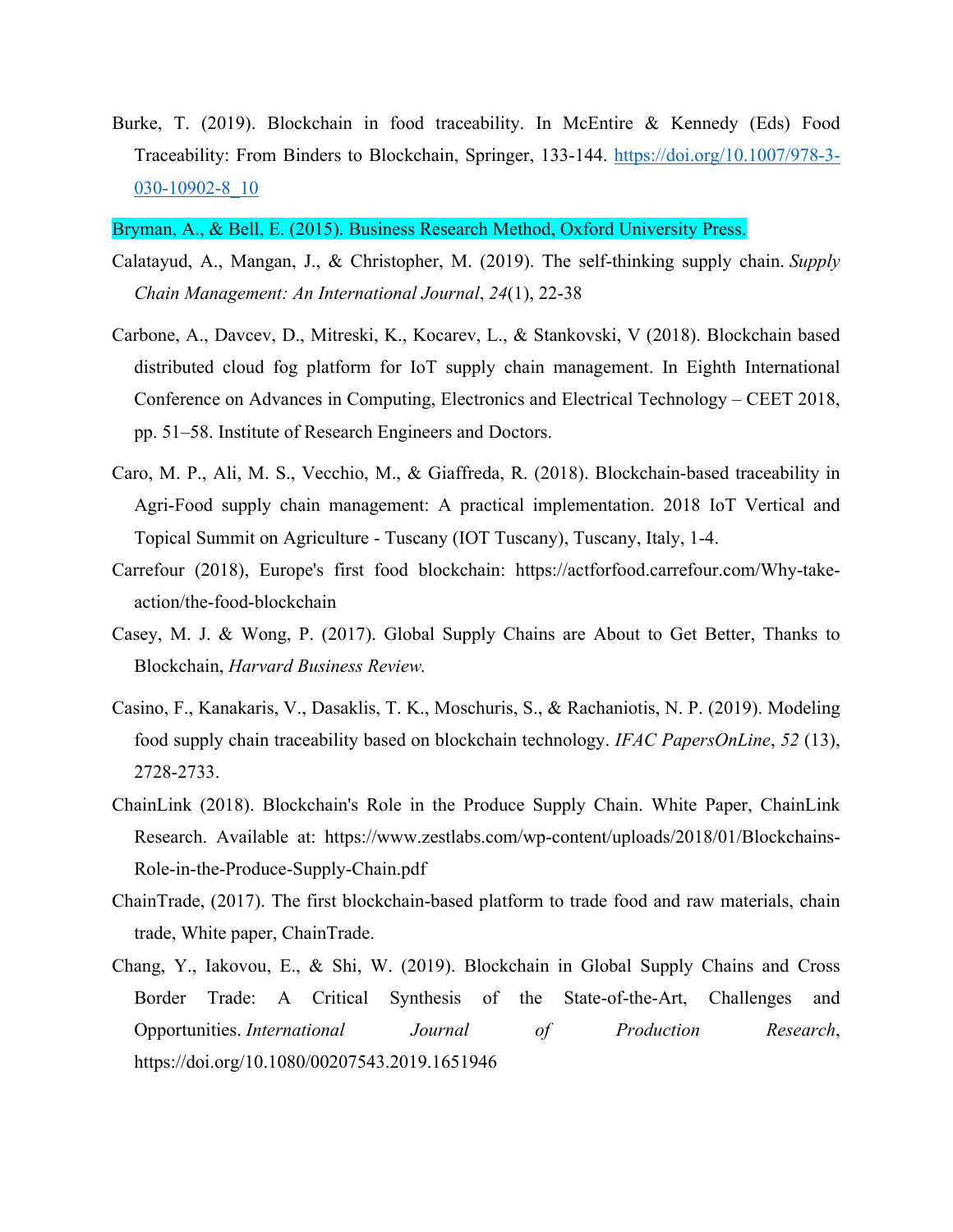Burke, T. (2019). Blockchain in food traceability. In McEntire & Kennedy (Eds) Food Traceability: From Binders to Blockchain, Springer, 133-144. https://doi.org/10.1007/978-3-030-10902-8_10

Bryman, A., & Bell, E. (2015). Business Research Method, Oxford University Press.

Calatayud, A., Mangan, J., & Christopher, M. (2019). The self-thinking supply chain. *Supply Chain Management: An International Journal*, *24*(1), 22-38

Carbone, A., Davcev, D., Mitreski, K., Kocarev, L., & Stankovski, V (2018). Blockchain based distributed cloud fog platform for IoT supply chain management. In Eighth International Conference on Advances in Computing, Electronics and Electrical Technology – CEET 2018, pp. 51–58. Institute of Research Engineers and Doctors.

Caro, M. P., Ali, M. S., Vecchio, M., & Giaffreda, R. (2018). Blockchain-based traceability in Agri-Food supply chain management: A practical implementation. 2018 IoT Vertical and Topical Summit on Agriculture - Tuscany (IOT Tuscany), Tuscany, Italy, 1-4.

Carrefour (2018), Europe's first food blockchain: https://actforfood.carrefour.com/Why-take-action/the-food-blockchain

Casey, M. J. & Wong, P. (2017). Global Supply Chains are About to Get Better, Thanks to Blockchain, *Harvard Business Review.*

Casino, F., Kanakaris, V., Dasaklis, T. K., Moschuris, S., & Rachaniotis, N. P. (2019). Modeling food supply chain traceability based on blockchain technology. *IFAC PapersOnLine*, *52* (13), 2728-2733.

ChainLink (2018). Blockchain's Role in the Produce Supply Chain. White Paper, ChainLink Research. Available at: https://www.zestlabs.com/wp-content/uploads/2018/01/Blockchains-Role-in-the-Produce-Supply-Chain.pdf

ChainTrade, (2017). The first blockchain-based platform to trade food and raw materials, chain trade, White paper, ChainTrade.

Chang, Y., Iakovou, E., & Shi, W. (2019). Blockchain in Global Supply Chains and Cross Border Trade: A Critical Synthesis of the State-of-the-Art, Challenges and Opportunities. *International Journal of Production Research*, https://doi.org/10.1080/00207543.2019.1651946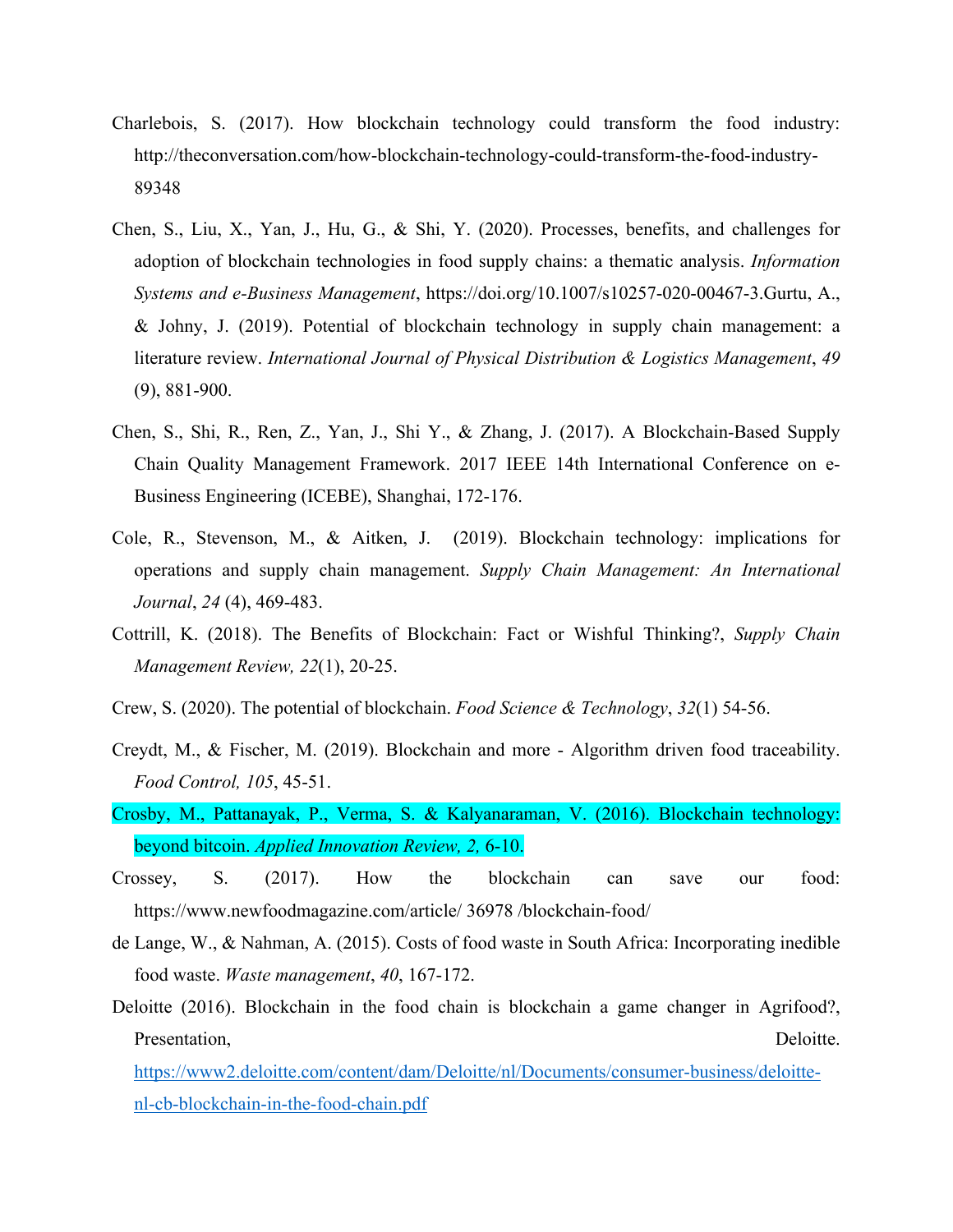Charlebois, S. (2017). How blockchain technology could transform the food industry: http://theconversation.com/how-blockchain-technology-could-transform-the-food-industry-89348

Chen, S., Liu, X., Yan, J., Hu, G., & Shi, Y. (2020). Processes, benefits, and challenges for adoption of blockchain technologies in food supply chains: a thematic analysis. *Information Systems and e-Business Management*, https://doi.org/10.1007/s10257-020-00467-3.Gurtu, A., & Johny, J. (2019). Potential of blockchain technology in supply chain management: a literature review. *International Journal of Physical Distribution & Logistics Management*, *49* (9), 881-900.

Chen, S., Shi, R., Ren, Z., Yan, J., Shi Y., & Zhang, J. (2017). A Blockchain-Based Supply Chain Quality Management Framework. 2017 IEEE 14th International Conference on e-Business Engineering (ICEBE), Shanghai, 172-176.

Cole, R., Stevenson, M., & Aitken, J. (2019). Blockchain technology: implications for operations and supply chain management. *Supply Chain Management: An International Journal*, *24* (4), 469-483.

Cottrill, K. (2018). The Benefits of Blockchain: Fact or Wishful Thinking?, *Supply Chain Management Review, 22*(1), 20-25.

Crew, S. (2020). The potential of blockchain. *Food Science & Technology*, *32*(1) 54-56.

Creydt, M., & Fischer, M. (2019). Blockchain and more - Algorithm driven food traceability. *Food Control, 105*, 45-51.

Crosby, M., Pattanayak, P., Verma, S. & Kalyanaraman, V. (2016). Blockchain technology: beyond bitcoin. *Applied Innovation Review, 2,* 6-10.

Crossey, S. (2017). How the blockchain can save our food: https://www.newfoodmagazine.com/article/ 36978 /blockchain-food/

de Lange, W., & Nahman, A. (2015). Costs of food waste in South Africa: Incorporating inedible food waste. *Waste management*, *40*, 167-172.

Deloitte (2016). Blockchain in the food chain is blockchain a game changer in Agrifood?, Presentation, Deloitte. https://www2.deloitte.com/content/dam/Deloitte/nl/Documents/consumer-business/deloitte-nl-cb-blockchain-in-the-food-chain.pdf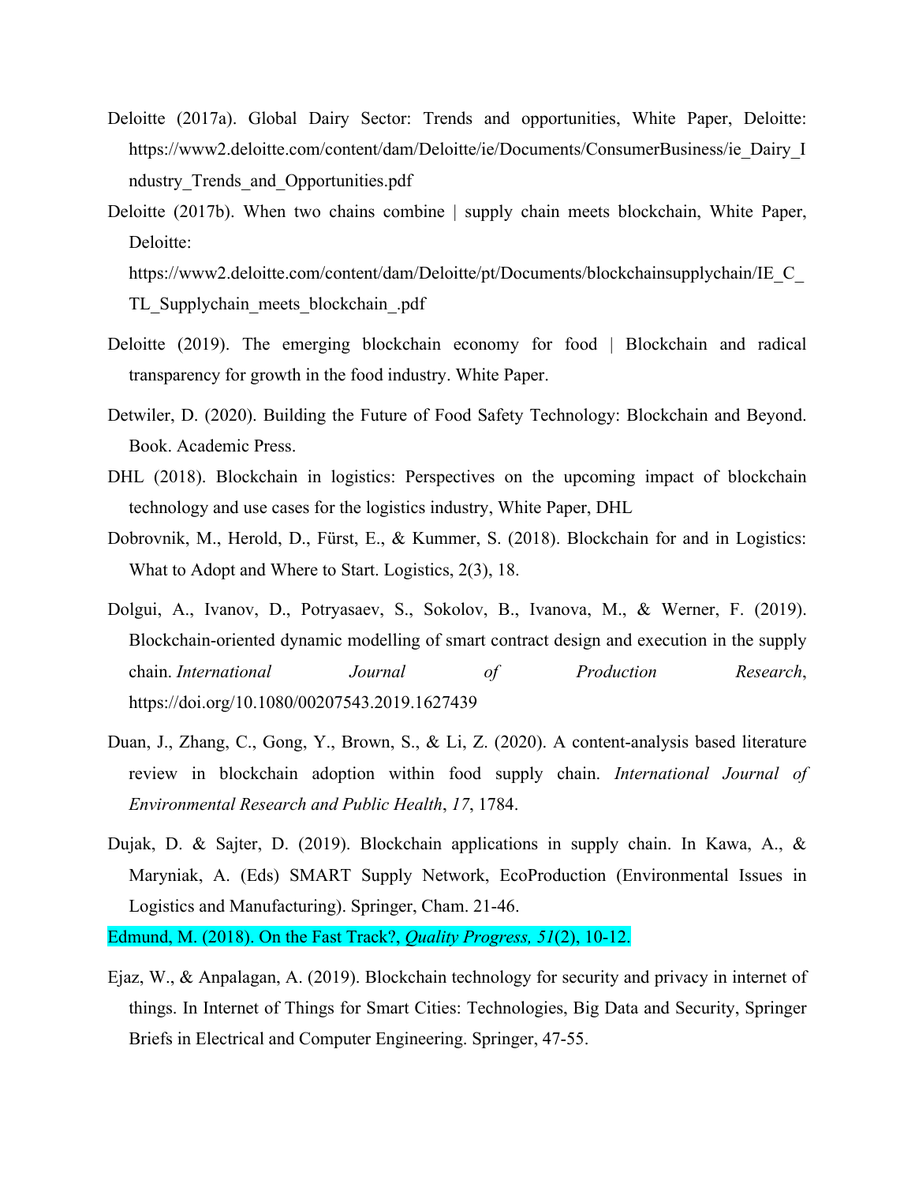Deloitte (2017a). Global Dairy Sector: Trends and opportunities, White Paper, Deloitte: https://www2.deloitte.com/content/dam/Deloitte/ie/Documents/ConsumerBusiness/ie_Dairy_Industry_Trends_and_Opportunities.pdf

Deloitte (2017b). When two chains combine | supply chain meets blockchain, White Paper, Deloitte: https://www2.deloitte.com/content/dam/Deloitte/pt/Documents/blockchainsupplychain/IE_C_TL_Supplychain_meets_blockchain_.pdf

Deloitte (2019). The emerging blockchain economy for food | Blockchain and radical transparency for growth in the food industry. White Paper.

Detwiler, D. (2020). Building the Future of Food Safety Technology: Blockchain and Beyond. Book. Academic Press.

DHL (2018). Blockchain in logistics: Perspectives on the upcoming impact of blockchain technology and use cases for the logistics industry, White Paper, DHL

Dobrovnik, M., Herold, D., Fürst, E., & Kummer, S. (2018). Blockchain for and in Logistics: What to Adopt and Where to Start. Logistics, 2(3), 18.

Dolgui, A., Ivanov, D., Potryasaev, S., Sokolov, B., Ivanova, M., & Werner, F. (2019). Blockchain-oriented dynamic modelling of smart contract design and execution in the supply chain. *International Journal of Production Research*, https://doi.org/10.1080/00207543.2019.1627439

Duan, J., Zhang, C., Gong, Y., Brown, S., & Li, Z. (2020). A content-analysis based literature review in blockchain adoption within food supply chain. *International Journal of Environmental Research and Public Health*, *17*, 1784.

Dujak, D. & Sajter, D. (2019). Blockchain applications in supply chain. In Kawa, A., & Maryniak, A. (Eds) SMART Supply Network, EcoProduction (Environmental Issues in Logistics and Manufacturing). Springer, Cham. 21-46.

Edmund, M. (2018). On the Fast Track?, *Quality Progress, 51*(2), 10-12.

Ejaz, W., & Anpalagan, A. (2019). Blockchain technology for security and privacy in internet of things. In Internet of Things for Smart Cities: Technologies, Big Data and Security, Springer Briefs in Electrical and Computer Engineering. Springer, 47-55.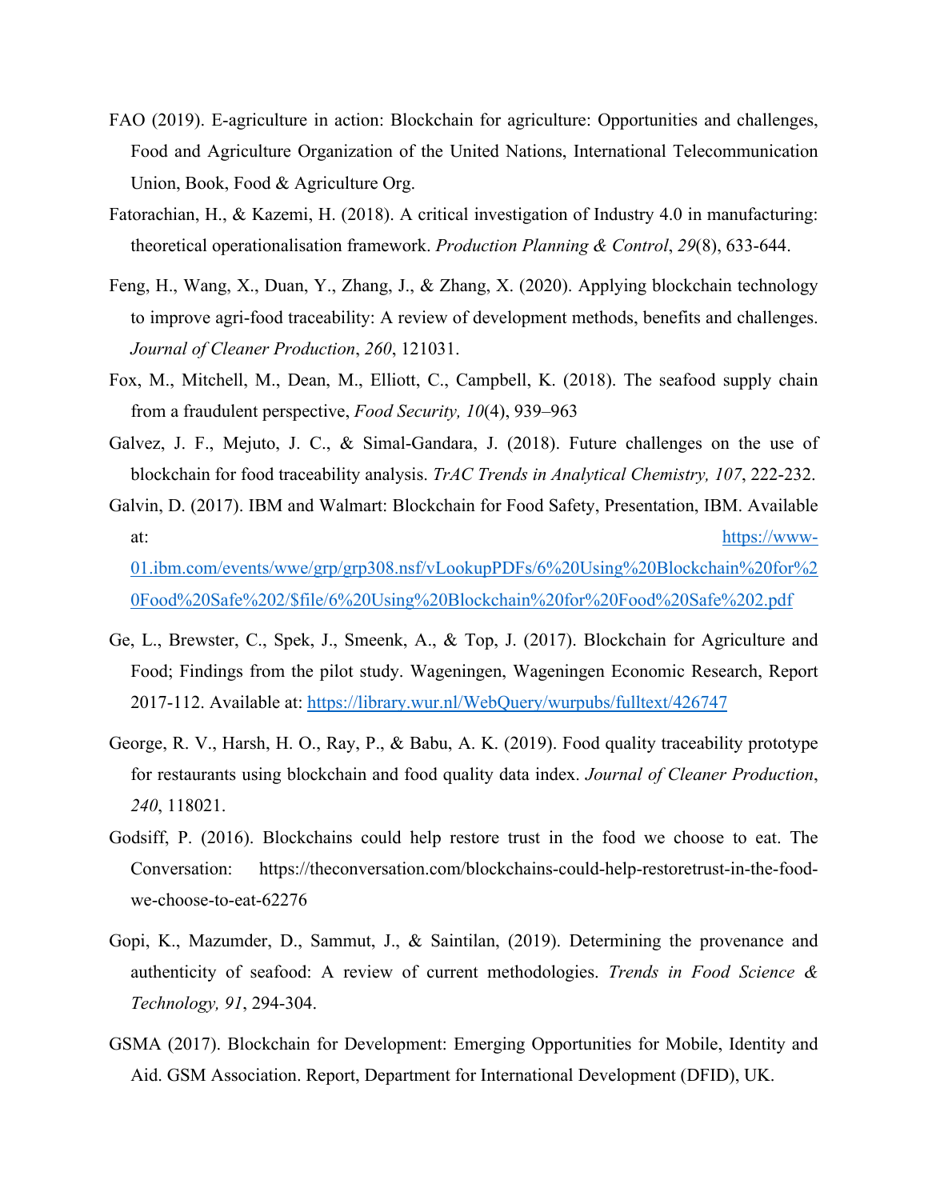FAO (2019). E-agriculture in action: Blockchain for agriculture: Opportunities and challenges, Food and Agriculture Organization of the United Nations, International Telecommunication Union, Book, Food & Agriculture Org.

Fatorachian, H., & Kazemi, H. (2018). A critical investigation of Industry 4.0 in manufacturing: theoretical operationalisation framework. *Production Planning & Control*, *29*(8), 633-644.

Feng, H., Wang, X., Duan, Y., Zhang, J., & Zhang, X. (2020). Applying blockchain technology to improve agri-food traceability: A review of development methods, benefits and challenges. *Journal of Cleaner Production*, *260*, 121031.

Fox, M., Mitchell, M., Dean, M., Elliott, C., Campbell, K. (2018). The seafood supply chain from a fraudulent perspective, *Food Security, 10*(4), 939–963

Galvez, J. F., Mejuto, J. C., & Simal-Gandara, J. (2018). Future challenges on the use of blockchain for food traceability analysis. *TrAC Trends in Analytical Chemistry, 107*, 222-232.

Galvin, D. (2017). IBM and Walmart: Blockchain for Food Safety, Presentation, IBM. Available at: [https://www-01.ibm.com/events/wwe/grp/grp308.nsf/vLookupPDFs/6%20Using%20Blockchain%20for%20Food%20Safe%202/$file/6%20Using%20Blockchain%20for%20Food%20Safe%202.pdf](https://www-01.ibm.com/events/wwe/grp/grp308.nsf/vLookupPDFs/6%20Using%20Blockchain%20for%20Food%20Safe%202/$file/6%20Using%20Blockchain%20for%20Food%20Safe%202.pdf)

Ge, L., Brewster, C., Spek, J., Smeenk, A., & Top, J. (2017). Blockchain for Agriculture and Food; Findings from the pilot study. Wageningen, Wageningen Economic Research, Report 2017-112. Available at: [https://library.wur.nl/WebQuery/wurpubs/fulltext/426747](https://library.wur.nl/WebQuery/wurpubs/fulltext/426747)

George, R. V., Harsh, H. O., Ray, P., & Babu, A. K. (2019). Food quality traceability prototype for restaurants using blockchain and food quality data index. *Journal of Cleaner Production*, *240*, 118021.

Godsiff, P. (2016). Blockchains could help restore trust in the food we choose to eat. The Conversation: https://theconversation.com/blockchains-could-help-restoretrust-in-the-food-we-choose-to-eat-62276

Gopi, K., Mazumder, D., Sammut, J., & Saintilan, (2019). Determining the provenance and authenticity of seafood: A review of current methodologies. *Trends in Food Science & Technology, 91*, 294-304.

GSMA (2017). Blockchain for Development: Emerging Opportunities for Mobile, Identity and Aid. GSM Association. Report, Department for International Development (DFID), UK.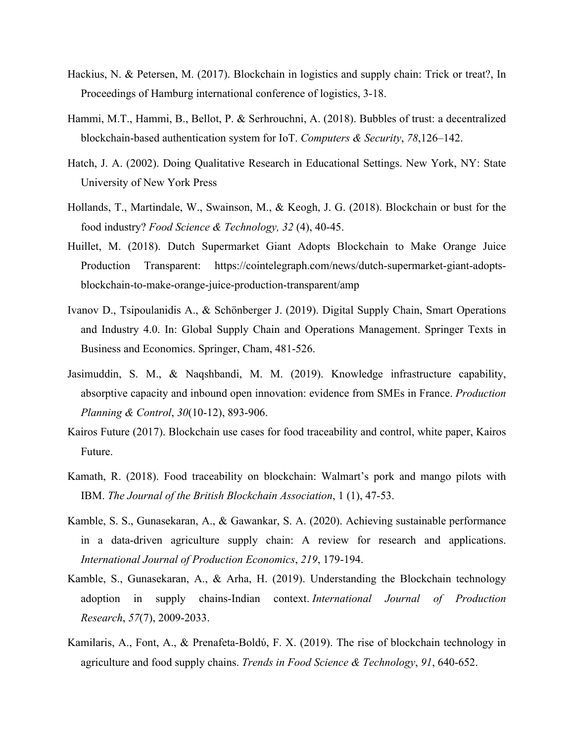Hackius, N. & Petersen, M. (2017). Blockchain in logistics and supply chain: Trick or treat?, In Proceedings of Hamburg international conference of logistics, 3-18.

Hammi, M.T., Hammi, B., Bellot, P. & Serhrouchni, A. (2018). Bubbles of trust: a decentralized blockchain-based authentication system for IoT. *Computers & Security*, *78*,126–142.

Hatch, J. A. (2002). Doing Qualitative Research in Educational Settings. New York, NY: State University of New York Press

Hollands, T., Martindale, W., Swainson, M., & Keogh, J. G. (2018). Blockchain or bust for the food industry? *Food Science & Technology, 32* (4), 40-45.

Huillet, M. (2018). Dutch Supermarket Giant Adopts Blockchain to Make Orange Juice Production Transparent: https://cointelegraph.com/news/dutch-supermarket-giant-adopts-blockchain-to-make-orange-juice-production-transparent/amp

Ivanov D., Tsipoulanidis A., & Schönberger J. (2019). Digital Supply Chain, Smart Operations and Industry 4.0. In: Global Supply Chain and Operations Management. Springer Texts in Business and Economics. Springer, Cham, 481-526.

Jasimuddin, S. M., & Naqshbandi, M. M. (2019). Knowledge infrastructure capability, absorptive capacity and inbound open innovation: evidence from SMEs in France. *Production Planning & Control*, *30*(10-12), 893-906.

Kairos Future (2017). Blockchain use cases for food traceability and control, white paper, Kairos Future.

Kamath, R. (2018). Food traceability on blockchain: Walmart's pork and mango pilots with IBM. *The Journal of the British Blockchain Association*, 1 (1), 47-53.

Kamble, S. S., Gunasekaran, A., & Gawankar, S. A. (2020). Achieving sustainable performance in a data-driven agriculture supply chain: A review for research and applications. *International Journal of Production Economics*, *219*, 179-194.

Kamble, S., Gunasekaran, A., & Arha, H. (2019). Understanding the Blockchain technology adoption in supply chains-Indian context. *International Journal of Production Research*, *57*(7), 2009-2033.

Kamilaris, A., Font, A., & Prenafeta-Boldύ, F. X. (2019). The rise of blockchain technology in agriculture and food supply chains. *Trends in Food Science & Technology*, *91*, 640-652.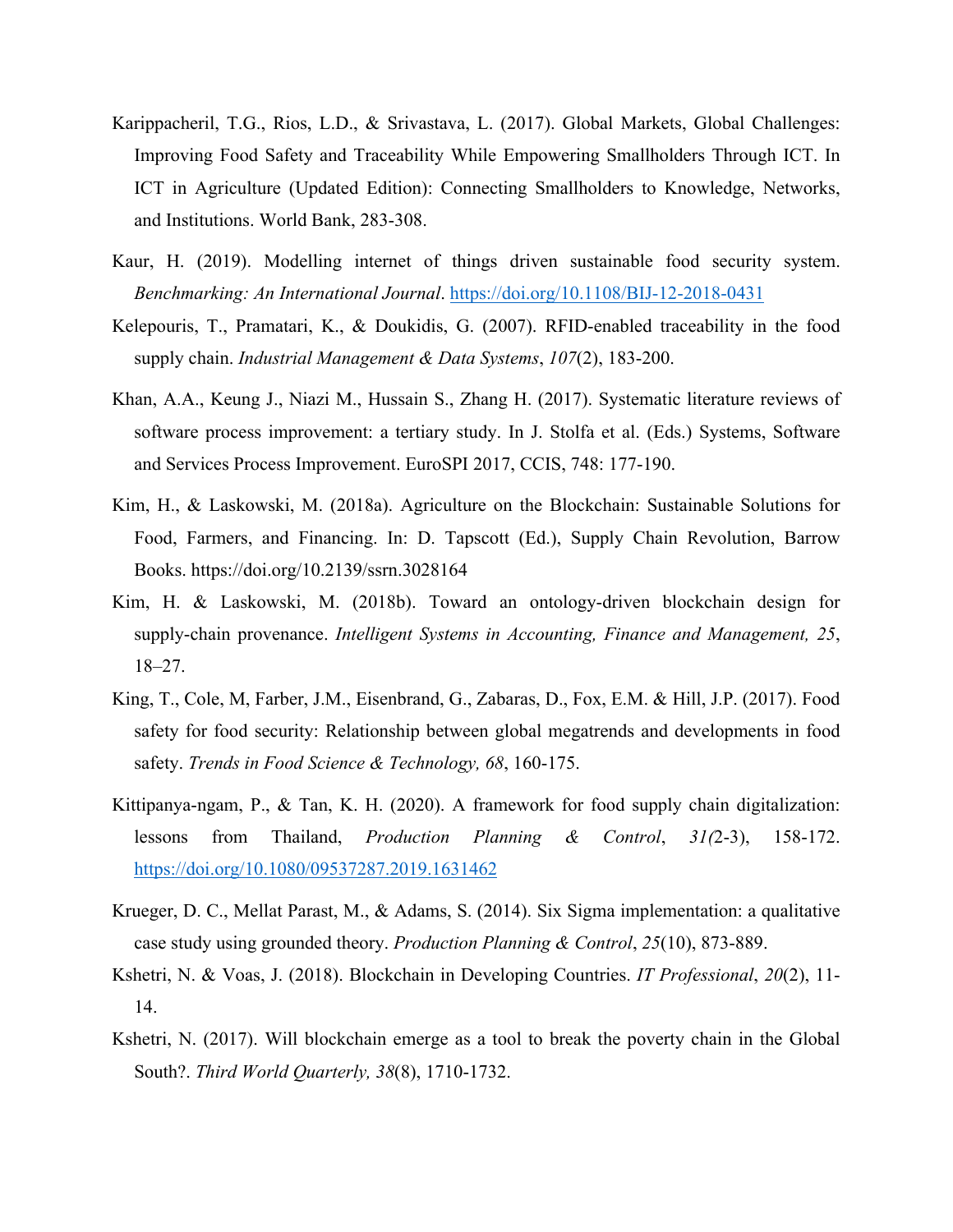Karippacheril, T.G., Rios, L.D., & Srivastava, L. (2017). Global Markets, Global Challenges: Improving Food Safety and Traceability While Empowering Smallholders Through ICT. In ICT in Agriculture (Updated Edition): Connecting Smallholders to Knowledge, Networks, and Institutions. World Bank, 283-308.

Kaur, H. (2019). Modelling internet of things driven sustainable food security system. *Benchmarking: An International Journal*. https://doi.org/10.1108/BIJ-12-2018-0431

Kelepouris, T., Pramatari, K., & Doukidis, G. (2007). RFID-enabled traceability in the food supply chain. *Industrial Management & Data Systems*, *107*(2), 183-200.

Khan, A.A., Keung J., Niazi M., Hussain S., Zhang H. (2017). Systematic literature reviews of software process improvement: a tertiary study. In J. Stolfa et al. (Eds.) Systems, Software and Services Process Improvement. EuroSPI 2017, CCIS, 748: 177-190.

Kim, H., & Laskowski, M. (2018a). Agriculture on the Blockchain: Sustainable Solutions for Food, Farmers, and Financing. In: D. Tapscott (Ed.), Supply Chain Revolution, Barrow Books. https://doi.org/10.2139/ssrn.3028164

Kim, H. & Laskowski, M. (2018b). Toward an ontology-driven blockchain design for supply-chain provenance. *Intelligent Systems in Accounting, Finance and Management, 25*, 18–27.

King, T., Cole, M, Farber, J.M., Eisenbrand, G., Zabaras, D., Fox, E.M. & Hill, J.P. (2017). Food safety for food security: Relationship between global megatrends and developments in food safety. *Trends in Food Science & Technology, 68*, 160-175.

Kittipanya-ngam, P., & Tan, K. H. (2020). A framework for food supply chain digitalization: lessons from Thailand, *Production Planning & Control*, *31(*2-3), 158-172. https://doi.org/10.1080/09537287.2019.1631462

Krueger, D. C., Mellat Parast, M., & Adams, S. (2014). Six Sigma implementation: a qualitative case study using grounded theory. *Production Planning & Control*, *25*(10), 873-889.

Kshetri, N. & Voas, J. (2018). Blockchain in Developing Countries. *IT Professional*, *20*(2), 11-14.

Kshetri, N. (2017). Will blockchain emerge as a tool to break the poverty chain in the Global South?. *Third World Quarterly, 38*(8), 1710-1732.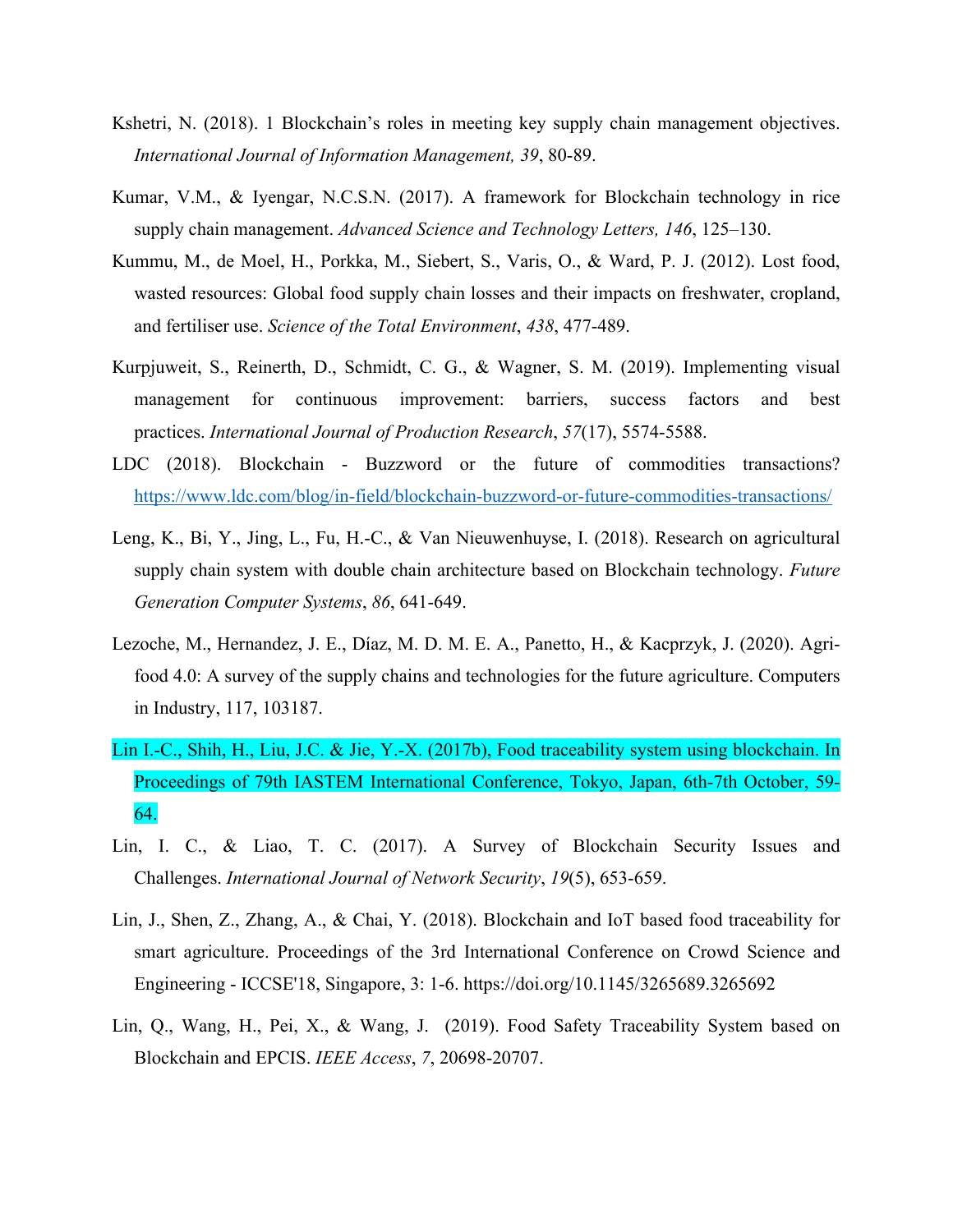Kshetri, N. (2018). 1 Blockchain's roles in meeting key supply chain management objectives. *International Journal of Information Management, 39*, 80-89.

Kumar, V.M., & Iyengar, N.C.S.N. (2017). A framework for Blockchain technology in rice supply chain management. *Advanced Science and Technology Letters, 146*, 125–130.

Kummu, M., de Moel, H., Porkka, M., Siebert, S., Varis, O., & Ward, P. J. (2012). Lost food, wasted resources: Global food supply chain losses and their impacts on freshwater, cropland, and fertiliser use. *Science of the Total Environment*, *438*, 477-489.

Kurpjuweit, S., Reinerth, D., Schmidt, C. G., & Wagner, S. M. (2019). Implementing visual management for continuous improvement: barriers, success factors and best practices. *International Journal of Production Research*, *57*(17), 5574-5588.

LDC (2018). Blockchain - Buzzword or the future of commodities transactions? https://www.ldc.com/blog/in-field/blockchain-buzzword-or-future-commodities-transactions/

Leng, K., Bi, Y., Jing, L., Fu, H.-C., & Van Nieuwenhuyse, I. (2018). Research on agricultural supply chain system with double chain architecture based on Blockchain technology. *Future Generation Computer Systems*, *86*, 641-649.

Lezoche, M., Hernandez, J. E., Díaz, M. D. M. E. A., Panetto, H., & Kacprzyk, J. (2020). Agri-food 4.0: A survey of the supply chains and technologies for the future agriculture. Computers in Industry, 117, 103187.

Lin I.-C., Shih, H., Liu, J.C. & Jie, Y.-X. (2017b), Food traceability system using blockchain. In Proceedings of 79th IASTEM International Conference, Tokyo, Japan, 6th-7th October, 59-64.

Lin, I. C., & Liao, T. C. (2017). A Survey of Blockchain Security Issues and Challenges. *International Journal of Network Security*, *19*(5), 653-659.

Lin, J., Shen, Z., Zhang, A., & Chai, Y. (2018). Blockchain and IoT based food traceability for smart agriculture. Proceedings of the 3rd International Conference on Crowd Science and Engineering - ICCSE'18, Singapore, 3: 1-6. https://doi.org/10.1145/3265689.3265692

Lin, Q., Wang, H., Pei, X., & Wang, J. (2019). Food Safety Traceability System based on Blockchain and EPCIS. *IEEE Access*, *7*, 20698-20707.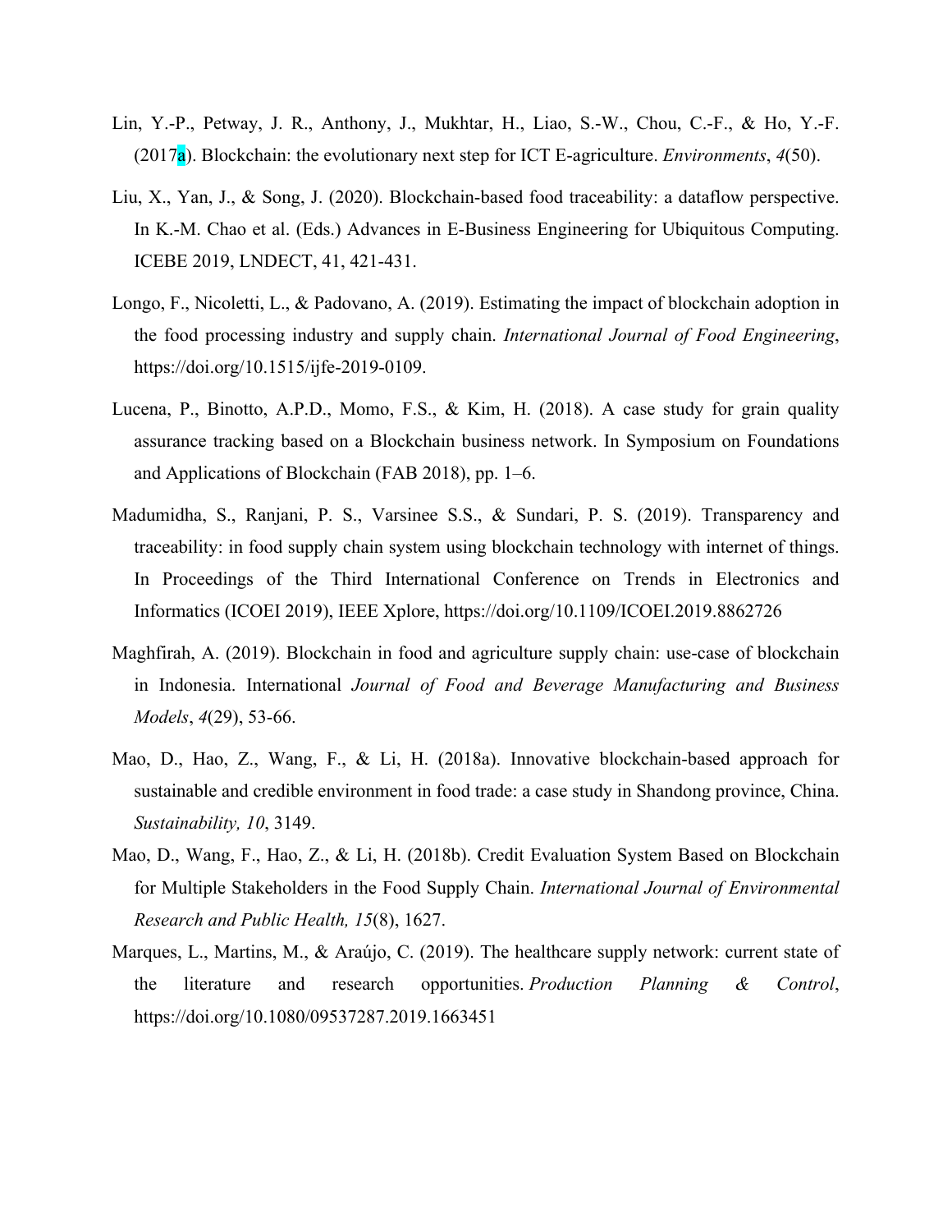Lin, Y.-P., Petway, J. R., Anthony, J., Mukhtar, H., Liao, S.-W., Chou, C.-F., & Ho, Y.-F. (2017a). Blockchain: the evolutionary next step for ICT E-agriculture. *Environments*, *4*(50).

Liu, X., Yan, J., & Song, J. (2020). Blockchain-based food traceability: a dataflow perspective. In K.-M. Chao et al. (Eds.) Advances in E-Business Engineering for Ubiquitous Computing. ICEBE 2019, LNDECT, 41, 421-431.

Longo, F., Nicoletti, L., & Padovano, A. (2019). Estimating the impact of blockchain adoption in the food processing industry and supply chain. *International Journal of Food Engineering*, https://doi.org/10.1515/ijfe-2019-0109.

Lucena, P., Binotto, A.P.D., Momo, F.S., & Kim, H. (2018). A case study for grain quality assurance tracking based on a Blockchain business network. In Symposium on Foundations and Applications of Blockchain (FAB 2018), pp. 1–6.

Madumidha, S., Ranjani, P. S., Varsinee S.S., & Sundari, P. S. (2019). Transparency and traceability: in food supply chain system using blockchain technology with internet of things. In Proceedings of the Third International Conference on Trends in Electronics and Informatics (ICOEI 2019), IEEE Xplore, https://doi.org/10.1109/ICOEI.2019.8862726

Maghfirah, A. (2019). Blockchain in food and agriculture supply chain: use-case of blockchain in Indonesia. International *Journal of Food and Beverage Manufacturing and Business Models*, *4*(29), 53-66.

Mao, D., Hao, Z., Wang, F., & Li, H. (2018a). Innovative blockchain-based approach for sustainable and credible environment in food trade: a case study in Shandong province, China. *Sustainability, 10*, 3149.

Mao, D., Wang, F., Hao, Z., & Li, H. (2018b). Credit Evaluation System Based on Blockchain for Multiple Stakeholders in the Food Supply Chain. *International Journal of Environmental Research and Public Health, 15*(8), 1627.

Marques, L., Martins, M., & Araújo, C. (2019). The healthcare supply network: current state of the literature and research opportunities. *Production Planning & Control*, https://doi.org/10.1080/09537287.2019.1663451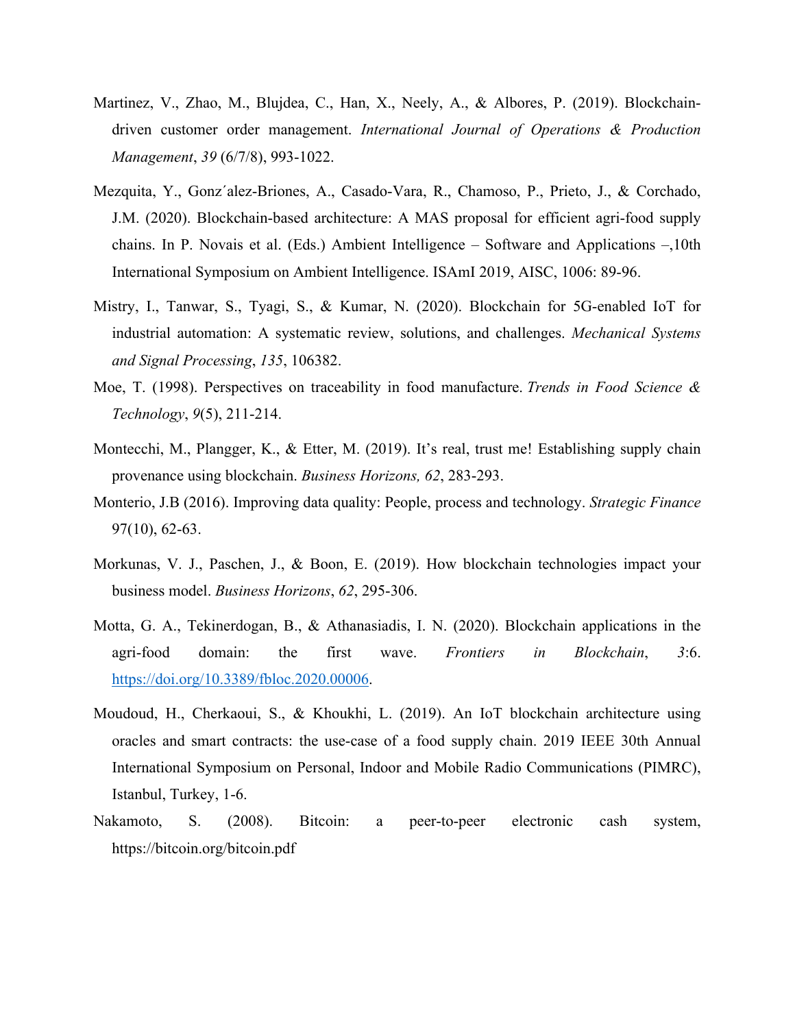Martinez, V., Zhao, M., Blujdea, C., Han, X., Neely, A., & Albores, P. (2019). Blockchain-driven customer order management. *International Journal of Operations & Production Management*, *39* (6/7/8), 993-1022.

Mezquita, Y., Gonz´alez-Briones, A., Casado-Vara, R., Chamoso, P., Prieto, J., & Corchado, J.M. (2020). Blockchain-based architecture: A MAS proposal for efficient agri-food supply chains. In P. Novais et al. (Eds.) Ambient Intelligence – Software and Applications –,10th International Symposium on Ambient Intelligence. ISAmI 2019, AISC, 1006: 89-96.

Mistry, I., Tanwar, S., Tyagi, S., & Kumar, N. (2020). Blockchain for 5G-enabled IoT for industrial automation: A systematic review, solutions, and challenges. *Mechanical Systems and Signal Processing*, *135*, 106382.

Moe, T. (1998). Perspectives on traceability in food manufacture. *Trends in Food Science & Technology*, *9*(5), 211-214.

Montecchi, M., Plangger, K., & Etter, M. (2019). It's real, trust me! Establishing supply chain provenance using blockchain. *Business Horizons, 62*, 283-293.

Monterio, J.B (2016). Improving data quality: People, process and technology. *Strategic Finance* 97(10), 62-63.

Morkunas, V. J., Paschen, J., & Boon, E. (2019). How blockchain technologies impact your business model. *Business Horizons*, *62*, 295-306.

Motta, G. A., Tekinerdogan, B., & Athanasiadis, I. N. (2020). Blockchain applications in the agri-food domain: the first wave. *Frontiers in Blockchain*, *3*:6. https://doi.org/10.3389/fbloc.2020.00006.

Moudoud, H., Cherkaoui, S., & Khoukhi, L. (2019). An IoT blockchain architecture using oracles and smart contracts: the use-case of a food supply chain. 2019 IEEE 30th Annual International Symposium on Personal, Indoor and Mobile Radio Communications (PIMRC), Istanbul, Turkey, 1-6.

Nakamoto, S. (2008). Bitcoin: a peer-to-peer electronic cash system, https://bitcoin.org/bitcoin.pdf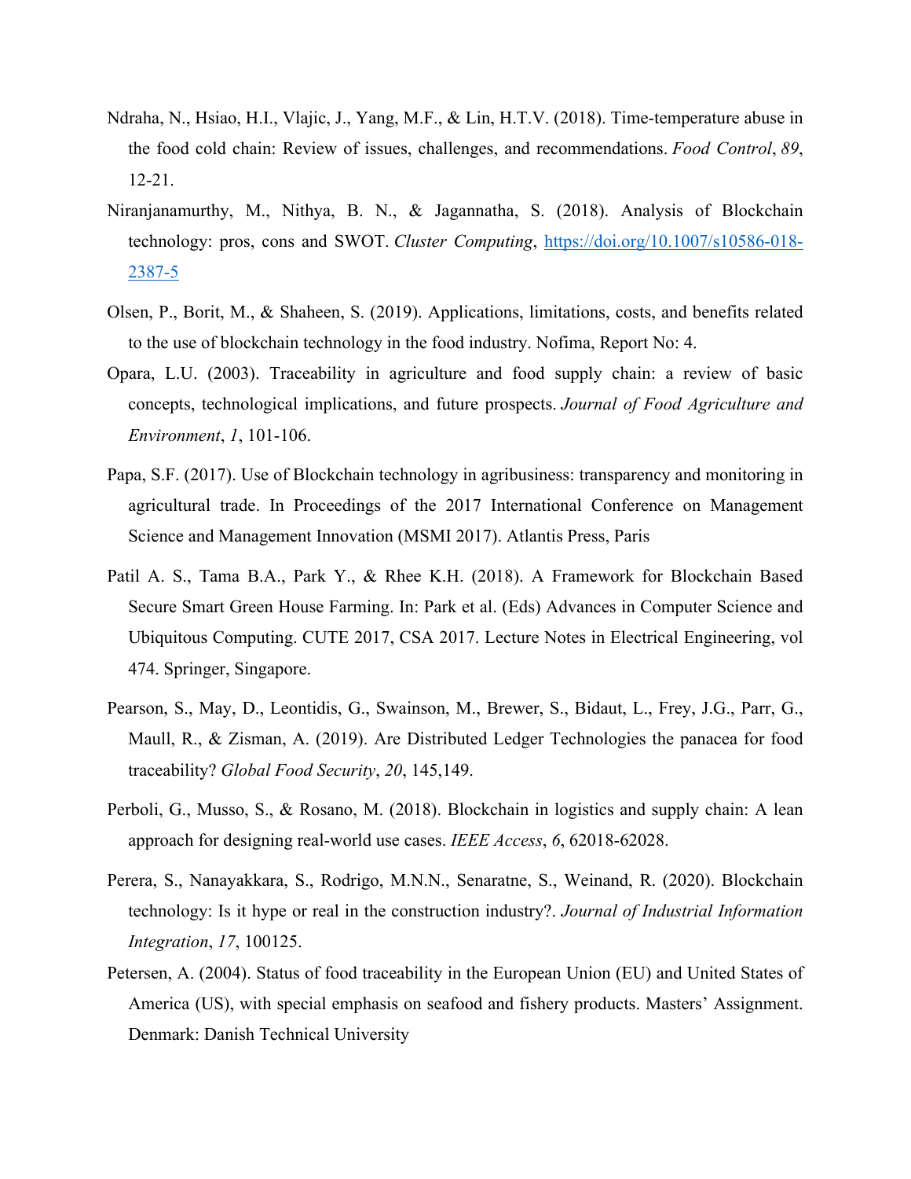Ndraha, N., Hsiao, H.I., Vlajic, J., Yang, M.F., & Lin, H.T.V. (2018). Time-temperature abuse in the food cold chain: Review of issues, challenges, and recommendations. *Food Control*, *89*, 12-21.

Niranjanamurthy, M., Nithya, B. N., & Jagannatha, S. (2018). Analysis of Blockchain technology: pros, cons and SWOT. *Cluster Computing*, https://doi.org/10.1007/s10586-018-2387-5

Olsen, P., Borit, M., & Shaheen, S. (2019). Applications, limitations, costs, and benefits related to the use of blockchain technology in the food industry. Nofima, Report No: 4.

Opara, L.U. (2003). Traceability in agriculture and food supply chain: a review of basic concepts, technological implications, and future prospects. *Journal of Food Agriculture and Environment*, *1*, 101-106.

Papa, S.F. (2017). Use of Blockchain technology in agribusiness: transparency and monitoring in agricultural trade. In Proceedings of the 2017 International Conference on Management Science and Management Innovation (MSMI 2017). Atlantis Press, Paris

Patil A. S., Tama B.A., Park Y., & Rhee K.H. (2018). A Framework for Blockchain Based Secure Smart Green House Farming. In: Park et al. (Eds) Advances in Computer Science and Ubiquitous Computing. CUTE 2017, CSA 2017. Lecture Notes in Electrical Engineering, vol 474. Springer, Singapore.

Pearson, S., May, D., Leontidis, G., Swainson, M., Brewer, S., Bidaut, L., Frey, J.G., Parr, G., Maull, R., & Zisman, A. (2019). Are Distributed Ledger Technologies the panacea for food traceability? *Global Food Security*, *20*, 145,149.

Perboli, G., Musso, S., & Rosano, M. (2018). Blockchain in logistics and supply chain: A lean approach for designing real-world use cases. *IEEE Access*, *6*, 62018-62028.

Perera, S., Nanayakkara, S., Rodrigo, M.N.N., Senaratne, S., Weinand, R. (2020). Blockchain technology: Is it hype or real in the construction industry?. *Journal of Industrial Information Integration*, *17*, 100125.

Petersen, A. (2004). Status of food traceability in the European Union (EU) and United States of America (US), with special emphasis on seafood and fishery products. Masters' Assignment. Denmark: Danish Technical University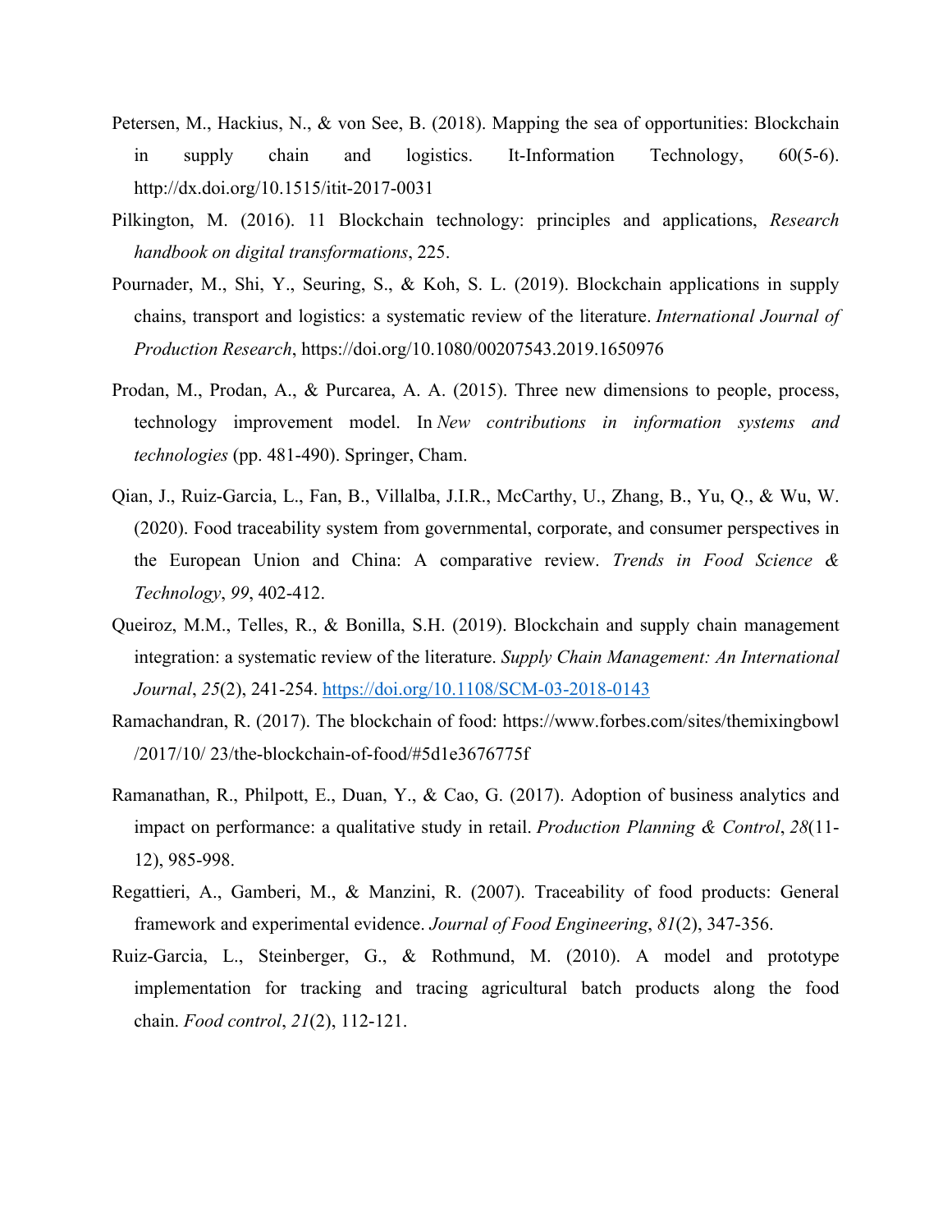Petersen, M., Hackius, N., & von See, B. (2018). Mapping the sea of opportunities: Blockchain in supply chain and logistics. It-Information Technology, 60(5-6). http://dx.doi.org/10.1515/itit-2017-0031

Pilkington, M. (2016). 11 Blockchain technology: principles and applications, *Research handbook on digital transformations*, 225.

Pournader, M., Shi, Y., Seuring, S., & Koh, S. L. (2019). Blockchain applications in supply chains, transport and logistics: a systematic review of the literature. *International Journal of Production Research*, https://doi.org/10.1080/00207543.2019.1650976

Prodan, M., Prodan, A., & Purcarea, A. A. (2015). Three new dimensions to people, process, technology improvement model. In *New contributions in information systems and technologies* (pp. 481-490). Springer, Cham.

Qian, J., Ruiz-Garcia, L., Fan, B., Villalba, J.I.R., McCarthy, U., Zhang, B., Yu, Q., & Wu, W. (2020). Food traceability system from governmental, corporate, and consumer perspectives in the European Union and China: A comparative review. *Trends in Food Science & Technology*, *99*, 402-412.

Queiroz, M.M., Telles, R., & Bonilla, S.H. (2019). Blockchain and supply chain management integration: a systematic review of the literature. *Supply Chain Management: An International Journal*, *25*(2), 241-254. https://doi.org/10.1108/SCM-03-2018-0143

Ramachandran, R. (2017). The blockchain of food: https://www.forbes.com/sites/themixingbowl /2017/10/ 23/the-blockchain-of-food/#5d1e3676775f

Ramanathan, R., Philpott, E., Duan, Y., & Cao, G. (2017). Adoption of business analytics and impact on performance: a qualitative study in retail. *Production Planning & Control*, *28*(11-12), 985-998.

Regattieri, A., Gamberi, M., & Manzini, R. (2007). Traceability of food products: General framework and experimental evidence. *Journal of Food Engineering*, *81*(2), 347-356.

Ruiz-Garcia, L., Steinberger, G., & Rothmund, M. (2010). A model and prototype implementation for tracking and tracing agricultural batch products along the food chain. *Food control*, *21*(2), 112-121.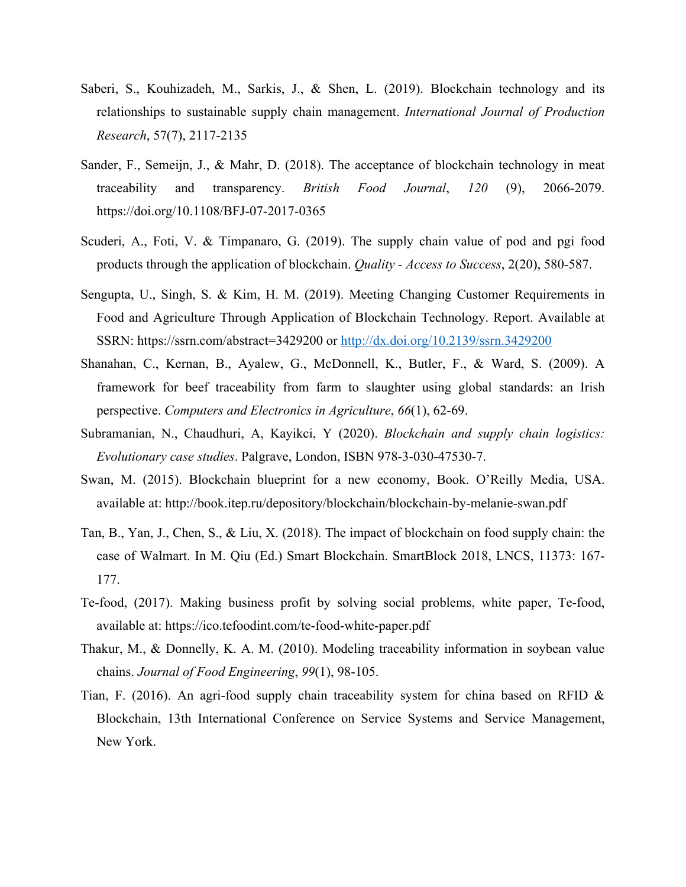Saberi, S., Kouhizadeh, M., Sarkis, J., & Shen, L. (2019). Blockchain technology and its relationships to sustainable supply chain management. *International Journal of Production Research*, 57(7), 2117-2135

Sander, F., Semeijn, J., & Mahr, D. (2018). The acceptance of blockchain technology in meat traceability and transparency. *British Food Journal*, *120* (9), 2066-2079. https://doi.org/10.1108/BFJ-07-2017-0365

Scuderi, A., Foti, V. & Timpanaro, G. (2019). The supply chain value of pod and pgi food products through the application of blockchain. *Quality - Access to Success*, 2(20), 580-587.

Sengupta, U., Singh, S. & Kim, H. M. (2019). Meeting Changing Customer Requirements in Food and Agriculture Through Application of Blockchain Technology. Report. Available at SSRN: https://ssrn.com/abstract=3429200 or http://dx.doi.org/10.2139/ssrn.3429200

Shanahan, C., Kernan, B., Ayalew, G., McDonnell, K., Butler, F., & Ward, S. (2009). A framework for beef traceability from farm to slaughter using global standards: an Irish perspective. *Computers and Electronics in Agriculture*, *66*(1), 62-69.

Subramanian, N., Chaudhuri, A, Kayikci, Y (2020). *Blockchain and supply chain logistics: Evolutionary case studies*. Palgrave, London, ISBN 978-3-030-47530-7.

Swan, M. (2015). Blockchain blueprint for a new economy, Book. O'Reilly Media, USA. available at: http://book.itep.ru/depository/blockchain/blockchain-by-melanie-swan.pdf

Tan, B., Yan, J., Chen, S., & Liu, X. (2018). The impact of blockchain on food supply chain: the case of Walmart. In M. Qiu (Ed.) Smart Blockchain. SmartBlock 2018, LNCS, 11373: 167-177.

Te-food, (2017). Making business profit by solving social problems, white paper, Te-food, available at: https://ico.tefoodint.com/te-food-white-paper.pdf

Thakur, M., & Donnelly, K. A. M. (2010). Modeling traceability information in soybean value chains. *Journal of Food Engineering*, *99*(1), 98-105.

Tian, F. (2016). An agri-food supply chain traceability system for china based on RFID & Blockchain, 13th International Conference on Service Systems and Service Management, New York.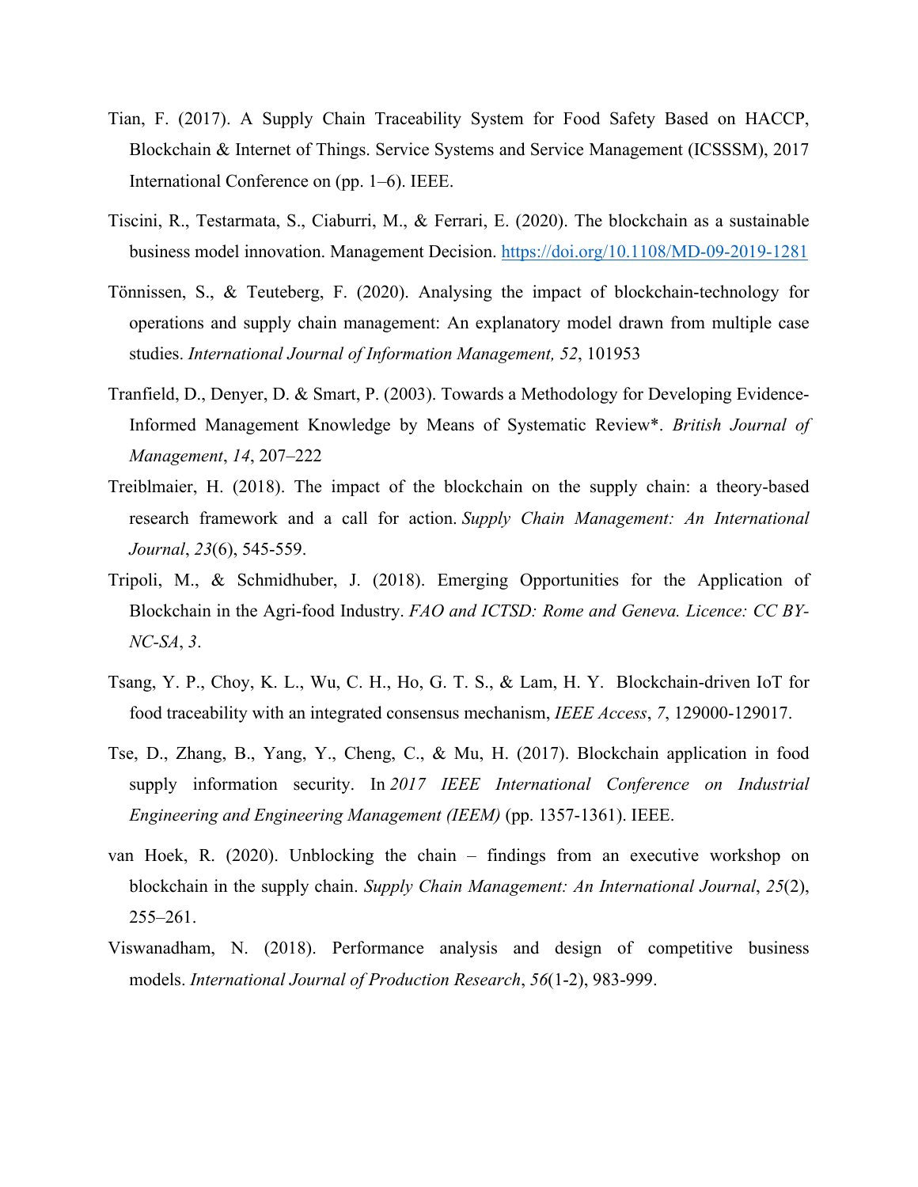Tian, F. (2017). A Supply Chain Traceability System for Food Safety Based on HACCP, Blockchain & Internet of Things. Service Systems and Service Management (ICSSSM), 2017 International Conference on (pp. 1–6). IEEE.

Tiscini, R., Testarmata, S., Ciaburri, M., & Ferrari, E. (2020). The blockchain as a sustainable business model innovation. Management Decision. https://doi.org/10.1108/MD-09-2019-1281

Tönnissen, S., & Teuteberg, F. (2020). Analysing the impact of blockchain-technology for operations and supply chain management: An explanatory model drawn from multiple case studies. *International Journal of Information Management, 52*, 101953

Tranfield, D., Denyer, D. & Smart, P. (2003). Towards a Methodology for Developing Evidence-Informed Management Knowledge by Means of Systematic Review*. *British Journal of Management*, *14*, 207–222

Treiblmaier, H. (2018). The impact of the blockchain on the supply chain: a theory-based research framework and a call for action. *Supply Chain Management: An International Journal*, *23*(6), 545-559.

Tripoli, M., & Schmidhuber, J. (2018). Emerging Opportunities for the Application of Blockchain in the Agri-food Industry. *FAO and ICTSD: Rome and Geneva. Licence: CC BY-NC-SA*, *3*.

Tsang, Y. P., Choy, K. L., Wu, C. H., Ho, G. T. S., & Lam, H. Y. Blockchain-driven IoT for food traceability with an integrated consensus mechanism, *IEEE Access*, *7*, 129000-129017.

Tse, D., Zhang, B., Yang, Y., Cheng, C., & Mu, H. (2017). Blockchain application in food supply information security. In *2017 IEEE International Conference on Industrial Engineering and Engineering Management (IEEM)* (pp. 1357-1361). IEEE.

van Hoek, R. (2020). Unblocking the chain – findings from an executive workshop on blockchain in the supply chain. *Supply Chain Management: An International Journal*, *25*(2), 255–261.

Viswanadham, N. (2018). Performance analysis and design of competitive business models. *International Journal of Production Research*, *56*(1-2), 983-999.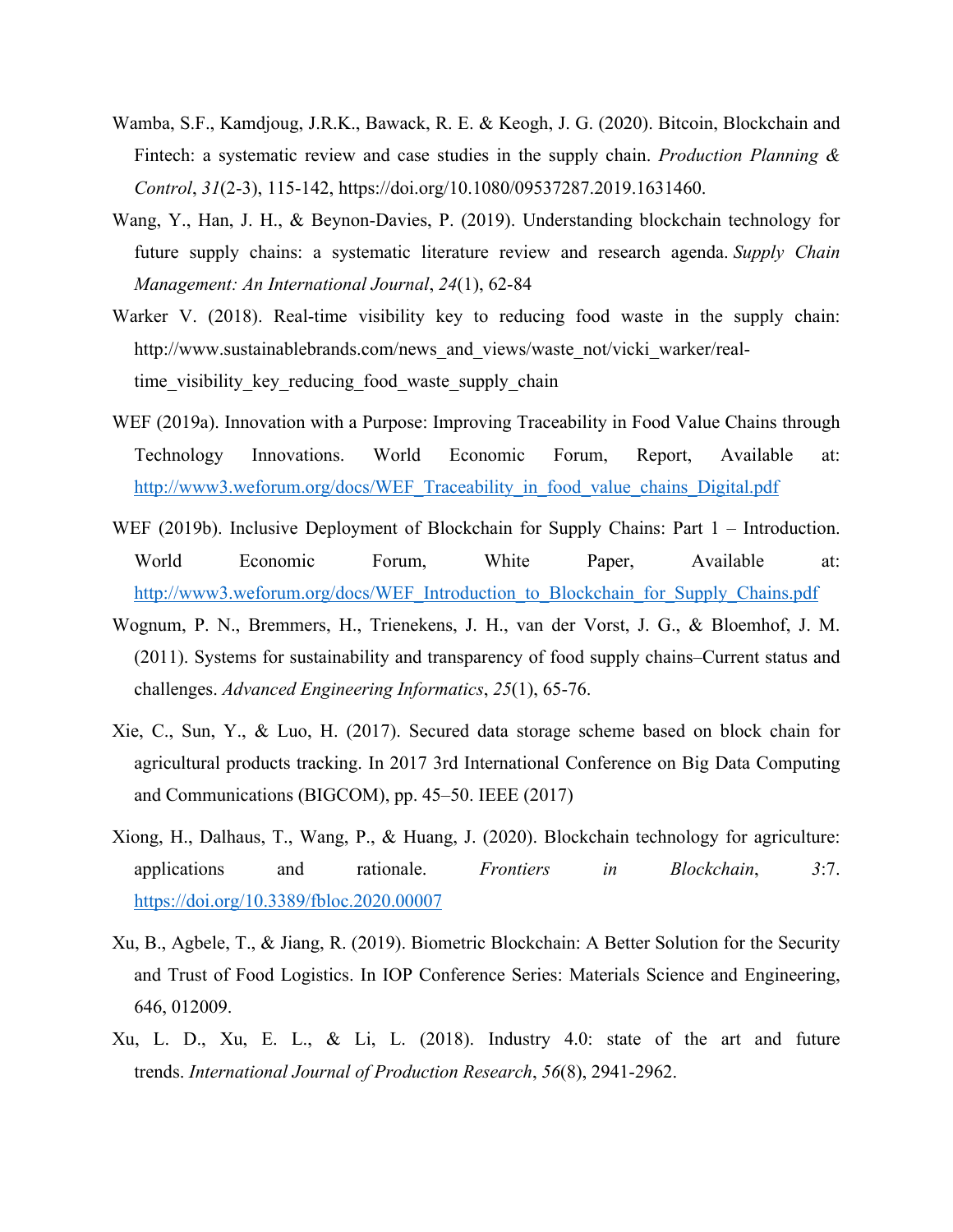Wamba, S.F., Kamdjoug, J.R.K., Bawack, R. E. & Keogh, J. G. (2020). Bitcoin, Blockchain and Fintech: a systematic review and case studies in the supply chain. *Production Planning & Control*, *31*(2-3), 115-142, https://doi.org/10.1080/09537287.2019.1631460.

Wang, Y., Han, J. H., & Beynon-Davies, P. (2019). Understanding blockchain technology for future supply chains: a systematic literature review and research agenda. *Supply Chain Management: An International Journal*, *24*(1), 62-84

Warker V. (2018). Real-time visibility key to reducing food waste in the supply chain: http://www.sustainablebrands.com/news_and_views/waste_not/vicki_warker/real-time_visibility_key_reducing_food_waste_supply_chain

WEF (2019a). Innovation with a Purpose: Improving Traceability in Food Value Chains through Technology Innovations. World Economic Forum, Report, Available at: http://www3.weforum.org/docs/WEF_Traceability_in_food_value_chains_Digital.pdf

WEF (2019b). Inclusive Deployment of Blockchain for Supply Chains: Part 1 – Introduction. World Economic Forum, White Paper, Available at: http://www3.weforum.org/docs/WEF_Introduction_to_Blockchain_for_Supply_Chains.pdf

Wognum, P. N., Bremmers, H., Trienekens, J. H., van der Vorst, J. G., & Bloemhof, J. M. (2011). Systems for sustainability and transparency of food supply chains–Current status and challenges. *Advanced Engineering Informatics*, *25*(1), 65-76.

Xie, C., Sun, Y., & Luo, H. (2017). Secured data storage scheme based on block chain for agricultural products tracking. In 2017 3rd International Conference on Big Data Computing and Communications (BIGCOM), pp. 45–50. IEEE (2017)

Xiong, H., Dalhaus, T., Wang, P., & Huang, J. (2020). Blockchain technology for agriculture: applications and rationale. *Frontiers in Blockchain*, *3*:7. https://doi.org/10.3389/fbloc.2020.00007

Xu, B., Agbele, T., & Jiang, R. (2019). Biometric Blockchain: A Better Solution for the Security and Trust of Food Logistics. In IOP Conference Series: Materials Science and Engineering, 646, 012009.

Xu, L. D., Xu, E. L., & Li, L. (2018). Industry 4.0: state of the art and future trends. *International Journal of Production Research*, *56*(8), 2941-2962.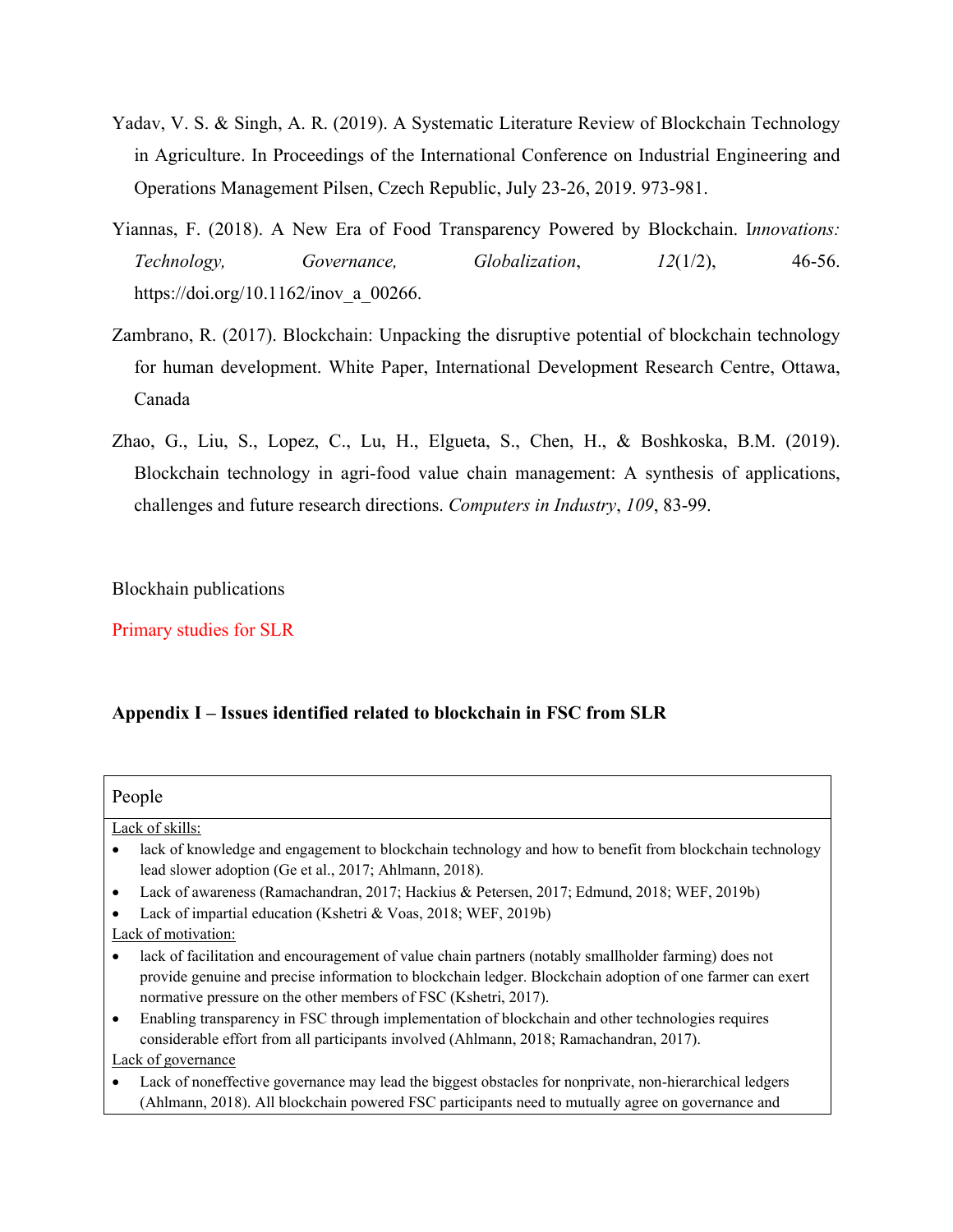Yadav, V. S. & Singh, A. R. (2019). A Systematic Literature Review of Blockchain Technology in Agriculture. In Proceedings of the International Conference on Industrial Engineering and Operations Management Pilsen, Czech Republic, July 23-26, 2019. 973-981.

Yiannas, F. (2018). A New Era of Food Transparency Powered by Blockchain. I*nnovations: Technology, Governance, Globalization*, *12*(1/2), 46-56. https://doi.org/10.1162/inov_a_00266.

Zambrano, R. (2017). Blockchain: Unpacking the disruptive potential of blockchain technology for human development. White Paper, International Development Research Centre, Ottawa, Canada

Zhao, G., Liu, S., Lopez, C., Lu, H., Elgueta, S., Chen, H., & Boshkoska, B.M. (2019). Blockchain technology in agri-food value chain management: A synthesis of applications, challenges and future research directions. *Computers in Industry*, *109*, 83-99.

Blockhain publications

Primary studies for SLR

**Appendix I – Issues identified related to blockchain in FSC from SLR**

| People |
|---|
| Lack of skills:<br>• lack of knowledge and engagement to blockchain technology and how to benefit from blockchain technology lead slower adoption (Ge et al., 2017; Ahlmann, 2018).<br>• Lack of awareness (Ramachandran, 2017; Hackius & Petersen, 2017; Edmund, 2018; WEF, 2019b)<br>• Lack of impartial education (Kshetri & Voas, 2018; WEF, 2019b)<br>Lack of motivation:<br>• lack of facilitation and encouragement of value chain partners (notably smallholder farming) does not provide genuine and precise information to blockchain ledger. Blockchain adoption of one farmer can exert normative pressure on the other members of FSC (Kshetri, 2017).<br>• Enabling transparency in FSC through implementation of blockchain and other technologies requires considerable effort from all participants involved (Ahlmann, 2018; Ramachandran, 2017).<br>Lack of governance<br>• Lack of noneffective governance may lead the biggest obstacles for nonprivate, non-hierarchical ledgers (Ahlmann, 2018). All blockchain powered FSC participants need to mutually agree on governance and |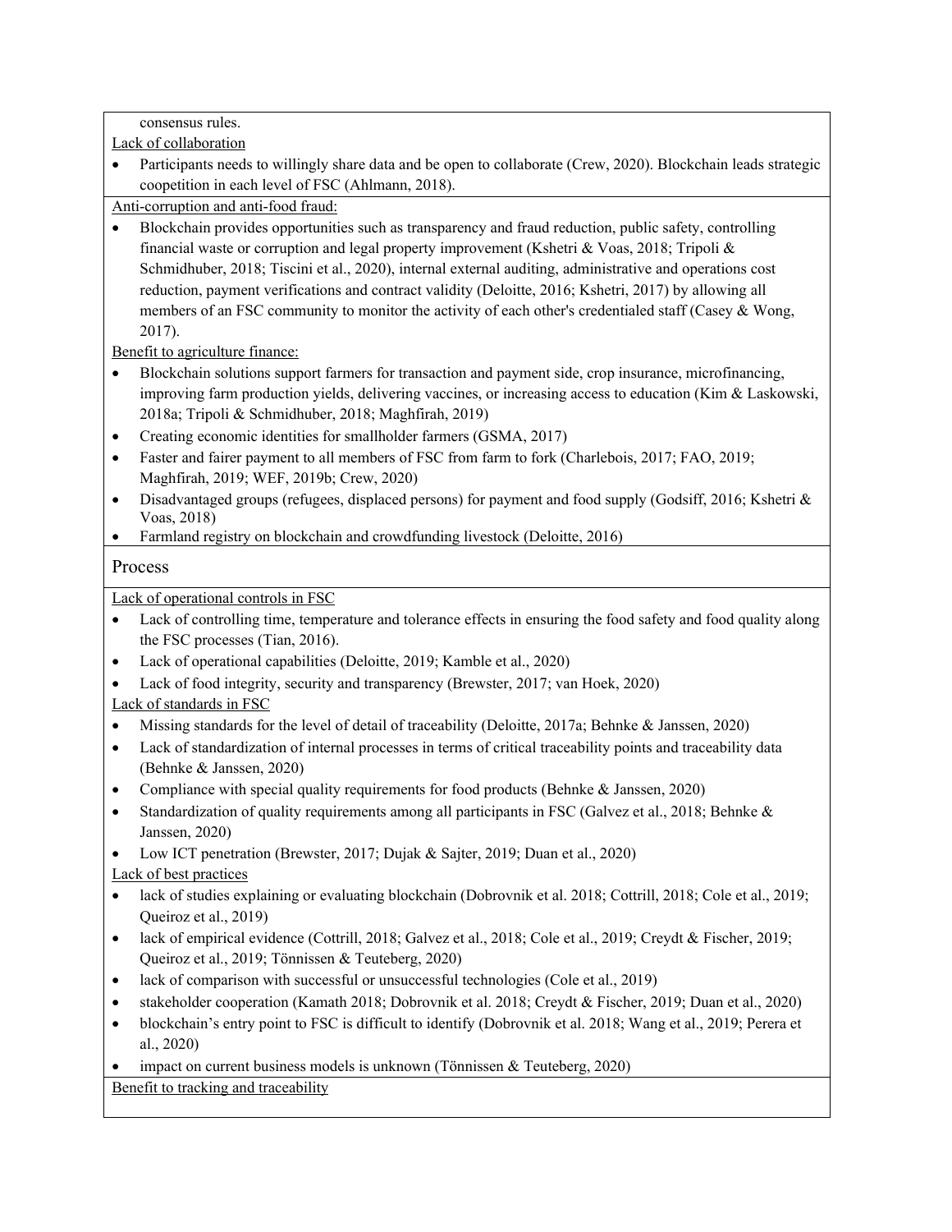consensus rules.

<u>Lack of collaboration</u>

- Participants needs to willingly share data and be open to collaborate (Crew, 2020). Blockchain leads strategic coopetition in each level of FSC (Ahlmann, 2018).

<u>Anti-corruption and anti-food fraud:</u>

- Blockchain provides opportunities such as transparency and fraud reduction, public safety, controlling financial waste or corruption and legal property improvement (Kshetri & Voas, 2018; Tripoli & Schmidhuber, 2018; Tiscini et al., 2020), internal external auditing, administrative and operations cost reduction, payment verifications and contract validity (Deloitte, 2016; Kshetri, 2017) by allowing all members of an FSC community to monitor the activity of each other's credentialed staff (Casey & Wong, 2017).

<u>Benefit to agriculture finance:</u>

- Blockchain solutions support farmers for transaction and payment side, crop insurance, microfinancing, improving farm production yields, delivering vaccines, or increasing access to education (Kim & Laskowski, 2018a; Tripoli & Schmidhuber, 2018; Maghfirah, 2019)
- Creating economic identities for smallholder farmers (GSMA, 2017)
- Faster and fairer payment to all members of FSC from farm to fork (Charlebois, 2017; FAO, 2019; Maghfirah, 2019; WEF, 2019b; Crew, 2020)
- Disadvantaged groups (refugees, displaced persons) for payment and food supply (Godsiff, 2016; Kshetri & Voas, 2018)
- Farmland registry on blockchain and crowdfunding livestock (Deloitte, 2016)

## Process

<u>Lack of operational controls in FSC</u>

- Lack of controlling time, temperature and tolerance effects in ensuring the food safety and food quality along the FSC processes (Tian, 2016).
- Lack of operational capabilities (Deloitte, 2019; Kamble et al., 2020)
- Lack of food integrity, security and transparency (Brewster, 2017; van Hoek, 2020)

<u>Lack of standards in FSC</u>

- Missing standards for the level of detail of traceability (Deloitte, 2017a; Behnke & Janssen, 2020)
- Lack of standardization of internal processes in terms of critical traceability points and traceability data (Behnke & Janssen, 2020)
- Compliance with special quality requirements for food products (Behnke & Janssen, 2020)
- Standardization of quality requirements among all participants in FSC (Galvez et al., 2018; Behnke & Janssen, 2020)
- Low ICT penetration (Brewster, 2017; Dujak & Sajter, 2019; Duan et al., 2020)

<u>Lack of best practices</u>

- lack of studies explaining or evaluating blockchain (Dobrovnik et al. 2018; Cottrill, 2018; Cole et al., 2019; Queiroz et al., 2019)
- lack of empirical evidence (Cottrill, 2018; Galvez et al., 2018; Cole et al., 2019; Creydt & Fischer, 2019; Queiroz et al., 2019; Tönnissen & Teuteberg, 2020)
- lack of comparison with successful or unsuccessful technologies (Cole et al., 2019)
- stakeholder cooperation (Kamath 2018; Dobrovnik et al. 2018; Creydt & Fischer, 2019; Duan et al., 2020)
- blockchain's entry point to FSC is difficult to identify (Dobrovnik et al. 2018; Wang et al., 2019; Perera et al., 2020)
- impact on current business models is unknown (Tönnissen & Teuteberg, 2020)

<u>Benefit to tracking and traceability</u>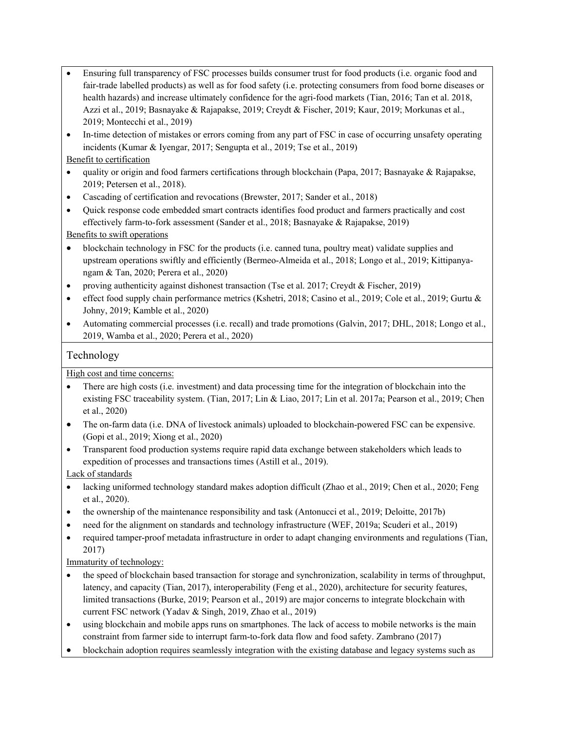- Ensuring full transparency of FSC processes builds consumer trust for food products (i.e. organic food and fair-trade labelled products) as well as for food safety (i.e. protecting consumers from food borne diseases or health hazards) and increase ultimately confidence for the agri-food markets (Tian, 2016; Tan et al. 2018, Azzi et al., 2019; Basnayake & Rajapakse, 2019; Creydt & Fischer, 2019; Kaur, 2019; Morkunas et al., 2019; Montecchi et al., 2019)
- In-time detection of mistakes or errors coming from any part of FSC in case of occurring unsafety operating incidents (Kumar & Iyengar, 2017; Sengupta et al., 2019; Tse et al., 2019)

Benefit to certification

- quality or origin and food farmers certifications through blockchain (Papa, 2017; Basnayake & Rajapakse, 2019; Petersen et al., 2018).
- Cascading of certification and revocations (Brewster, 2017; Sander et al., 2018)
- Quick response code embedded smart contracts identifies food product and farmers practically and cost effectively farm-to-fork assessment (Sander et al., 2018; Basnayake & Rajapakse, 2019)

Benefits to swift operations

- blockchain technology in FSC for the products (i.e. canned tuna, poultry meat) validate supplies and upstream operations swiftly and efficiently (Bermeo-Almeida et al., 2018; Longo et al., 2019; Kittipanya-ngam & Tan, 2020; Perera et al., 2020)
- proving authenticity against dishonest transaction (Tse et al. 2017; Creydt & Fischer, 2019)
- effect food supply chain performance metrics (Kshetri, 2018; Casino et al., 2019; Cole et al., 2019; Gurtu & Johny, 2019; Kamble et al., 2020)
- Automating commercial processes (i.e. recall) and trade promotions (Galvin, 2017; DHL, 2018; Longo et al., 2019, Wamba et al., 2020; Perera et al., 2020)

## Technology

High cost and time concerns:

- There are high costs (i.e. investment) and data processing time for the integration of blockchain into the existing FSC traceability system. (Tian, 2017; Lin & Liao, 2017; Lin et al. 2017a; Pearson et al., 2019; Chen et al., 2020)
- The on-farm data (i.e. DNA of livestock animals) uploaded to blockchain-powered FSC can be expensive. (Gopi et al., 2019; Xiong et al., 2020)
- Transparent food production systems require rapid data exchange between stakeholders which leads to expedition of processes and transactions times (Astill et al., 2019).

Lack of standards

- lacking uniformed technology standard makes adoption difficult (Zhao et al., 2019; Chen et al., 2020; Feng et al., 2020).
- the ownership of the maintenance responsibility and task (Antonucci et al., 2019; Deloitte, 2017b)
- need for the alignment on standards and technology infrastructure (WEF, 2019a; Scuderi et al., 2019)
- required tamper-proof metadata infrastructure in order to adapt changing environments and regulations (Tian, 2017)

Immaturity of technology:

- the speed of blockchain based transaction for storage and synchronization, scalability in terms of throughput, latency, and capacity (Tian, 2017), interoperability (Feng et al., 2020), architecture for security features, limited transactions (Burke, 2019; Pearson et al., 2019) are major concerns to integrate blockchain with current FSC network (Yadav & Singh, 2019, Zhao et al., 2019)
- using blockchain and mobile apps runs on smartphones. The lack of access to mobile networks is the main constraint from farmer side to interrupt farm-to-fork data flow and food safety. Zambrano (2017)
- blockchain adoption requires seamlessly integration with the existing database and legacy systems such as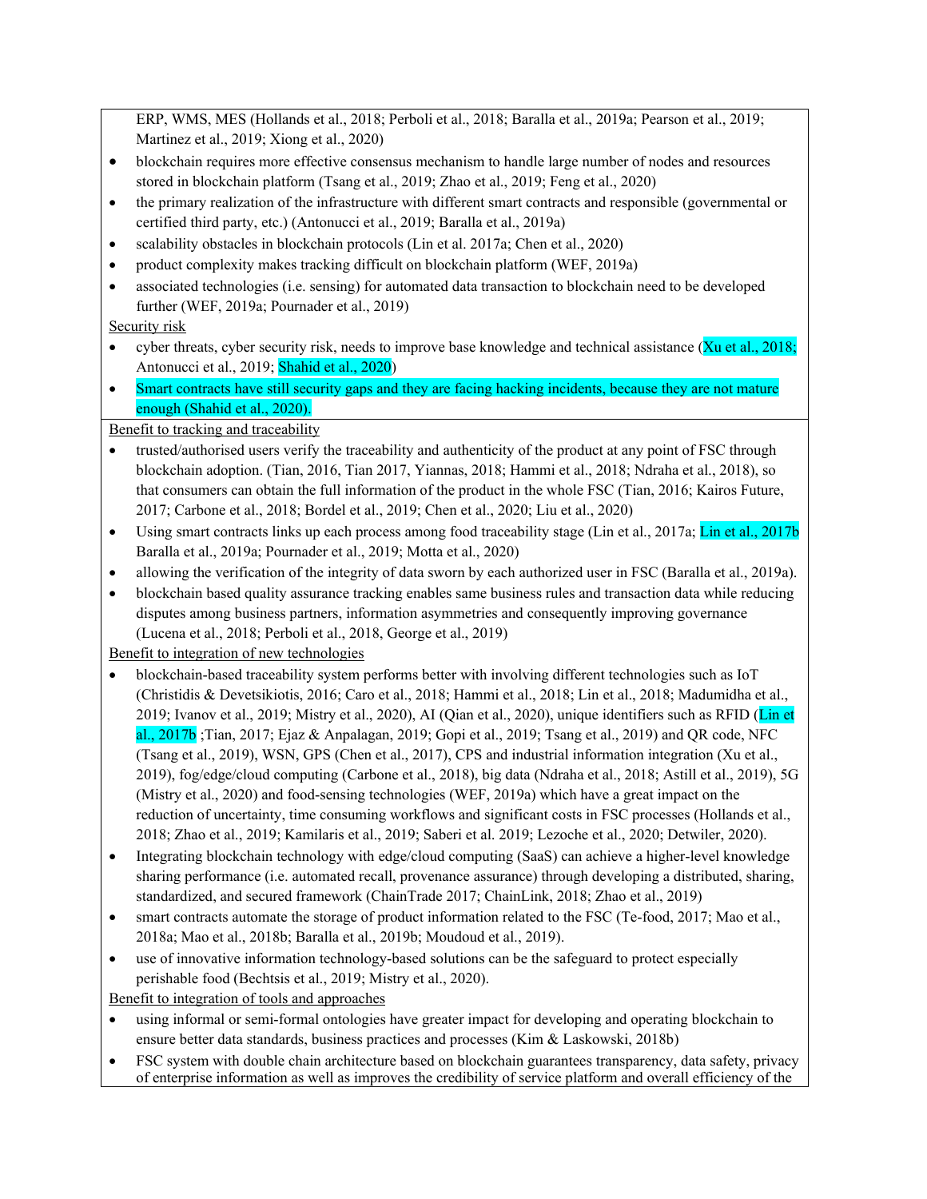ERP, WMS, MES (Hollands et al., 2018; Perboli et al., 2018; Baralla et al., 2019a; Pearson et al., 2019; Martinez et al., 2019; Xiong et al., 2020)

- blockchain requires more effective consensus mechanism to handle large number of nodes and resources stored in blockchain platform (Tsang et al., 2019; Zhao et al., 2019; Feng et al., 2020)
- the primary realization of the infrastructure with different smart contracts and responsible (governmental or certified third party, etc.) (Antonucci et al., 2019; Baralla et al., 2019a)
- scalability obstacles in blockchain protocols (Lin et al. 2017a; Chen et al., 2020)
- product complexity makes tracking difficult on blockchain platform (WEF, 2019a)
- associated technologies (i.e. sensing) for automated data transaction to blockchain need to be developed further (WEF, 2019a; Pournader et al., 2019)

Security risk

- cyber threats, cyber security risk, needs to improve base knowledge and technical assistance (Xu et al., 2018; Antonucci et al., 2019; Shahid et al., 2020)
- Smart contracts have still security gaps and they are facing hacking incidents, because they are not mature enough (Shahid et al., 2020).

Benefit to tracking and traceability

- trusted/authorised users verify the traceability and authenticity of the product at any point of FSC through blockchain adoption. (Tian, 2016, Tian 2017, Yiannas, 2018; Hammi et al., 2018; Ndraha et al., 2018), so that consumers can obtain the full information of the product in the whole FSC (Tian, 2016; Kairos Future, 2017; Carbone et al., 2018; Bordel et al., 2019; Chen et al., 2020; Liu et al., 2020)
- Using smart contracts links up each process among food traceability stage (Lin et al., 2017a; Lin et al., 2017b Baralla et al., 2019a; Pournader et al., 2019; Motta et al., 2020)
- allowing the verification of the integrity of data sworn by each authorized user in FSC (Baralla et al., 2019a).
- blockchain based quality assurance tracking enables same business rules and transaction data while reducing disputes among business partners, information asymmetries and consequently improving governance (Lucena et al., 2018; Perboli et al., 2018, George et al., 2019)

Benefit to integration of new technologies

- blockchain-based traceability system performs better with involving different technologies such as IoT (Christidis & Devetsikiotis, 2016; Caro et al., 2018; Hammi et al., 2018; Lin et al., 2018; Madumidha et al., 2019; Ivanov et al., 2019; Mistry et al., 2020), AI (Qian et al., 2020), unique identifiers such as RFID (Lin et al., 2017b ;Tian, 2017; Ejaz & Anpalagan, 2019; Gopi et al., 2019; Tsang et al., 2019) and QR code, NFC (Tsang et al., 2019), WSN, GPS (Chen et al., 2017), CPS and industrial information integration (Xu et al., 2019), fog/edge/cloud computing (Carbone et al., 2018), big data (Ndraha et al., 2018; Astill et al., 2019), 5G (Mistry et al., 2020) and food-sensing technologies (WEF, 2019a) which have a great impact on the reduction of uncertainty, time consuming workflows and significant costs in FSC processes (Hollands et al., 2018; Zhao et al., 2019; Kamilaris et al., 2019; Saberi et al. 2019; Lezoche et al., 2020; Detwiler, 2020).
- Integrating blockchain technology with edge/cloud computing (SaaS) can achieve a higher-level knowledge sharing performance (i.e. automated recall, provenance assurance) through developing a distributed, sharing, standardized, and secured framework (ChainTrade 2017; ChainLink, 2018; Zhao et al., 2019)
- smart contracts automate the storage of product information related to the FSC (Te-food, 2017; Mao et al., 2018a; Mao et al., 2018b; Baralla et al., 2019b; Moudoud et al., 2019).
- use of innovative information technology-based solutions can be the safeguard to protect especially perishable food (Bechtsis et al., 2019; Mistry et al., 2020).

Benefit to integration of tools and approaches

- using informal or semi-formal ontologies have greater impact for developing and operating blockchain to ensure better data standards, business practices and processes (Kim & Laskowski, 2018b)
- FSC system with double chain architecture based on blockchain guarantees transparency, data safety, privacy of enterprise information as well as improves the credibility of service platform and overall efficiency of the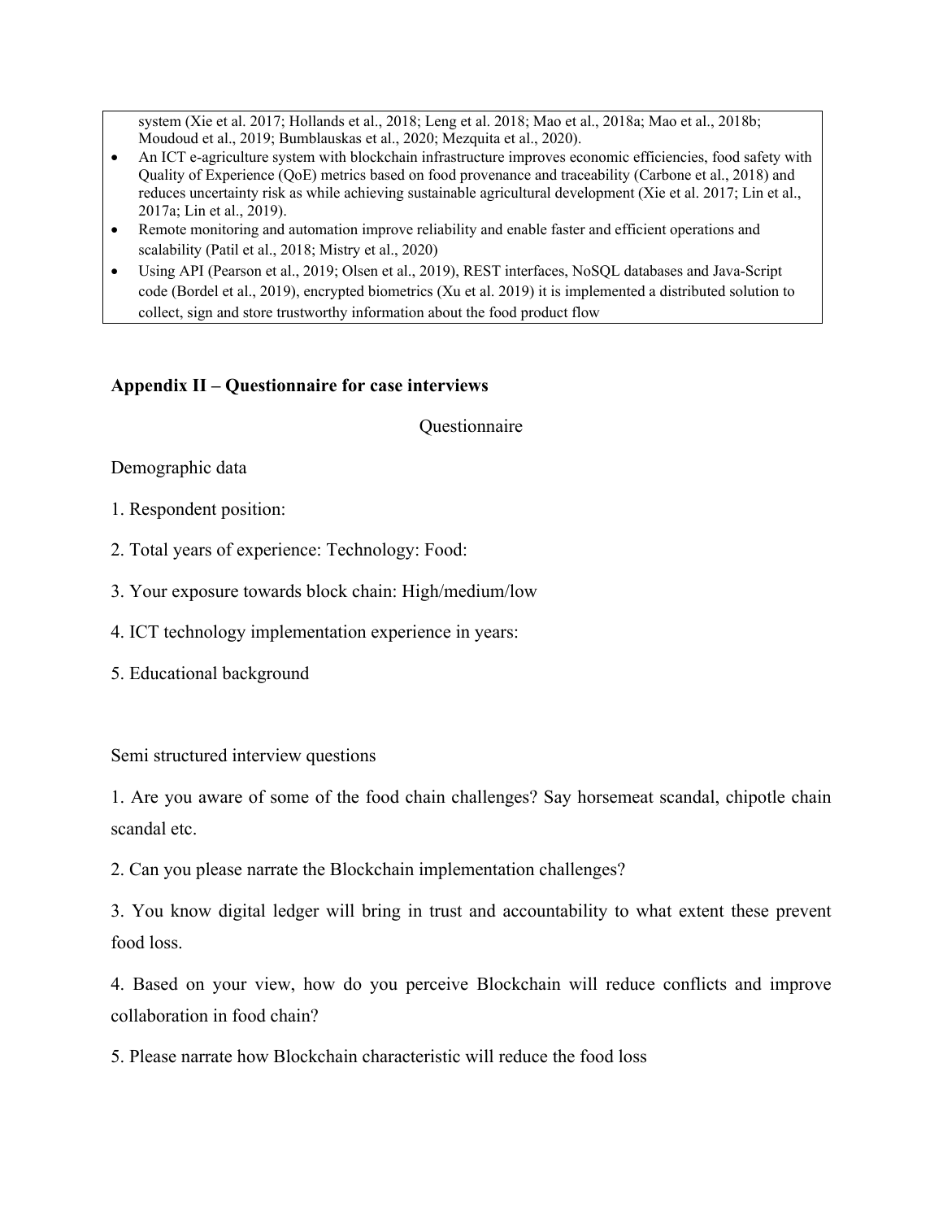system (Xie et al. 2017; Hollands et al., 2018; Leng et al. 2018; Mao et al., 2018a; Mao et al., 2018b; Moudoud et al., 2019; Bumblauskas et al., 2020; Mezquita et al., 2020).

- An ICT e-agriculture system with blockchain infrastructure improves economic efficiencies, food safety with Quality of Experience (QoE) metrics based on food provenance and traceability (Carbone et al., 2018) and reduces uncertainty risk as while achieving sustainable agricultural development (Xie et al. 2017; Lin et al., 2017a; Lin et al., 2019).
- Remote monitoring and automation improve reliability and enable faster and efficient operations and scalability (Patil et al., 2018; Mistry et al., 2020)
- Using API (Pearson et al., 2019; Olsen et al., 2019), REST interfaces, NoSQL databases and Java-Script code (Bordel et al., 2019), encrypted biometrics (Xu et al. 2019) it is implemented a distributed solution to collect, sign and store trustworthy information about the food product flow

## Appendix II – Questionnaire for case interviews

Questionnaire

Demographic data

1. Respondent position:
2. Total years of experience: Technology: Food:
3. Your exposure towards block chain: High/medium/low
4. ICT technology implementation experience in years:
5. Educational background

Semi structured interview questions

1. Are you aware of some of the food chain challenges? Say horsemeat scandal, chipotle chain scandal etc.
2. Can you please narrate the Blockchain implementation challenges?
3. You know digital ledger will bring in trust and accountability to what extent these prevent food loss.
4. Based on your view, how do you perceive Blockchain will reduce conflicts and improve collaboration in food chain?
5. Please narrate how Blockchain characteristic will reduce the food loss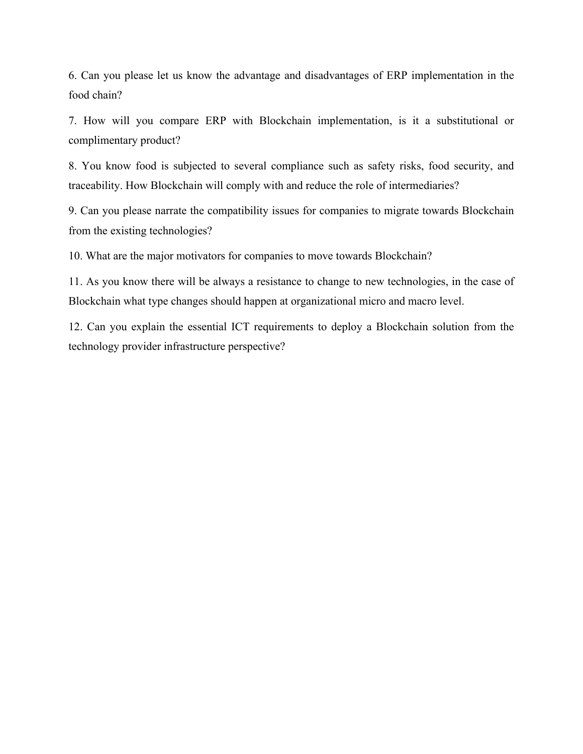6. Can you please let us know the advantage and disadvantages of ERP implementation in the food chain?

7. How will you compare ERP with Blockchain implementation, is it a substitutional or complimentary product?

8. You know food is subjected to several compliance such as safety risks, food security, and traceability. How Blockchain will comply with and reduce the role of intermediaries?

9. Can you please narrate the compatibility issues for companies to migrate towards Blockchain from the existing technologies?

10. What are the major motivators for companies to move towards Blockchain?

11. As you know there will be always a resistance to change to new technologies, in the case of Blockchain what type changes should happen at organizational micro and macro level.

12. Can you explain the essential ICT requirements to deploy a Blockchain solution from the technology provider infrastructure perspective?